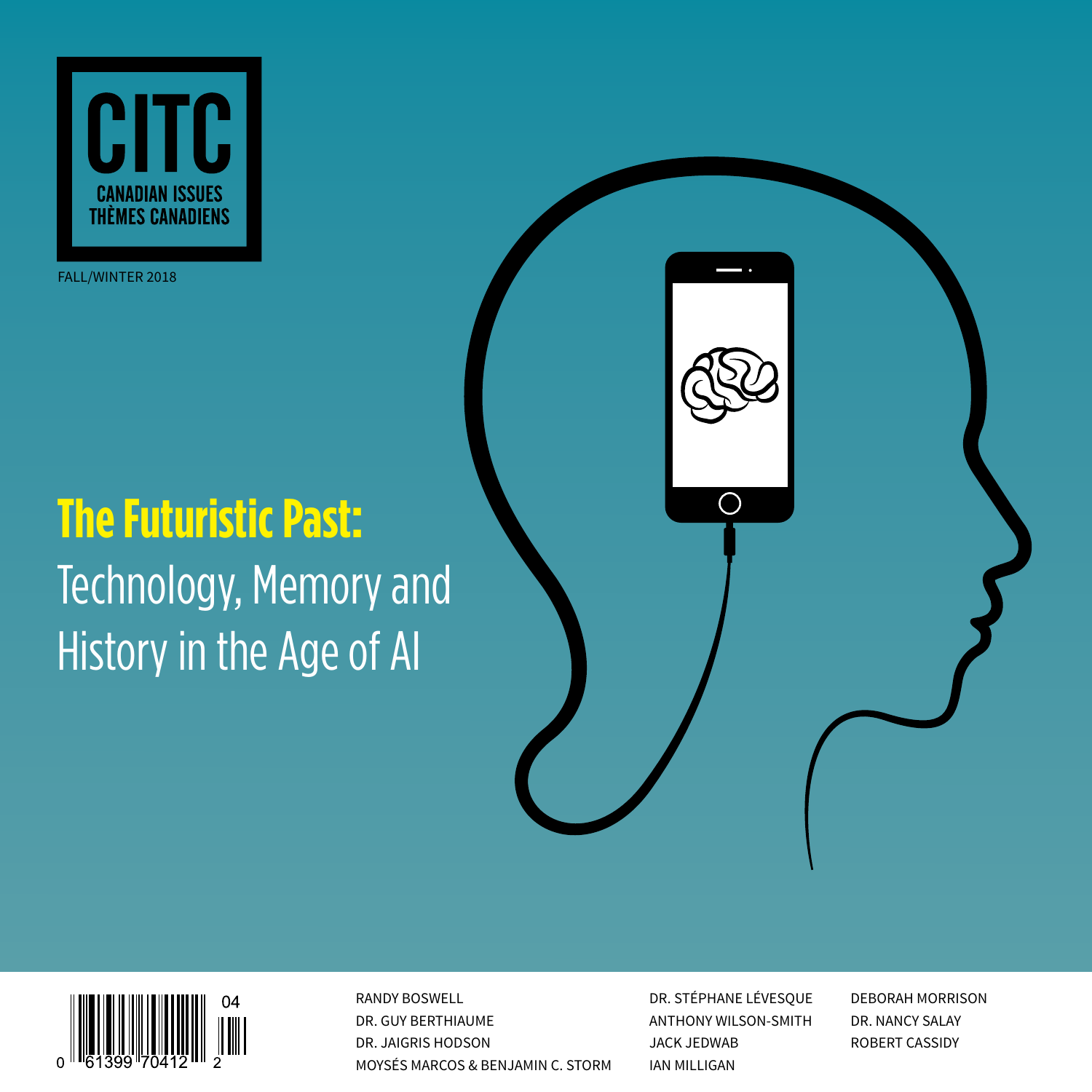# CITC

CANADIAN ISSUES
THÈMES CANADIENS

FALL/WINTER 2018

# The Futuristic Past: Technology, Memory and History in the Age of AI

RANDY BOSWELL
DR. GUY BERTHIAUME
DR. JAIGRIS HODSON
MOYSÉS MARCOS & BENJAMIN C. STORM
DR. STÉPHANE LÉVESQUE
ANTHONY WILSON-SMITH
JACK JEDWAB
IAN MILLIGAN
DEBORAH MORRISON
DR. NANCY SALAY
ROBERT CASSIDY

0 61399 70412 2 04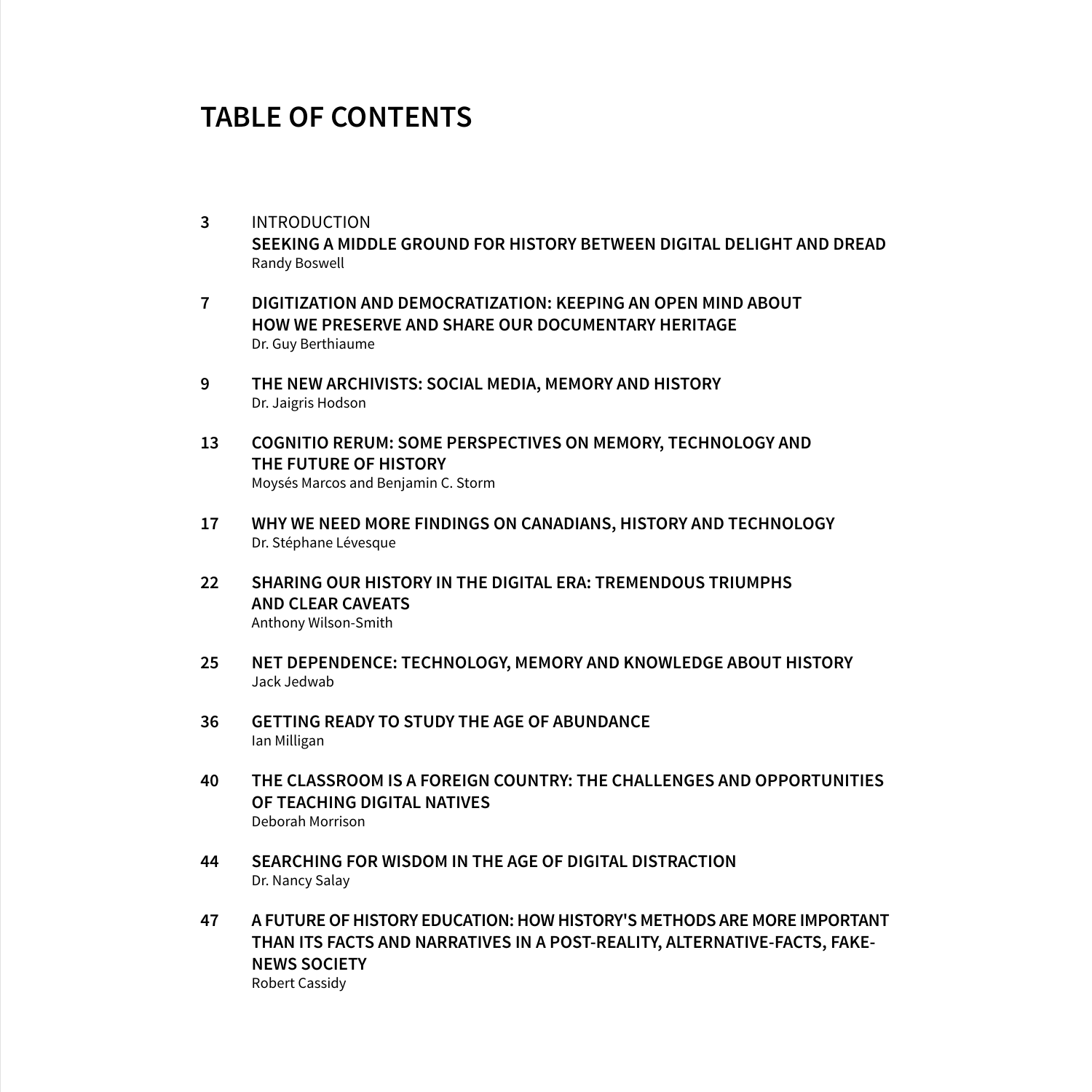# TABLE OF CONTENTS

**3** INTRODUCTION
**SEEKING A MIDDLE GROUND FOR HISTORY BETWEEN DIGITAL DELIGHT AND DREAD**
Randy Boswell

**7** **DIGITIZATION AND DEMOCRATIZATION: KEEPING AN OPEN MIND ABOUT HOW WE PRESERVE AND SHARE OUR DOCUMENTARY HERITAGE**
Dr. Guy Berthiaume

**9** **THE NEW ARCHIVISTS: SOCIAL MEDIA, MEMORY AND HISTORY**
Dr. Jaigris Hodson

**13** **COGNITIO RERUM: SOME PERSPECTIVES ON MEMORY, TECHNOLOGY AND THE FUTURE OF HISTORY**
Moysés Marcos and Benjamin C. Storm

**17** **WHY WE NEED MORE FINDINGS ON CANADIANS, HISTORY AND TECHNOLOGY**
Dr. Stéphane Lévesque

**22** **SHARING OUR HISTORY IN THE DIGITAL ERA: TREMENDOUS TRIUMPHS AND CLEAR CAVEATS**
Anthony Wilson-Smith

**25** **NET DEPENDENCE: TECHNOLOGY, MEMORY AND KNOWLEDGE ABOUT HISTORY**
Jack Jedwab

**36** **GETTING READY TO STUDY THE AGE OF ABUNDANCE**
Ian Milligan

**40** **THE CLASSROOM IS A FOREIGN COUNTRY: THE CHALLENGES AND OPPORTUNITIES OF TEACHING DIGITAL NATIVES**
Deborah Morrison

**44** **SEARCHING FOR WISDOM IN THE AGE OF DIGITAL DISTRACTION**
Dr. Nancy Salay

**47** **A FUTURE OF HISTORY EDUCATION: HOW HISTORY'S METHODS ARE MORE IMPORTANT THAN ITS FACTS AND NARRATIVES IN A POST-REALITY, ALTERNATIVE-FACTS, FAKE-NEWS SOCIETY**
Robert Cassidy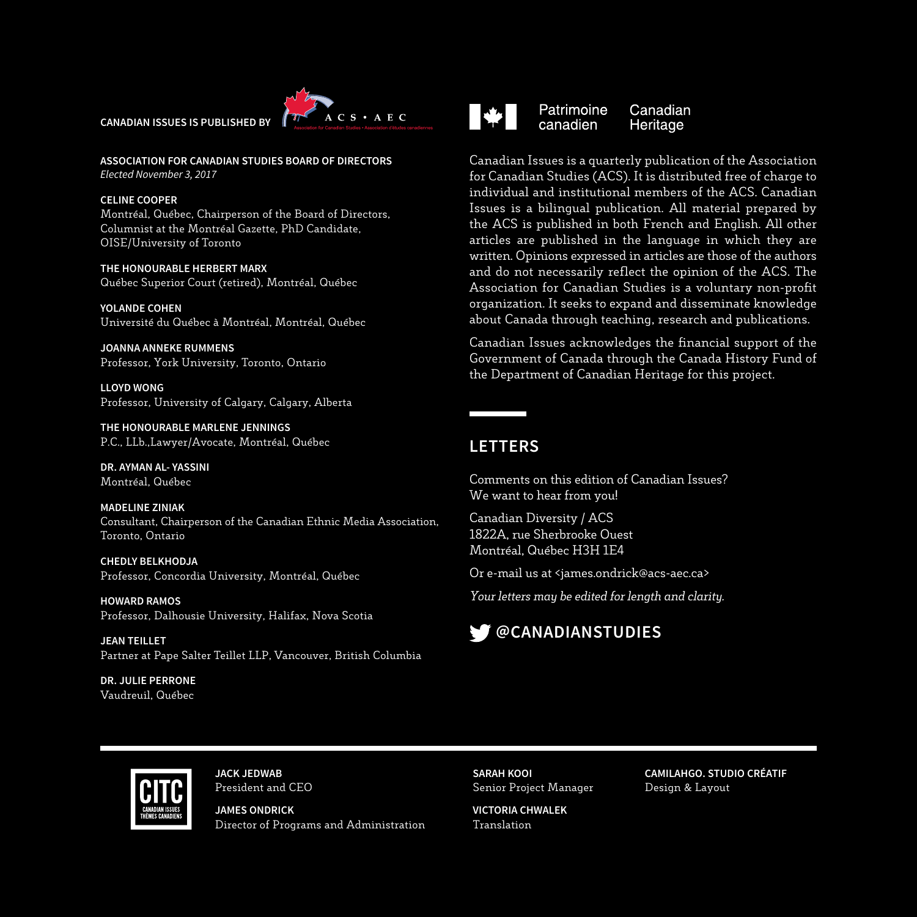**CANADIAN ISSUES IS PUBLISHED BY** ACS • AEC

Association for Canadian Studies • Association d'études canadiennes

**ASSOCIATION FOR CANADIAN STUDIES BOARD OF DIRECTORS**
*Elected November 3, 2017*

**CELINE COOPER**
Montréal, Québec, Chairperson of the Board of Directors, Columnist at the Montréal Gazette, PhD Candidate, OISE/University of Toronto

**THE HONOURABLE HERBERT MARX**
Québec Superior Court (retired), Montréal, Québec

**YOLANDE COHEN**
Université du Québec à Montréal, Montréal, Québec

**JOANNA ANNEKE RUMMENS**
Professor, York University, Toronto, Ontario

**LLOYD WONG**
Professor, University of Calgary, Calgary, Alberta

**THE HONOURABLE MARLENE JENNINGS**
P.C., LLb.,Lawyer/Avocate, Montréal, Québec

**DR. AYMAN AL- YASSINI**
Montréal, Québec

**MADELINE ZINIAK**
Consultant, Chairperson of the Canadian Ethnic Media Association, Toronto, Ontario

**CHEDLY BELKHODJA**
Professor, Concordia University, Montréal, Québec

**HOWARD RAMOS**
Professor, Dalhousie University, Halifax, Nova Scotia

**JEAN TEILLET**
Partner at Pape Salter Teillet LLP, Vancouver, British Columbia

**DR. JULIE PERRONE**
Vaudreuil, Québec

Patrimoine canadien | Canadian Heritage

Canadian Issues is a quarterly publication of the Association for Canadian Studies (ACS). It is distributed free of charge to individual and institutional members of the ACS. Canadian Issues is a bilingual publication. All material prepared by the ACS is published in both French and English. All other articles are published in the language in which they are written. Opinions expressed in articles are those of the authors and do not necessarily reflect the opinion of the ACS. The Association for Canadian Studies is a voluntary non-profit organization. It seeks to expand and disseminate knowledge about Canada through teaching, research and publications.

Canadian Issues acknowledges the financial support of the Government of Canada through the Canada History Fund of the Department of Canadian Heritage for this project.

## LETTERS

Comments on this edition of Canadian Issues?
We want to hear from you!

Canadian Diversity / ACS
1822A, rue Sherbrooke Ouest
Montréal, Québec H3H 1E4

Or e-mail us at <james.ondrick@acs-aec.ca>

*Your letters may be edited for length and clarity.*

**@CANADIANSTUDIES**

CITC — CANADIAN ISSUES THÈMES CANADIENS

**JACK JEDWAB**
President and CEO

**JAMES ONDRICK**
Director of Programs and Administration

**SARAH KOOI**
Senior Project Manager

**VICTORIA CHWALEK**
Translation

**CAMILAHGO. STUDIO CRÉATIF**
Design & Layout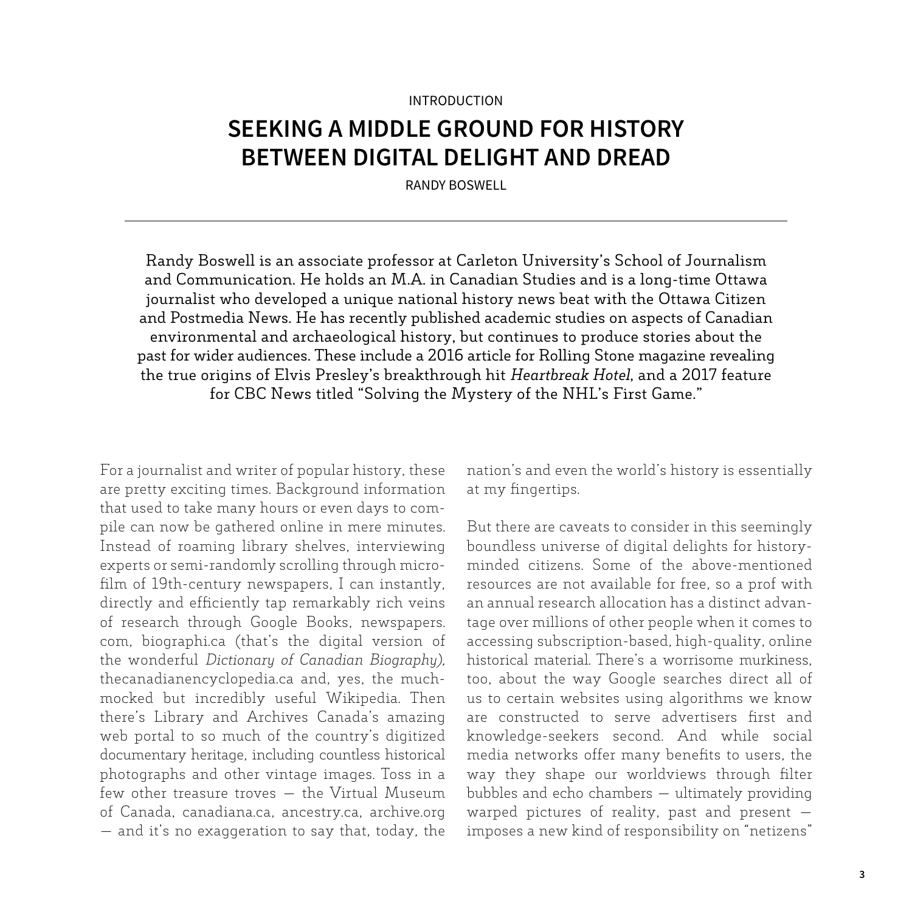INTRODUCTION

# SEEKING A MIDDLE GROUND FOR HISTORY BETWEEN DIGITAL DELIGHT AND DREAD

RANDY BOSWELL

---

Randy Boswell is an associate professor at Carleton University's School of Journalism and Communication. He holds an M.A. in Canadian Studies and is a long-time Ottawa journalist who developed a unique national history news beat with the Ottawa Citizen and Postmedia News. He has recently published academic studies on aspects of Canadian environmental and archaeological history, but continues to produce stories about the past for wider audiences. These include a 2016 article for Rolling Stone magazine revealing the true origins of Elvis Presley's breakthrough hit *Heartbreak Hotel*, and a 2017 feature for CBC News titled "Solving the Mystery of the NHL's First Game."

For a journalist and writer of popular history, these are pretty exciting times. Background information that used to take many hours or even days to compile can now be gathered online in mere minutes. Instead of roaming library shelves, interviewing experts or semi-randomly scrolling through microfilm of 19th-century newspapers, I can instantly, directly and efficiently tap remarkably rich veins of research through Google Books, newspapers.com, biographi.ca (that's the digital version of the wonderful *Dictionary of Canadian Biography),* thecanadianencyclopedia.ca and, yes, the much-mocked but incredibly useful Wikipedia. Then there's Library and Archives Canada's amazing web portal to so much of the country's digitized documentary heritage, including countless historical photographs and other vintage images. Toss in a few other treasure troves — the Virtual Museum of Canada, canadiana.ca, ancestry.ca, archive.org — and it's no exaggeration to say that, today, the nation's and even the world's history is essentially at my fingertips.

But there are caveats to consider in this seemingly boundless universe of digital delights for history-minded citizens. Some of the above-mentioned resources are not available for free, so a prof with an annual research allocation has a distinct advantage over millions of other people when it comes to accessing subscription-based, high-quality, online historical material. There's a worrisome murkiness, too, about the way Google searches direct all of us to certain websites using algorithms we know are constructed to serve advertisers first and knowledge-seekers second. And while social media networks offer many benefits to users, the way they shape our worldviews through filter bubbles and echo chambers — ultimately providing warped pictures of reality, past and present — imposes a new kind of responsibility on "netizens"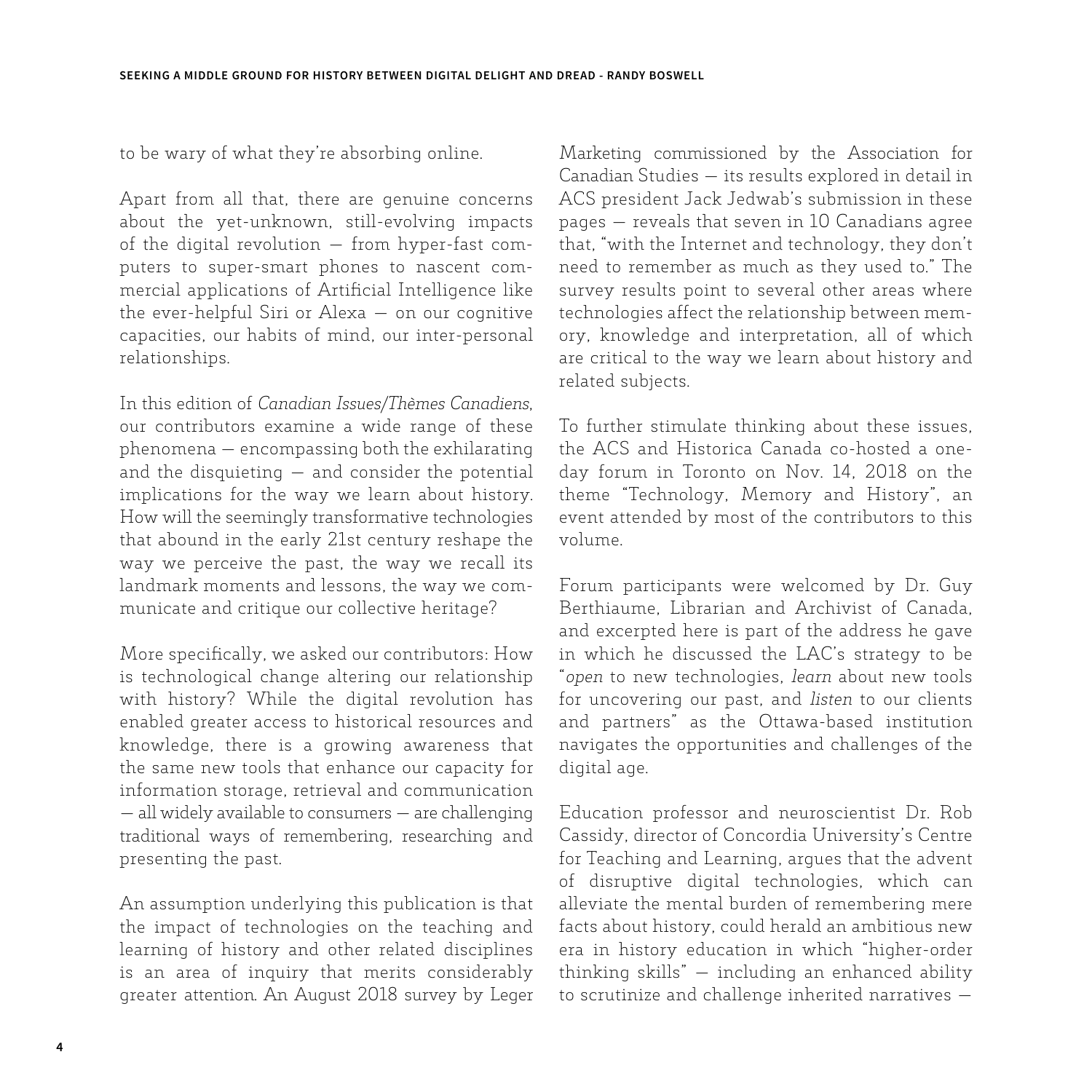to be wary of what they're absorbing online.

Apart from all that, there are genuine concerns about the yet-unknown, still-evolving impacts of the digital revolution — from hyper-fast computers to super-smart phones to nascent commercial applications of Artificial Intelligence like the ever-helpful Siri or Alexa — on our cognitive capacities, our habits of mind, our inter-personal relationships.

In this edition of *Canadian Issues/Thèmes Canadiens*, our contributors examine a wide range of these phenomena — encompassing both the exhilarating and the disquieting — and consider the potential implications for the way we learn about history. How will the seemingly transformative technologies that abound in the early 21st century reshape the way we perceive the past, the way we recall its landmark moments and lessons, the way we communicate and critique our collective heritage?

More specifically, we asked our contributors: How is technological change altering our relationship with history? While the digital revolution has enabled greater access to historical resources and knowledge, there is a growing awareness that the same new tools that enhance our capacity for information storage, retrieval and communication — all widely available to consumers — are challenging traditional ways of remembering, researching and presenting the past.

An assumption underlying this publication is that the impact of technologies on the teaching and learning of history and other related disciplines is an area of inquiry that merits considerably greater attention. An August 2018 survey by Leger Marketing commissioned by the Association for Canadian Studies — its results explored in detail in ACS president Jack Jedwab's submission in these pages — reveals that seven in 10 Canadians agree that, "with the Internet and technology, they don't need to remember as much as they used to." The survey results point to several other areas where technologies affect the relationship between memory, knowledge and interpretation, all of which are critical to the way we learn about history and related subjects.

To further stimulate thinking about these issues, the ACS and Historica Canada co-hosted a one-day forum in Toronto on Nov. 14, 2018 on the theme "Technology, Memory and History", an event attended by most of the contributors to this volume.

Forum participants were welcomed by Dr. Guy Berthiaume, Librarian and Archivist of Canada, and excerpted here is part of the address he gave in which he discussed the LAC's strategy to be "*open* to new technologies, *learn* about new tools for uncovering our past, and *listen* to our clients and partners" as the Ottawa-based institution navigates the opportunities and challenges of the digital age.

Education professor and neuroscientist Dr. Rob Cassidy, director of Concordia University's Centre for Teaching and Learning, argues that the advent of disruptive digital technologies, which can alleviate the mental burden of remembering mere facts about history, could herald an ambitious new era in history education in which "higher-order thinking skills" — including an enhanced ability to scrutinize and challenge inherited narratives —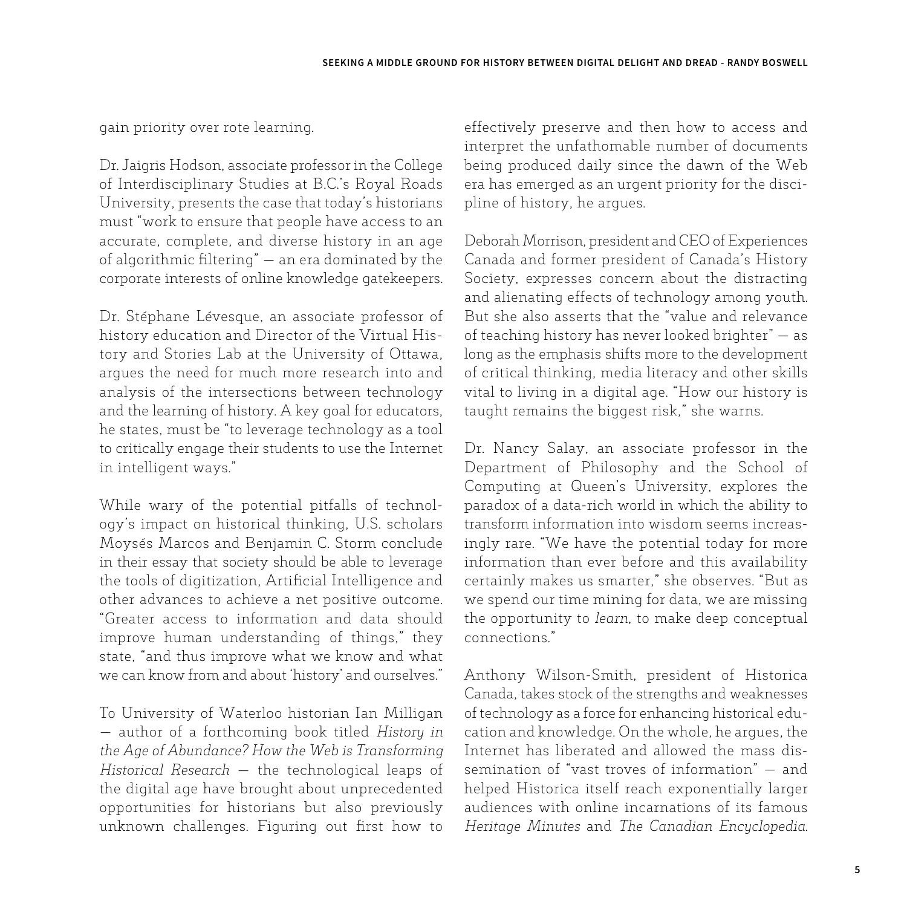gain priority over rote learning.

Dr. Jaigris Hodson, associate professor in the College of Interdisciplinary Studies at B.C.'s Royal Roads University, presents the case that today's historians must "work to ensure that people have access to an accurate, complete, and diverse history in an age of algorithmic filtering" — an era dominated by the corporate interests of online knowledge gatekeepers.

Dr. Stéphane Lévesque, an associate professor of history education and Director of the Virtual History and Stories Lab at the University of Ottawa, argues the need for much more research into and analysis of the intersections between technology and the learning of history. A key goal for educators, he states, must be "to leverage technology as a tool to critically engage their students to use the Internet in intelligent ways."

While wary of the potential pitfalls of technology's impact on historical thinking, U.S. scholars Moysés Marcos and Benjamin C. Storm conclude in their essay that society should be able to leverage the tools of digitization, Artificial Intelligence and other advances to achieve a net positive outcome. "Greater access to information and data should improve human understanding of things," they state, "and thus improve what we know and what we can know from and about 'history' and ourselves."

To University of Waterloo historian Ian Milligan — author of a forthcoming book titled *History in the Age of Abundance? How the Web is Transforming Historical Research* — the technological leaps of the digital age have brought about unprecedented opportunities for historians but also previously unknown challenges. Figuring out first how to effectively preserve and then how to access and interpret the unfathomable number of documents being produced daily since the dawn of the Web era has emerged as an urgent priority for the discipline of history, he argues.

Deborah Morrison, president and CEO of Experiences Canada and former president of Canada's History Society, expresses concern about the distracting and alienating effects of technology among youth. But she also asserts that the "value and relevance of teaching history has never looked brighter" — as long as the emphasis shifts more to the development of critical thinking, media literacy and other skills vital to living in a digital age. "How our history is taught remains the biggest risk," she warns.

Dr. Nancy Salay, an associate professor in the Department of Philosophy and the School of Computing at Queen's University, explores the paradox of a data-rich world in which the ability to transform information into wisdom seems increasingly rare. "We have the potential today for more information than ever before and this availability certainly makes us smarter," she observes. "But as we spend our time mining for data, we are missing the opportunity to *learn*, to make deep conceptual connections."

Anthony Wilson-Smith, president of Historica Canada, takes stock of the strengths and weaknesses of technology as a force for enhancing historical education and knowledge. On the whole, he argues, the Internet has liberated and allowed the mass dissemination of "vast troves of information" — and helped Historica itself reach exponentially larger audiences with online incarnations of its famous *Heritage Minutes* and *The Canadian Encyclopedia*.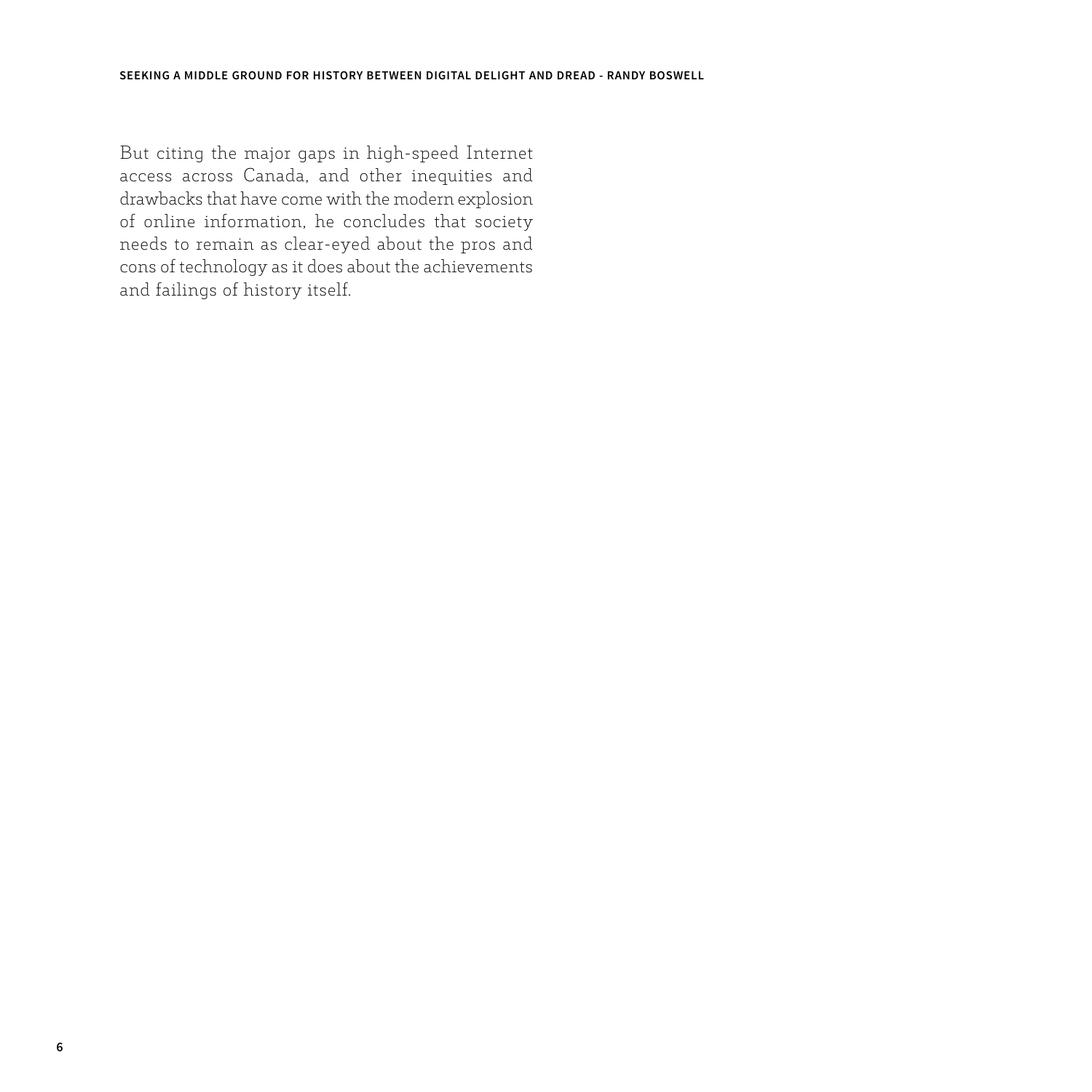But citing the major gaps in high-speed Internet access across Canada, and other inequities and drawbacks that have come with the modern explosion of online information, he concludes that society needs to remain as clear-eyed about the pros and cons of technology as it does about the achievements and failings of history itself.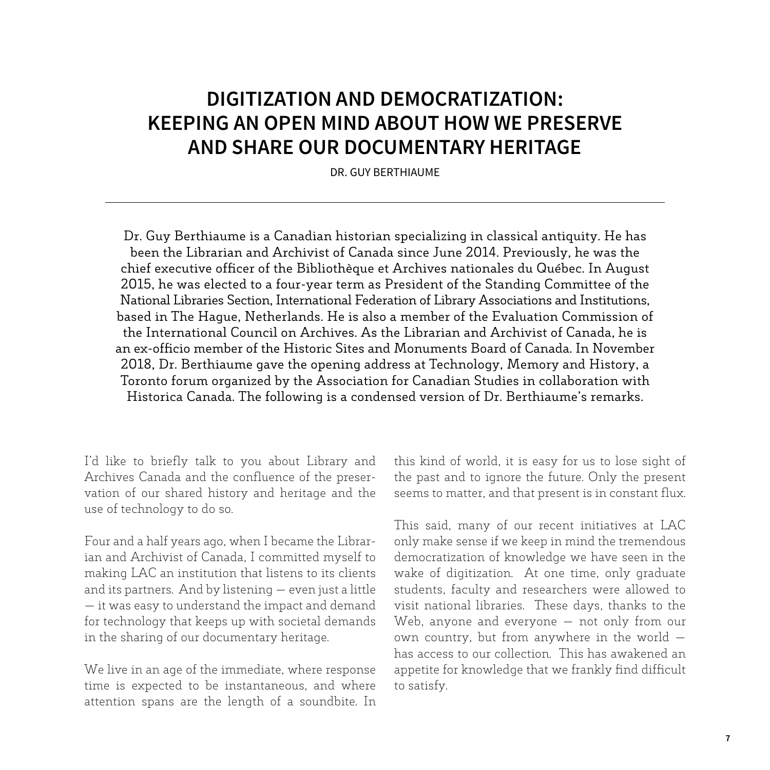# DIGITIZATION AND DEMOCRATIZATION: KEEPING AN OPEN MIND ABOUT HOW WE PRESERVE AND SHARE OUR DOCUMENTARY HERITAGE

DR. GUY BERTHIAUME

---

Dr. Guy Berthiaume is a Canadian historian specializing in classical antiquity. He has been the Librarian and Archivist of Canada since June 2014. Previously, he was the chief executive officer of the Bibliothèque et Archives nationales du Québec. In August 2015, he was elected to a four-year term as President of the Standing Committee of the National Libraries Section, International Federation of Library Associations and Institutions, based in The Hague, Netherlands. He is also a member of the Evaluation Commission of the International Council on Archives. As the Librarian and Archivist of Canada, he is an ex-officio member of the Historic Sites and Monuments Board of Canada. In November 2018, Dr. Berthiaume gave the opening address at Technology, Memory and History, a Toronto forum organized by the Association for Canadian Studies in collaboration with Historica Canada. The following is a condensed version of Dr. Berthiaume's remarks.

I'd like to briefly talk to you about Library and Archives Canada and the confluence of the preservation of our shared history and heritage and the use of technology to do so.

Four and a half years ago, when I became the Librarian and Archivist of Canada, I committed myself to making LAC an institution that listens to its clients and its partners. And by listening — even just a little — it was easy to understand the impact and demand for technology that keeps up with societal demands in the sharing of our documentary heritage.

We live in an age of the immediate, where response time is expected to be instantaneous, and where attention spans are the length of a soundbite. In this kind of world, it is easy for us to lose sight of the past and to ignore the future. Only the present seems to matter, and that present is in constant flux.

This said, many of our recent initiatives at LAC only make sense if we keep in mind the tremendous democratization of knowledge we have seen in the wake of digitization. At one time, only graduate students, faculty and researchers were allowed to visit national libraries. These days, thanks to the Web, anyone and everyone — not only from our own country, but from anywhere in the world — has access to our collection. This has awakened an appetite for knowledge that we frankly find difficult to satisfy.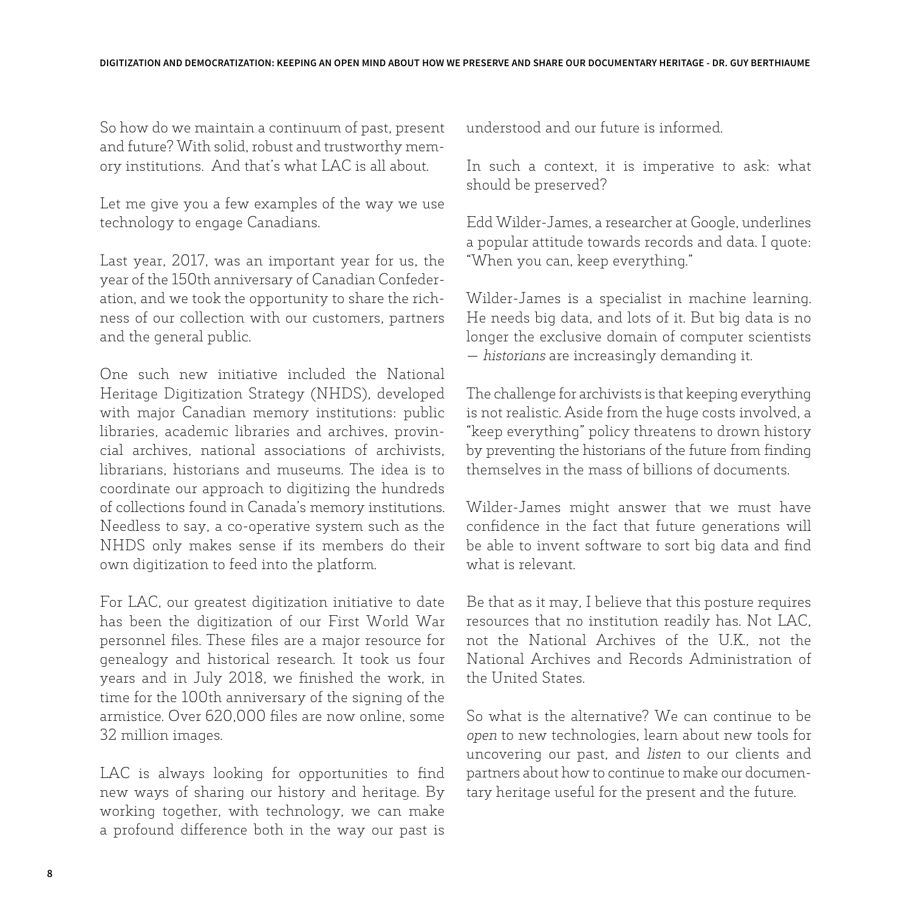So how do we maintain a continuum of past, present and future? With solid, robust and trustworthy memory institutions. And that's what LAC is all about.

Let me give you a few examples of the way we use technology to engage Canadians.

Last year, 2017, was an important year for us, the year of the 150th anniversary of Canadian Confederation, and we took the opportunity to share the richness of our collection with our customers, partners and the general public.

One such new initiative included the National Heritage Digitization Strategy (NHDS), developed with major Canadian memory institutions: public libraries, academic libraries and archives, provincial archives, national associations of archivists, librarians, historians and museums. The idea is to coordinate our approach to digitizing the hundreds of collections found in Canada's memory institutions. Needless to say, a co-operative system such as the NHDS only makes sense if its members do their own digitization to feed into the platform.

For LAC, our greatest digitization initiative to date has been the digitization of our First World War personnel files. These files are a major resource for genealogy and historical research. It took us four years and in July 2018, we finished the work, in time for the 100th anniversary of the signing of the armistice. Over 620,000 files are now online, some 32 million images.

LAC is always looking for opportunities to find new ways of sharing our history and heritage. By working together, with technology, we can make a profound difference both in the way our past is understood and our future is informed.

In such a context, it is imperative to ask: what should be preserved?

Edd Wilder-James, a researcher at Google, underlines a popular attitude towards records and data. I quote: "When you can, keep everything."

Wilder-James is a specialist in machine learning. He needs big data, and lots of it. But big data is no longer the exclusive domain of computer scientists — *historians* are increasingly demanding it.

The challenge for archivists is that keeping everything is not realistic. Aside from the huge costs involved, a "keep everything" policy threatens to drown history by preventing the historians of the future from finding themselves in the mass of billions of documents.

Wilder-James might answer that we must have confidence in the fact that future generations will be able to invent software to sort big data and find what is relevant.

Be that as it may, I believe that this posture requires resources that no institution readily has. Not LAC, not the National Archives of the U.K., not the National Archives and Records Administration of the United States.

So what is the alternative? We can continue to be *open* to new technologies, learn about new tools for uncovering our past, and *listen* to our clients and partners about how to continue to make our documentary heritage useful for the present and the future.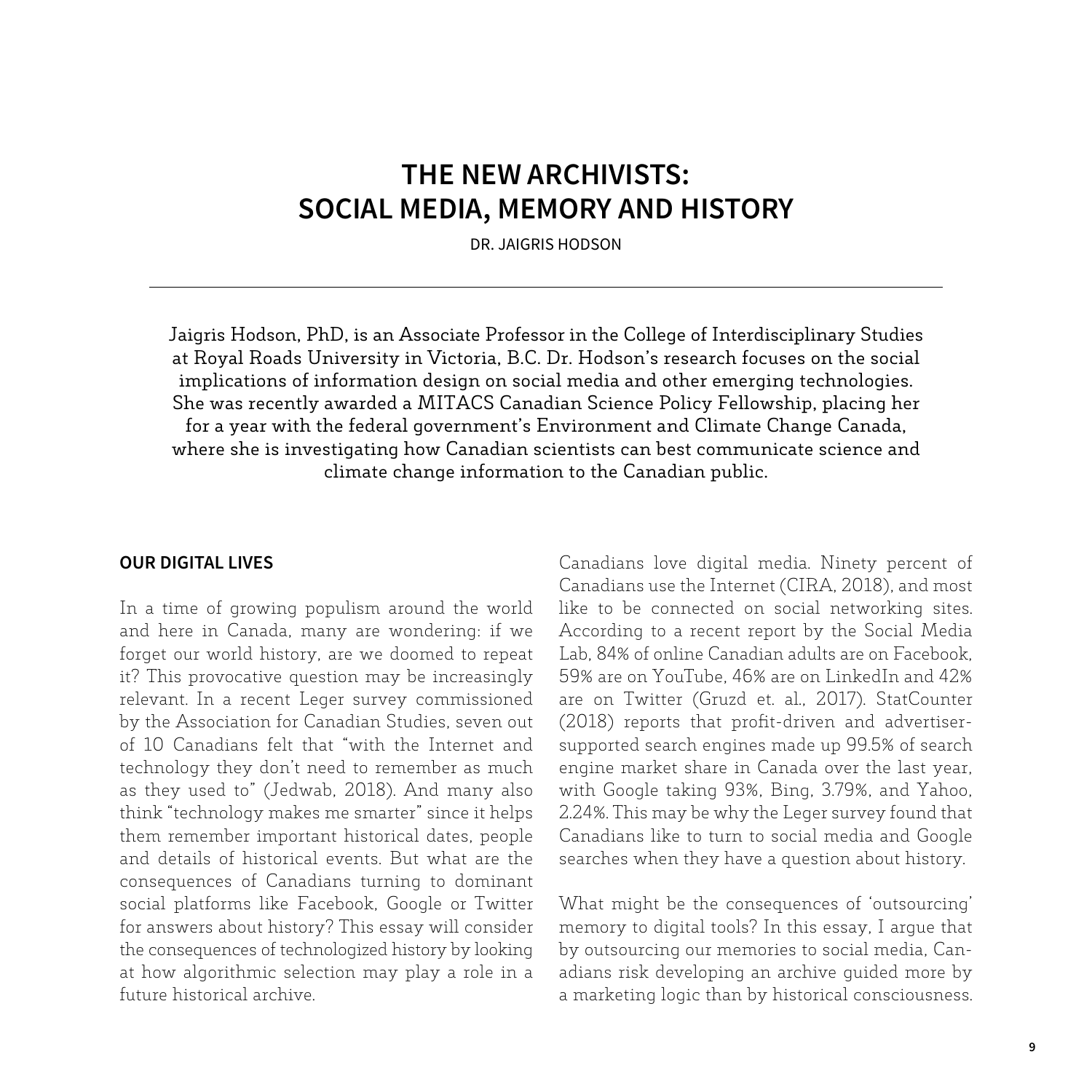# THE NEW ARCHIVISTS: SOCIAL MEDIA, MEMORY AND HISTORY

DR. JAIGRIS HODSON

---

Jaigris Hodson, PhD, is an Associate Professor in the College of Interdisciplinary Studies at Royal Roads University in Victoria, B.C. Dr. Hodson's research focuses on the social implications of information design on social media and other emerging technologies. She was recently awarded a MITACS Canadian Science Policy Fellowship, placing her for a year with the federal government's Environment and Climate Change Canada, where she is investigating how Canadian scientists can best communicate science and climate change information to the Canadian public.

## OUR DIGITAL LIVES

In a time of growing populism around the world and here in Canada, many are wondering: if we forget our world history, are we doomed to repeat it? This provocative question may be increasingly relevant. In a recent Leger survey commissioned by the Association for Canadian Studies, seven out of 10 Canadians felt that "with the Internet and technology they don't need to remember as much as they used to" (Jedwab, 2018). And many also think "technology makes me smarter" since it helps them remember important historical dates, people and details of historical events. But what are the consequences of Canadians turning to dominant social platforms like Facebook, Google or Twitter for answers about history? This essay will consider the consequences of technologized history by looking at how algorithmic selection may play a role in a future historical archive.

Canadians love digital media. Ninety percent of Canadians use the Internet (CIRA, 2018), and most like to be connected on social networking sites. According to a recent report by the Social Media Lab, 84% of online Canadian adults are on Facebook, 59% are on YouTube, 46% are on LinkedIn and 42% are on Twitter (Gruzd et. al., 2017). StatCounter (2018) reports that profit-driven and advertiser-supported search engines made up 99.5% of search engine market share in Canada over the last year, with Google taking 93%, Bing, 3.79%, and Yahoo, 2.24%. This may be why the Leger survey found that Canadians like to turn to social media and Google searches when they have a question about history.

What might be the consequences of 'outsourcing' memory to digital tools? In this essay, I argue that by outsourcing our memories to social media, Canadians risk developing an archive guided more by a marketing logic than by historical consciousness.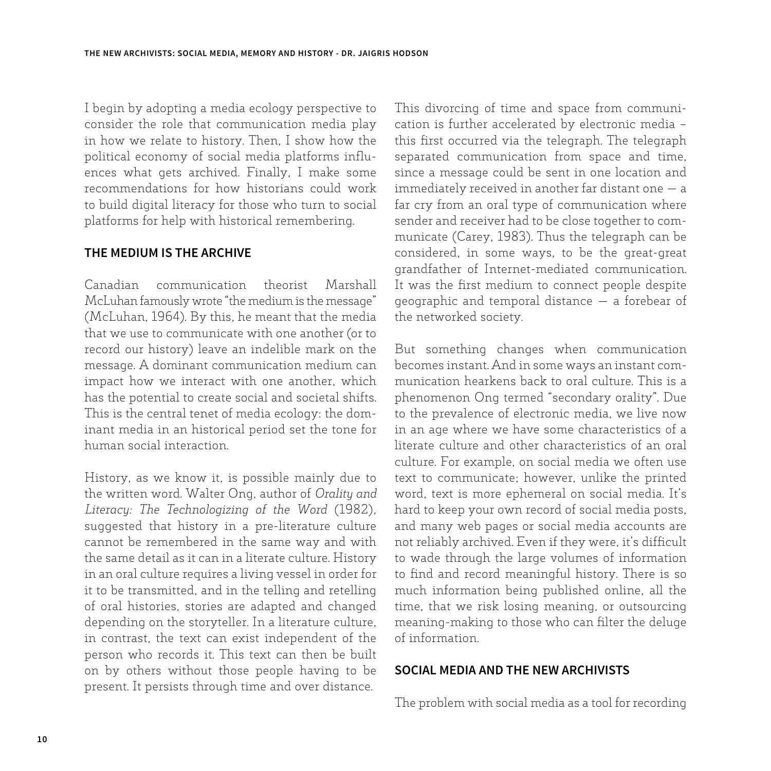I begin by adopting a media ecology perspective to consider the role that communication media play in how we relate to history. Then, I show how the political economy of social media platforms influences what gets archived. Finally, I make some recommendations for how historians could work to build digital literacy for those who turn to social platforms for help with historical remembering.

## THE MEDIUM IS THE ARCHIVE

Canadian communication theorist Marshall McLuhan famously wrote "the medium is the message" (McLuhan, 1964). By this, he meant that the media that we use to communicate with one another (or to record our history) leave an indelible mark on the message. A dominant communication medium can impact how we interact with one another, which has the potential to create social and societal shifts. This is the central tenet of media ecology: the dominant media in an historical period set the tone for human social interaction.

History, as we know it, is possible mainly due to the written word. Walter Ong, author of *Orality and Literacy: The Technologizing of the Word* (1982), suggested that history in a pre-literature culture cannot be remembered in the same way and with the same detail as it can in a literate culture. History in an oral culture requires a living vessel in order for it to be transmitted, and in the telling and retelling of oral histories, stories are adapted and changed depending on the storyteller. In a literature culture, in contrast, the text can exist independent of the person who records it. This text can then be built on by others without those people having to be present. It persists through time and over distance.

This divorcing of time and space from communication is further accelerated by electronic media – this first occurred via the telegraph. The telegraph separated communication from space and time, since a message could be sent in one location and immediately received in another far distant one — a far cry from an oral type of communication where sender and receiver had to be close together to communicate (Carey, 1983). Thus the telegraph can be considered, in some ways, to be the great-great grandfather of Internet-mediated communication. It was the first medium to connect people despite geographic and temporal distance — a forebear of the networked society.

But something changes when communication becomes instant. And in some ways an instant communication hearkens back to oral culture. This is a phenomenon Ong termed "secondary orality". Due to the prevalence of electronic media, we live now in an age where we have some characteristics of a literate culture and other characteristics of an oral culture. For example, on social media we often use text to communicate; however, unlike the printed word, text is more ephemeral on social media. It's hard to keep your own record of social media posts, and many web pages or social media accounts are not reliably archived. Even if they were, it's difficult to wade through the large volumes of information to find and record meaningful history. There is so much information being published online, all the time, that we risk losing meaning, or outsourcing meaning-making to those who can filter the deluge of information.

## SOCIAL MEDIA AND THE NEW ARCHIVISTS

The problem with social media as a tool for recording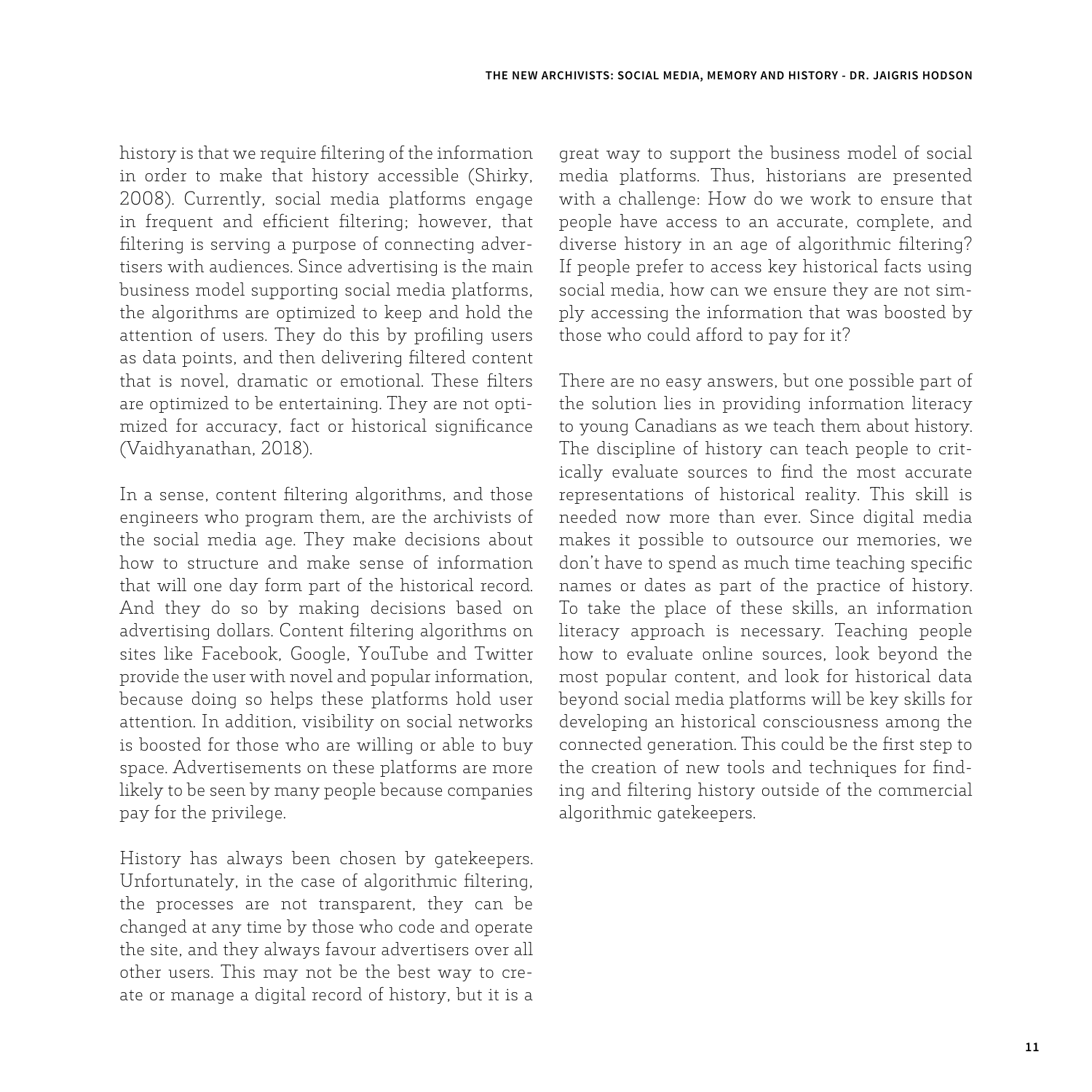history is that we require filtering of the information in order to make that history accessible (Shirky, 2008). Currently, social media platforms engage in frequent and efficient filtering; however, that filtering is serving a purpose of connecting advertisers with audiences. Since advertising is the main business model supporting social media platforms, the algorithms are optimized to keep and hold the attention of users. They do this by profiling users as data points, and then delivering filtered content that is novel, dramatic or emotional. These filters are optimized to be entertaining. They are not optimized for accuracy, fact or historical significance (Vaidhyanathan, 2018).

In a sense, content filtering algorithms, and those engineers who program them, are the archivists of the social media age. They make decisions about how to structure and make sense of information that will one day form part of the historical record. And they do so by making decisions based on advertising dollars. Content filtering algorithms on sites like Facebook, Google, YouTube and Twitter provide the user with novel and popular information, because doing so helps these platforms hold user attention. In addition, visibility on social networks is boosted for those who are willing or able to buy space. Advertisements on these platforms are more likely to be seen by many people because companies pay for the privilege.

History has always been chosen by gatekeepers. Unfortunately, in the case of algorithmic filtering, the processes are not transparent, they can be changed at any time by those who code and operate the site, and they always favour advertisers over all other users. This may not be the best way to create or manage a digital record of history, but it is a great way to support the business model of social media platforms. Thus, historians are presented with a challenge: How do we work to ensure that people have access to an accurate, complete, and diverse history in an age of algorithmic filtering? If people prefer to access key historical facts using social media, how can we ensure they are not simply accessing the information that was boosted by those who could afford to pay for it?

There are no easy answers, but one possible part of the solution lies in providing information literacy to young Canadians as we teach them about history. The discipline of history can teach people to critically evaluate sources to find the most accurate representations of historical reality. This skill is needed now more than ever. Since digital media makes it possible to outsource our memories, we don't have to spend as much time teaching specific names or dates as part of the practice of history. To take the place of these skills, an information literacy approach is necessary. Teaching people how to evaluate online sources, look beyond the most popular content, and look for historical data beyond social media platforms will be key skills for developing an historical consciousness among the connected generation. This could be the first step to the creation of new tools and techniques for finding and filtering history outside of the commercial algorithmic gatekeepers.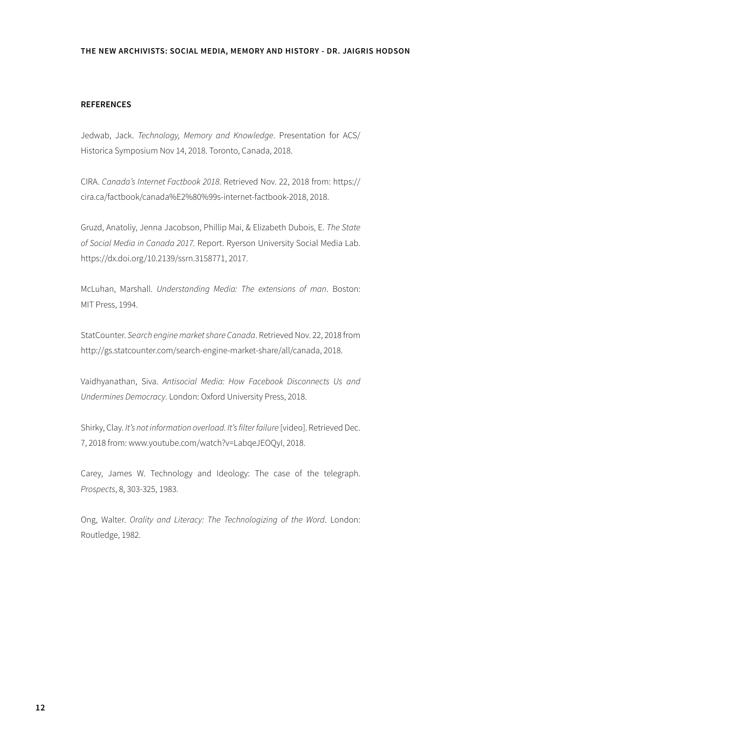## REFERENCES

Jedwab, Jack. *Technology, Memory and Knowledge*. Presentation for ACS/ Historica Symposium Nov 14, 2018. Toronto, Canada, 2018.

CIRA. *Canada's Internet Factbook 2018*. Retrieved Nov. 22, 2018 from: https://cira.ca/factbook/canada%E2%80%99s-internet-factbook-2018, 2018.

Gruzd, Anatoliy, Jenna Jacobson, Phillip Mai, & Elizabeth Dubois, E. *The State of Social Media in Canada 2017*. Report. Ryerson University Social Media Lab. https://dx.doi.org/10.2139/ssrn.3158771, 2017.

McLuhan, Marshall. *Understanding Media: The extensions of man*. Boston: MIT Press, 1994.

StatCounter. *Search engine market share Canada*. Retrieved Nov. 22, 2018 from http://gs.statcounter.com/search-engine-market-share/all/canada, 2018.

Vaidhyanathan, Siva. *Antisocial Media: How Facebook Disconnects Us and Undermines Democracy*. London: Oxford University Press, 2018.

Shirky, Clay. *It's not information overload. It's filter failure* [video]. Retrieved Dec. 7, 2018 from: www.youtube.com/watch?v=LabqeJEOQyI, 2018.

Carey, James W. Technology and Ideology: The case of the telegraph. *Prospects*, 8, 303-325, 1983.

Ong, Walter. *Orality and Literacy: The Technologizing of the Word*. London: Routledge, 1982.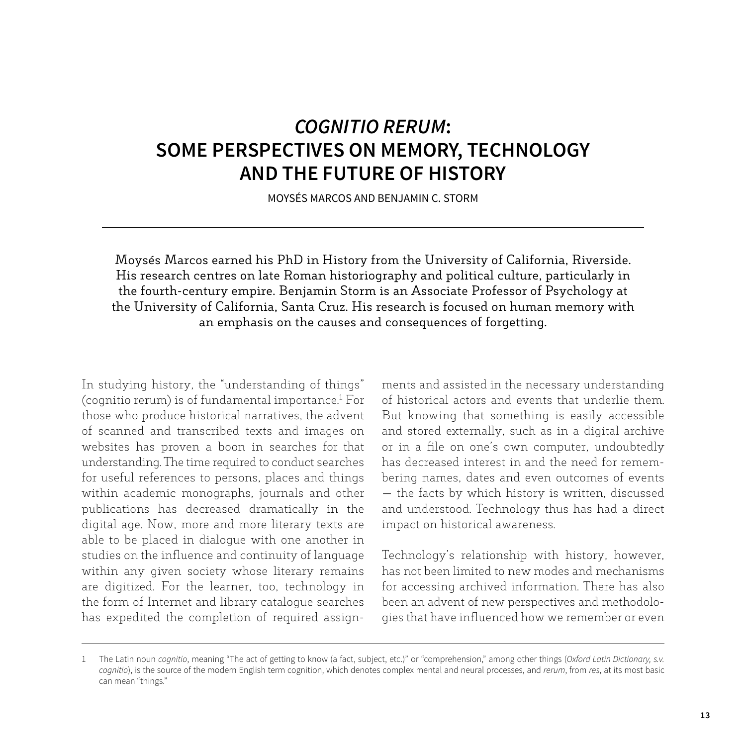# *COGNITIO RERUM*: SOME PERSPECTIVES ON MEMORY, TECHNOLOGY AND THE FUTURE OF HISTORY

MOYSÉS MARCOS AND BENJAMIN C. STORM

---

Moysés Marcos earned his PhD in History from the University of California, Riverside. His research centres on late Roman historiography and political culture, particularly in the fourth-century empire. Benjamin Storm is an Associate Professor of Psychology at the University of California, Santa Cruz. His research is focused on human memory with an emphasis on the causes and consequences of forgetting.

In studying history, the "understanding of things" (cognitio rerum) is of fundamental importance.[1] For those who produce historical narratives, the advent of scanned and transcribed texts and images on websites has proven a boon in searches for that understanding. The time required to conduct searches for useful references to persons, places and things within academic monographs, journals and other publications has decreased dramatically in the digital age. Now, more and more literary texts are able to be placed in dialogue with one another in studies on the influence and continuity of language within any given society whose literary remains are digitized. For the learner, too, technology in the form of Internet and library catalogue searches has expedited the completion of required assignments and assisted in the necessary understanding of historical actors and events that underlie them. But knowing that something is easily accessible and stored externally, such as in a digital archive or in a file on one's own computer, undoubtedly has decreased interest in and the need for remembering names, dates and even outcomes of events — the facts by which history is written, discussed and understood. Technology thus has had a direct impact on historical awareness.

Technology's relationship with history, however, has not been limited to new modes and mechanisms for accessing archived information. There has also been an advent of new perspectives and methodologies that have influenced how we remember or even

---

1 The Latin noun *cognitio*, meaning "The act of getting to know (a fact, subject, etc.)" or "comprehension," among other things (*Oxford Latin Dictionary, s.v. cognitio*), is the source of the modern English term cognition, which denotes complex mental and neural processes, and *rerum*, from *res*, at its most basic can mean "things."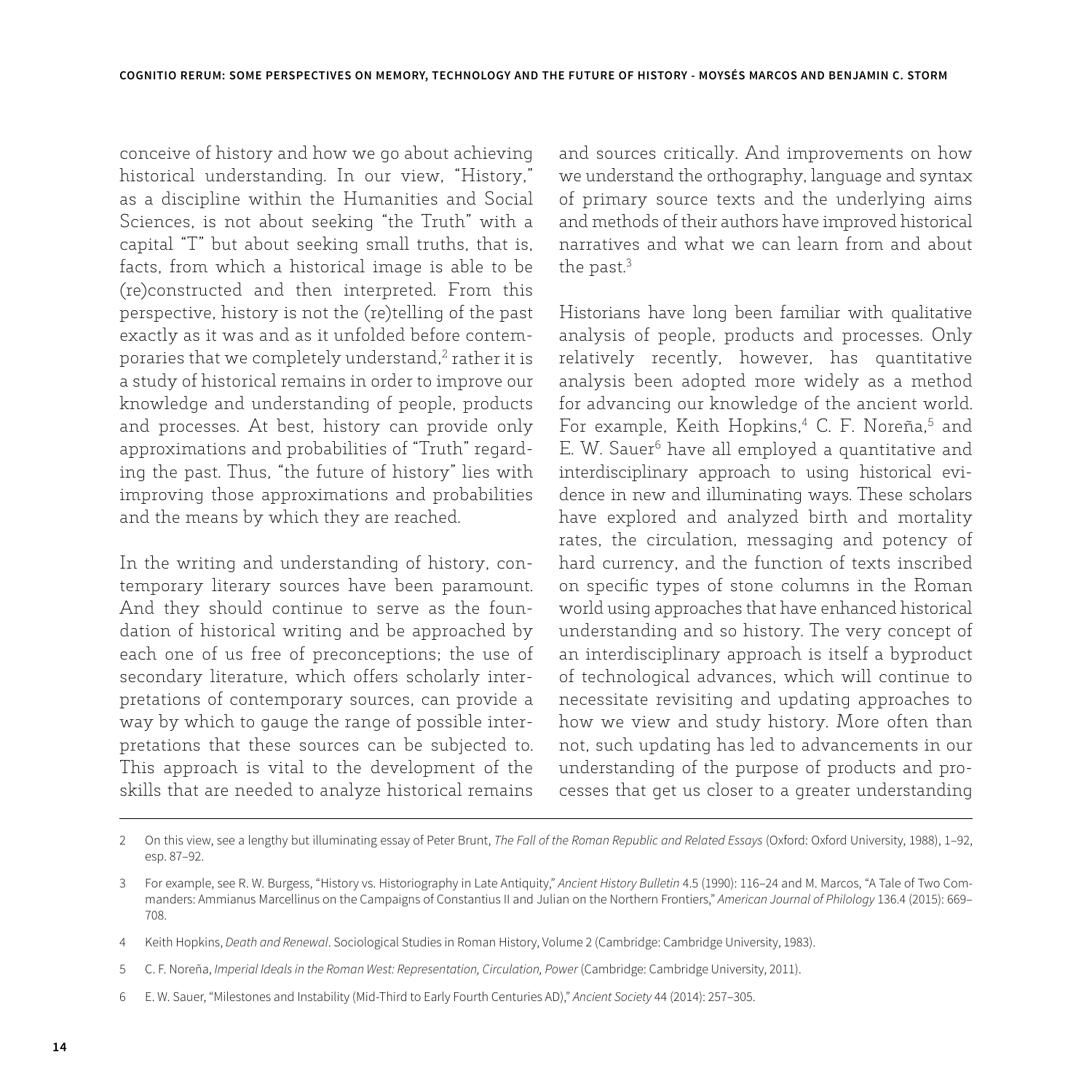conceive of history and how we go about achieving historical understanding. In our view, "History," as a discipline within the Humanities and Social Sciences, is not about seeking "the Truth" with a capital "T" but about seeking small truths, that is, facts, from which a historical image is able to be (re)constructed and then interpreted. From this perspective, history is not the (re)telling of the past exactly as it was and as it unfolded before contemporaries that we completely understand,[2] rather it is a study of historical remains in order to improve our knowledge and understanding of people, products and processes. At best, history can provide only approximations and probabilities of "Truth" regarding the past. Thus, "the future of history" lies with improving those approximations and probabilities and the means by which they are reached.

In the writing and understanding of history, contemporary literary sources have been paramount. And they should continue to serve as the foundation of historical writing and be approached by each one of us free of preconceptions; the use of secondary literature, which offers scholarly interpretations of contemporary sources, can provide a way by which to gauge the range of possible interpretations that these sources can be subjected to. This approach is vital to the development of the skills that are needed to analyze historical remains and sources critically. And improvements on how we understand the orthography, language and syntax of primary source texts and the underlying aims and methods of their authors have improved historical narratives and what we can learn from and about the past.[3]

Historians have long been familiar with qualitative analysis of people, products and processes. Only relatively recently, however, has quantitative analysis been adopted more widely as a method for advancing our knowledge of the ancient world. For example, Keith Hopkins,[4] C. F. Noreña,[5] and E. W. Sauer[6] have all employed a quantitative and interdisciplinary approach to using historical evidence in new and illuminating ways. These scholars have explored and analyzed birth and mortality rates, the circulation, messaging and potency of hard currency, and the function of texts inscribed on specific types of stone columns in the Roman world using approaches that have enhanced historical understanding and so history. The very concept of an interdisciplinary approach is itself a byproduct of technological advances, which will continue to necessitate revisiting and updating approaches to how we view and study history. More often than not, such updating has led to advancements in our understanding of the purpose of products and processes that get us closer to a greater understanding

---

2 On this view, see a lengthy but illuminating essay of Peter Brunt, *The Fall of the Roman Republic and Related Essays* (Oxford: Oxford University, 1988), 1–92, esp. 87–92.

3 For example, see R. W. Burgess, "History vs. Historiography in Late Antiquity," *Ancient History Bulletin* 4.5 (1990): 116–24 and M. Marcos, "A Tale of Two Commanders: Ammianus Marcellinus on the Campaigns of Constantius II and Julian on the Northern Frontiers," *American Journal of Philology* 136.4 (2015): 669–708.

4 Keith Hopkins, *Death and Renewal*. Sociological Studies in Roman History, Volume 2 (Cambridge: Cambridge University, 1983).

5 C. F. Noreña, *Imperial Ideals in the Roman West: Representation, Circulation, Power* (Cambridge: Cambridge University, 2011).

6 E. W. Sauer, "Milestones and Instability (Mid-Third to Early Fourth Centuries AD)," *Ancient Society* 44 (2014): 257–305.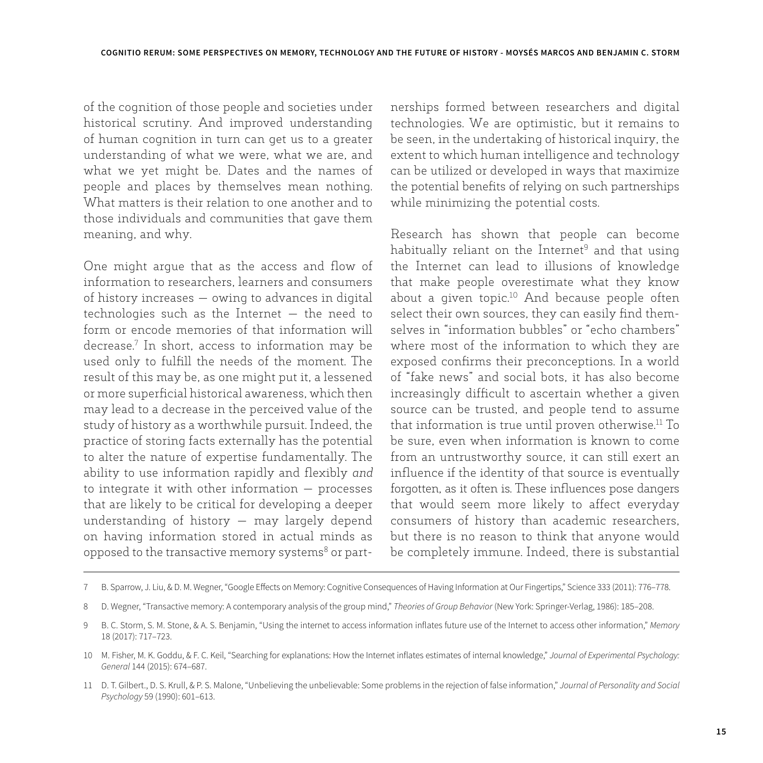of the cognition of those people and societies under historical scrutiny. And improved understanding of human cognition in turn can get us to a greater understanding of what we were, what we are, and what we yet might be. Dates and the names of people and places by themselves mean nothing. What matters is their relation to one another and to those individuals and communities that gave them meaning, and why.

One might argue that as the access and flow of information to researchers, learners and consumers of history increases — owing to advances in digital technologies such as the Internet — the need to form or encode memories of that information will decrease.[7] In short, access to information may be used only to fulfill the needs of the moment. The result of this may be, as one might put it, a lessened or more superficial historical awareness, which then may lead to a decrease in the perceived value of the study of history as a worthwhile pursuit. Indeed, the practice of storing facts externally has the potential to alter the nature of expertise fundamentally. The ability to use information rapidly and flexibly *and* to integrate it with other information — processes that are likely to be critical for developing a deeper understanding of history — may largely depend on having information stored in actual minds as opposed to the transactive memory systems[8] or partnerships formed between researchers and digital technologies. We are optimistic, but it remains to be seen, in the undertaking of historical inquiry, the extent to which human intelligence and technology can be utilized or developed in ways that maximize the potential benefits of relying on such partnerships while minimizing the potential costs.

Research has shown that people can become habitually reliant on the Internet[9] and that using the Internet can lead to illusions of knowledge that make people overestimate what they know about a given topic.[10] And because people often select their own sources, they can easily find themselves in "information bubbles" or "echo chambers" where most of the information to which they are exposed confirms their preconceptions. In a world of "fake news" and social bots, it has also become increasingly difficult to ascertain whether a given source can be trusted, and people tend to assume that information is true until proven otherwise.[11] To be sure, even when information is known to come from an untrustworthy source, it can still exert an influence if the identity of that source is eventually forgotten, as it often is. These influences pose dangers that would seem more likely to affect everyday consumers of history than academic researchers, but there is no reason to think that anyone would be completely immune. Indeed, there is substantial

---

7 B. Sparrow, J. Liu, & D. M. Wegner, "Google Effects on Memory: Cognitive Consequences of Having Information at Our Fingertips," Science 333 (2011): 776–778.

8 D. Wegner, "Transactive memory: A contemporary analysis of the group mind," *Theories of Group Behavior* (New York: Springer-Verlag, 1986): 185–208.

9 B. C. Storm, S. M. Stone, & A. S. Benjamin, "Using the internet to access information inflates future use of the Internet to access other information," *Memory* 18 (2017): 717–723.

10 M. Fisher, M. K. Goddu, & F. C. Keil, "Searching for explanations: How the Internet inflates estimates of internal knowledge," *Journal of Experimental Psychology: General* 144 (2015): 674–687.

11 D. T. Gilbert., D. S. Krull, & P. S. Malone, "Unbelieving the unbelievable: Some problems in the rejection of false information," *Journal of Personality and Social Psychology* 59 (1990): 601–613.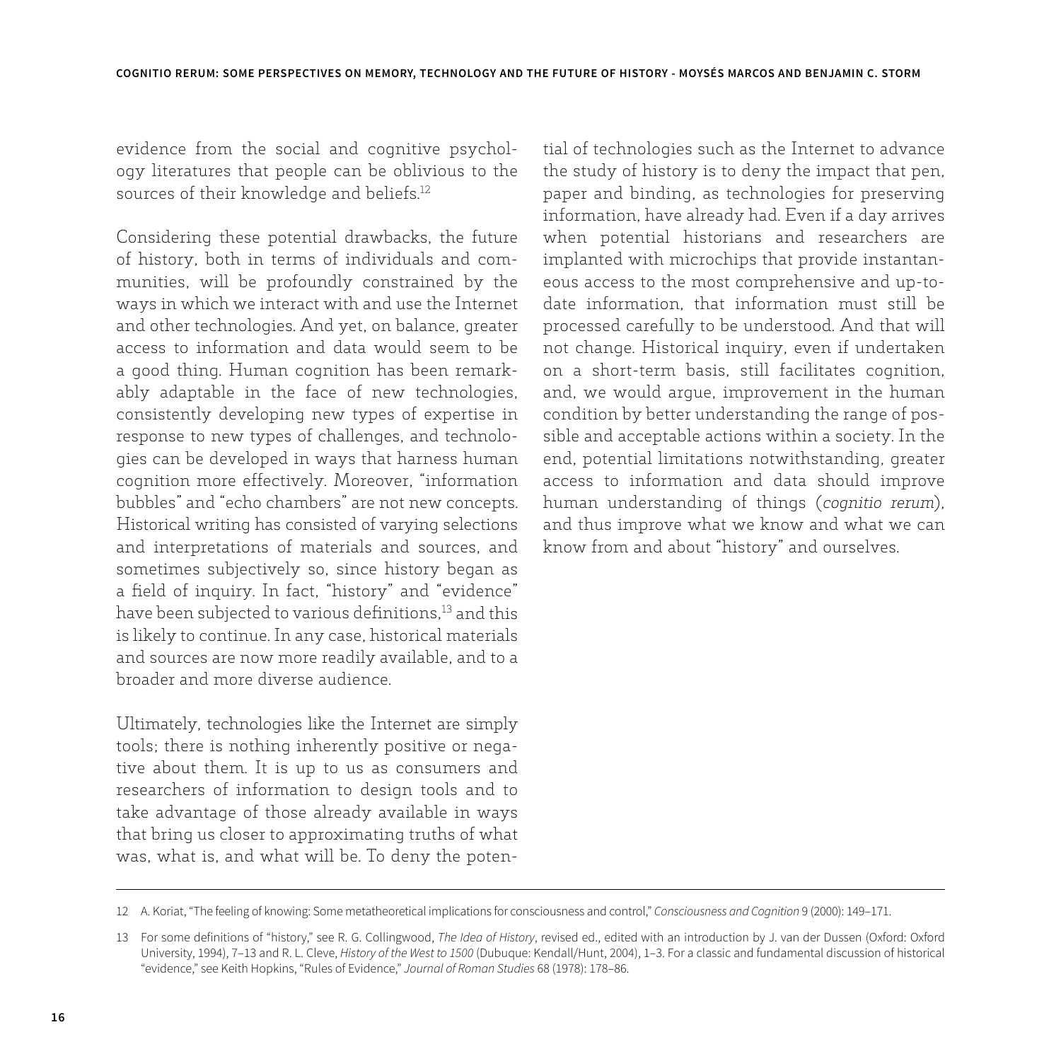evidence from the social and cognitive psychology literatures that people can be oblivious to the sources of their knowledge and beliefs.[12]

Considering these potential drawbacks, the future of history, both in terms of individuals and communities, will be profoundly constrained by the ways in which we interact with and use the Internet and other technologies. And yet, on balance, greater access to information and data would seem to be a good thing. Human cognition has been remarkably adaptable in the face of new technologies, consistently developing new types of expertise in response to new types of challenges, and technologies can be developed in ways that harness human cognition more effectively. Moreover, "information bubbles" and "echo chambers" are not new concepts. Historical writing has consisted of varying selections and interpretations of materials and sources, and sometimes subjectively so, since history began as a field of inquiry. In fact, "history" and "evidence" have been subjected to various definitions,[13] and this is likely to continue. In any case, historical materials and sources are now more readily available, and to a broader and more diverse audience.

Ultimately, technologies like the Internet are simply tools; there is nothing inherently positive or negative about them. It is up to us as consumers and researchers of information to design tools and to take advantage of those already available in ways that bring us closer to approximating truths of what was, what is, and what will be. To deny the potential of technologies such as the Internet to advance the study of history is to deny the impact that pen, paper and binding, as technologies for preserving information, have already had. Even if a day arrives when potential historians and researchers are implanted with microchips that provide instantaneous access to the most comprehensive and up-to-date information, that information must still be processed carefully to be understood. And that will not change. Historical inquiry, even if undertaken on a short-term basis, still facilitates cognition, and, we would argue, improvement in the human condition by better understanding the range of possible and acceptable actions within a society. In the end, potential limitations notwithstanding, greater access to information and data should improve human understanding of things (*cognitio rerum*), and thus improve what we know and what we can know from and about "history" and ourselves.

---

12 A. Koriat, "The feeling of knowing: Some metatheoretical implications for consciousness and control," *Consciousness and Cognition* 9 (2000): 149–171.

13 For some definitions of "history," see R. G. Collingwood, *The Idea of History*, revised ed., edited with an introduction by J. van der Dussen (Oxford: Oxford University, 1994), 7–13 and R. L. Cleve, *History of the West to 1500* (Dubuque: Kendall/Hunt, 2004), 1–3. For a classic and fundamental discussion of historical "evidence," see Keith Hopkins, "Rules of Evidence," *Journal of Roman Studies* 68 (1978): 178–86.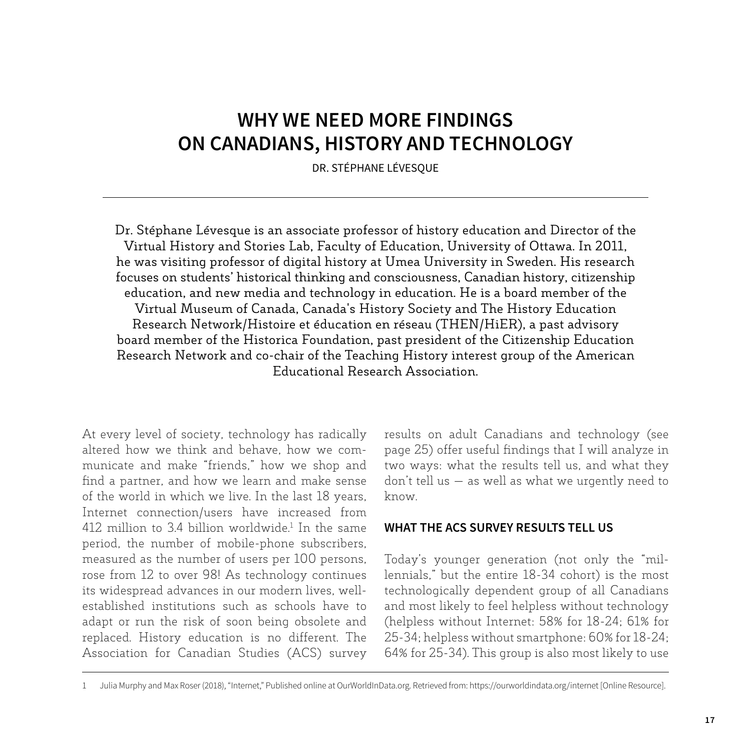# WHY WE NEED MORE FINDINGS ON CANADIANS, HISTORY AND TECHNOLOGY

DR. STÉPHANE LÉVESQUE

Dr. Stéphane Lévesque is an associate professor of history education and Director of the Virtual History and Stories Lab, Faculty of Education, University of Ottawa. In 2011, he was visiting professor of digital history at Umea University in Sweden. His research focuses on students' historical thinking and consciousness, Canadian history, citizenship education, and new media and technology in education. He is a board member of the Virtual Museum of Canada, Canada's History Society and The History Education Research Network/Histoire et éducation en réseau (THEN/HiER), a past advisory board member of the Historica Foundation, past president of the Citizenship Education Research Network and co-chair of the Teaching History interest group of the American Educational Research Association.

At every level of society, technology has radically altered how we think and behave, how we communicate and make "friends," how we shop and find a partner, and how we learn and make sense of the world in which we live. In the last 18 years, Internet connection/users have increased from 412 million to 3.4 billion worldwide.[1] In the same period, the number of mobile-phone subscribers, measured as the number of users per 100 persons, rose from 12 to over 98! As technology continues its widespread advances in our modern lives, well-established institutions such as schools have to adapt or run the risk of soon being obsolete and replaced. History education is no different. The Association for Canadian Studies (ACS) survey results on adult Canadians and technology (see page 25) offer useful findings that I will analyze in two ways: what the results tell us, and what they don't tell us — as well as what we urgently need to know.

## WHAT THE ACS SURVEY RESULTS TELL US

Today's younger generation (not only the "millennials," but the entire 18-34 cohort) is the most technologically dependent group of all Canadians and most likely to feel helpless without technology (helpless without Internet: 58% for 18-24; 61% for 25-34; helpless without smartphone: 60% for 18-24; 64% for 25-34). This group is also most likely to use

1 Julia Murphy and Max Roser (2018), "Internet," Published online at OurWorldInData.org. Retrieved from: https://ourworldindata.org/internet [Online Resource].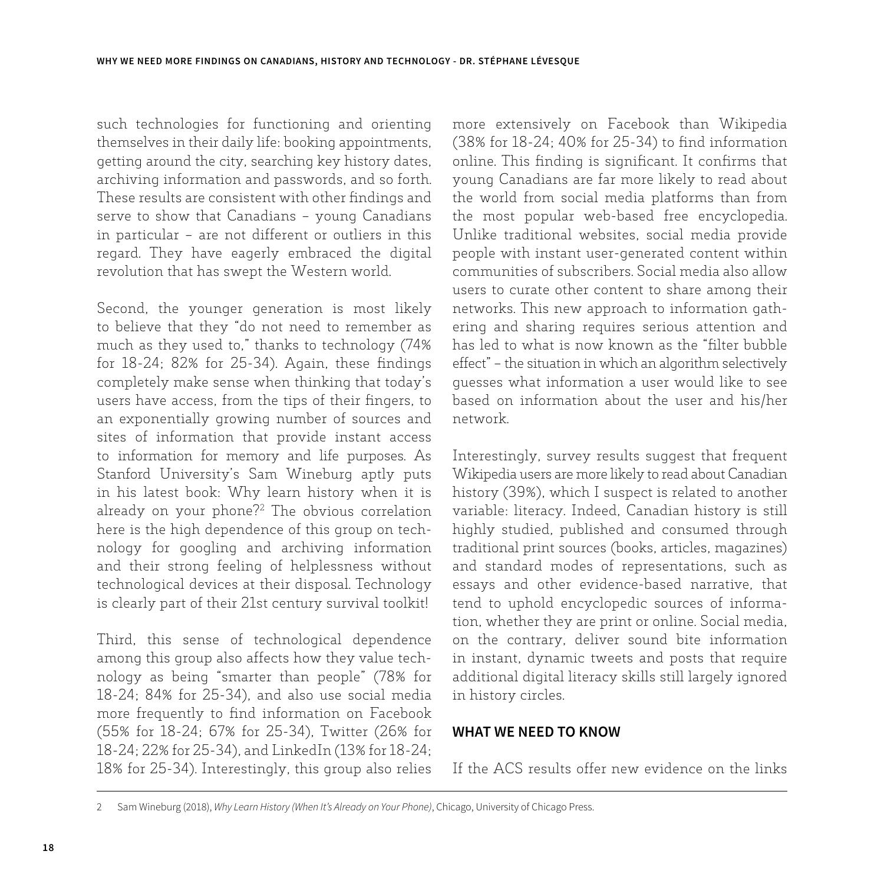such technologies for functioning and orienting themselves in their daily life: booking appointments, getting around the city, searching key history dates, archiving information and passwords, and so forth. These results are consistent with other findings and serve to show that Canadians – young Canadians in particular – are not different or outliers in this regard. They have eagerly embraced the digital revolution that has swept the Western world.

Second, the younger generation is most likely to believe that they "do not need to remember as much as they used to," thanks to technology (74% for 18-24; 82% for 25-34). Again, these findings completely make sense when thinking that today's users have access, from the tips of their fingers, to an exponentially growing number of sources and sites of information that provide instant access to information for memory and life purposes. As Stanford University's Sam Wineburg aptly puts in his latest book: Why learn history when it is already on your phone?[2] The obvious correlation here is the high dependence of this group on technology for googling and archiving information and their strong feeling of helplessness without technological devices at their disposal. Technology is clearly part of their 21st century survival toolkit!

Third, this sense of technological dependence among this group also affects how they value technology as being "smarter than people" (78% for 18-24; 84% for 25-34), and also use social media more frequently to find information on Facebook (55% for 18-24; 67% for 25-34), Twitter (26% for 18-24; 22% for 25-34), and LinkedIn (13% for 18-24; 18% for 25-34). Interestingly, this group also relies more extensively on Facebook than Wikipedia (38% for 18-24; 40% for 25-34) to find information online. This finding is significant. It confirms that young Canadians are far more likely to read about the world from social media platforms than from the most popular web-based free encyclopedia. Unlike traditional websites, social media provide people with instant user-generated content within communities of subscribers. Social media also allow users to curate other content to share among their networks. This new approach to information gathering and sharing requires serious attention and has led to what is now known as the "filter bubble effect" – the situation in which an algorithm selectively guesses what information a user would like to see based on information about the user and his/her network.

Interestingly, survey results suggest that frequent Wikipedia users are more likely to read about Canadian history (39%), which I suspect is related to another variable: literacy. Indeed, Canadian history is still highly studied, published and consumed through traditional print sources (books, articles, magazines) and standard modes of representations, such as essays and other evidence-based narrative, that tend to uphold encyclopedic sources of information, whether they are print or online. Social media, on the contrary, deliver sound bite information in instant, dynamic tweets and posts that require additional digital literacy skills still largely ignored in history circles.

## WHAT WE NEED TO KNOW

If the ACS results offer new evidence on the links

---

2 Sam Wineburg (2018), *Why Learn History (When It's Already on Your Phone)*, Chicago, University of Chicago Press.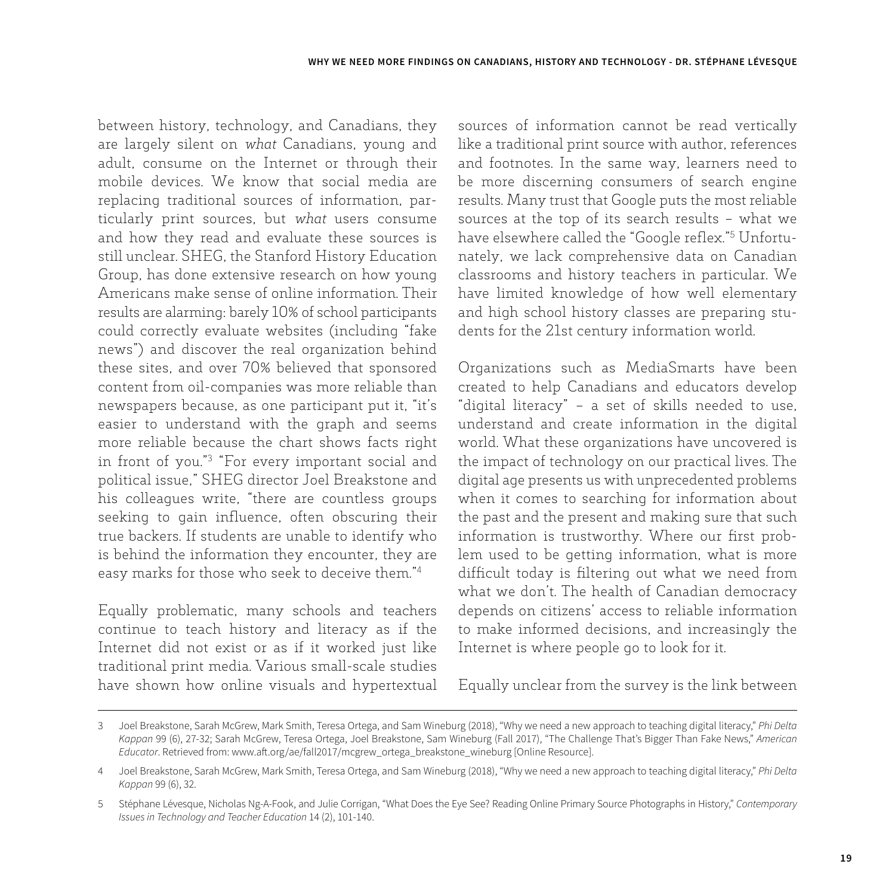between history, technology, and Canadians, they are largely silent on *what* Canadians, young and adult, consume on the Internet or through their mobile devices. We know that social media are replacing traditional sources of information, particularly print sources, but *what* users consume and how they read and evaluate these sources is still unclear. SHEG, the Stanford History Education Group, has done extensive research on how young Americans make sense of online information. Their results are alarming: barely 10% of school participants could correctly evaluate websites (including "fake news") and discover the real organization behind these sites, and over 70% believed that sponsored content from oil-companies was more reliable than newspapers because, as one participant put it, "it's easier to understand with the graph and seems more reliable because the chart shows facts right in front of you."[3] "For every important social and political issue," SHEG director Joel Breakstone and his colleagues write, "there are countless groups seeking to gain influence, often obscuring their true backers. If students are unable to identify who is behind the information they encounter, they are easy marks for those who seek to deceive them."[4]

Equally problematic, many schools and teachers continue to teach history and literacy as if the Internet did not exist or as if it worked just like traditional print media. Various small-scale studies have shown how online visuals and hypertextual sources of information cannot be read vertically like a traditional print source with author, references and footnotes. In the same way, learners need to be more discerning consumers of search engine results. Many trust that Google puts the most reliable sources at the top of its search results – what we have elsewhere called the "Google reflex."[5] Unfortunately, we lack comprehensive data on Canadian classrooms and history teachers in particular. We have limited knowledge of how well elementary and high school history classes are preparing students for the 21st century information world.

Organizations such as MediaSmarts have been created to help Canadians and educators develop "digital literacy" – a set of skills needed to use, understand and create information in the digital world. What these organizations have uncovered is the impact of technology on our practical lives. The digital age presents us with unprecedented problems when it comes to searching for information about the past and the present and making sure that such information is trustworthy. Where our first problem used to be getting information, what is more difficult today is filtering out what we need from what we don't. The health of Canadian democracy depends on citizens' access to reliable information to make informed decisions, and increasingly the Internet is where people go to look for it.

Equally unclear from the survey is the link between

---

3 Joel Breakstone, Sarah McGrew, Mark Smith, Teresa Ortega, and Sam Wineburg (2018), "Why we need a new approach to teaching digital literacy," *Phi Delta Kappan* 99 (6), 27-32; Sarah McGrew, Teresa Ortega, Joel Breakstone, Sam Wineburg (Fall 2017), "The Challenge That's Bigger Than Fake News," *American Educator*. Retrieved from: www.aft.org/ae/fall2017/mcgrew_ortega_breakstone_wineburg [Online Resource].

4 Joel Breakstone, Sarah McGrew, Mark Smith, Teresa Ortega, and Sam Wineburg (2018), "Why we need a new approach to teaching digital literacy," *Phi Delta Kappan* 99 (6), 32.

5 Stéphane Lévesque, Nicholas Ng-A-Fook, and Julie Corrigan, "What Does the Eye See? Reading Online Primary Source Photographs in History," *Contemporary Issues in Technology and Teacher Education* 14 (2), 101-140.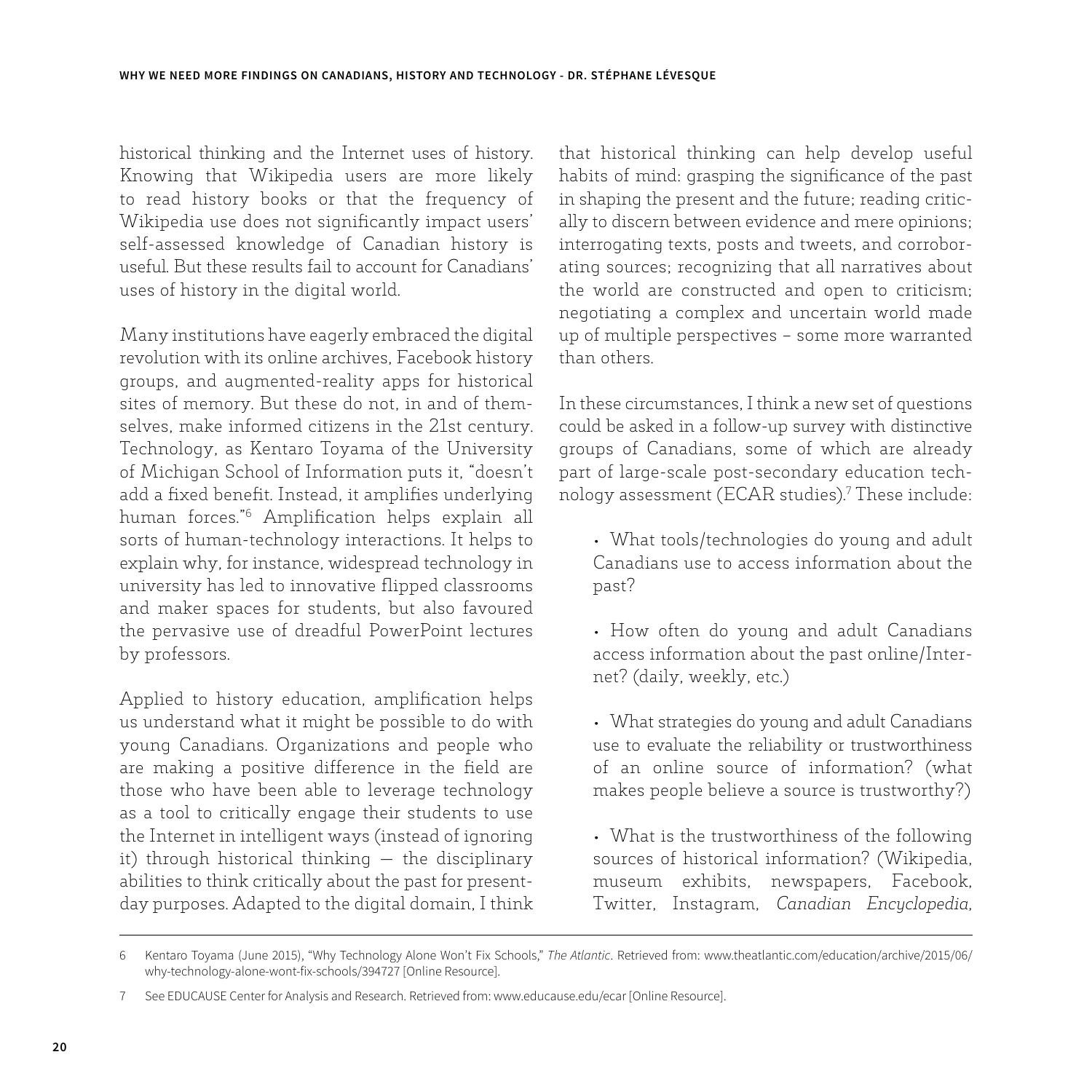historical thinking and the Internet uses of history. Knowing that Wikipedia users are more likely to read history books or that the frequency of Wikipedia use does not significantly impact users' self-assessed knowledge of Canadian history is useful. But these results fail to account for Canadians' uses of history in the digital world.

Many institutions have eagerly embraced the digital revolution with its online archives, Facebook history groups, and augmented-reality apps for historical sites of memory. But these do not, in and of themselves, make informed citizens in the 21st century. Technology, as Kentaro Toyama of the University of Michigan School of Information puts it, "doesn't add a fixed benefit. Instead, it amplifies underlying human forces."[6] Amplification helps explain all sorts of human-technology interactions. It helps to explain why, for instance, widespread technology in university has led to innovative flipped classrooms and maker spaces for students, but also favoured the pervasive use of dreadful PowerPoint lectures by professors.

Applied to history education, amplification helps us understand what it might be possible to do with young Canadians. Organizations and people who are making a positive difference in the field are those who have been able to leverage technology as a tool to critically engage their students to use the Internet in intelligent ways (instead of ignoring it) through historical thinking — the disciplinary abilities to think critically about the past for present-day purposes. Adapted to the digital domain, I think that historical thinking can help develop useful habits of mind: grasping the significance of the past in shaping the present and the future; reading critically to discern between evidence and mere opinions; interrogating texts, posts and tweets, and corroborating sources; recognizing that all narratives about the world are constructed and open to criticism; negotiating a complex and uncertain world made up of multiple perspectives – some more warranted than others.

In these circumstances, I think a new set of questions could be asked in a follow-up survey with distinctive groups of Canadians, some of which are already part of large-scale post-secondary education technology assessment (ECAR studies).[7] These include:

- What tools/technologies do young and adult Canadians use to access information about the past?
- How often do young and adult Canadians access information about the past online/Internet? (daily, weekly, etc.)
- What strategies do young and adult Canadians use to evaluate the reliability or trustworthiness of an online source of information? (what makes people believe a source is trustworthy?)
- What is the trustworthiness of the following sources of historical information? (Wikipedia, museum exhibits, newspapers, Facebook, Twitter, Instagram, *Canadian Encyclopedia*,

---

6 Kentaro Toyama (June 2015), "Why Technology Alone Won't Fix Schools," *The Atlantic*. Retrieved from: www.theatlantic.com/education/archive/2015/06/why-technology-alone-wont-fix-schools/394727 [Online Resource].

7 See EDUCAUSE Center for Analysis and Research. Retrieved from: www.educause.edu/ecar [Online Resource].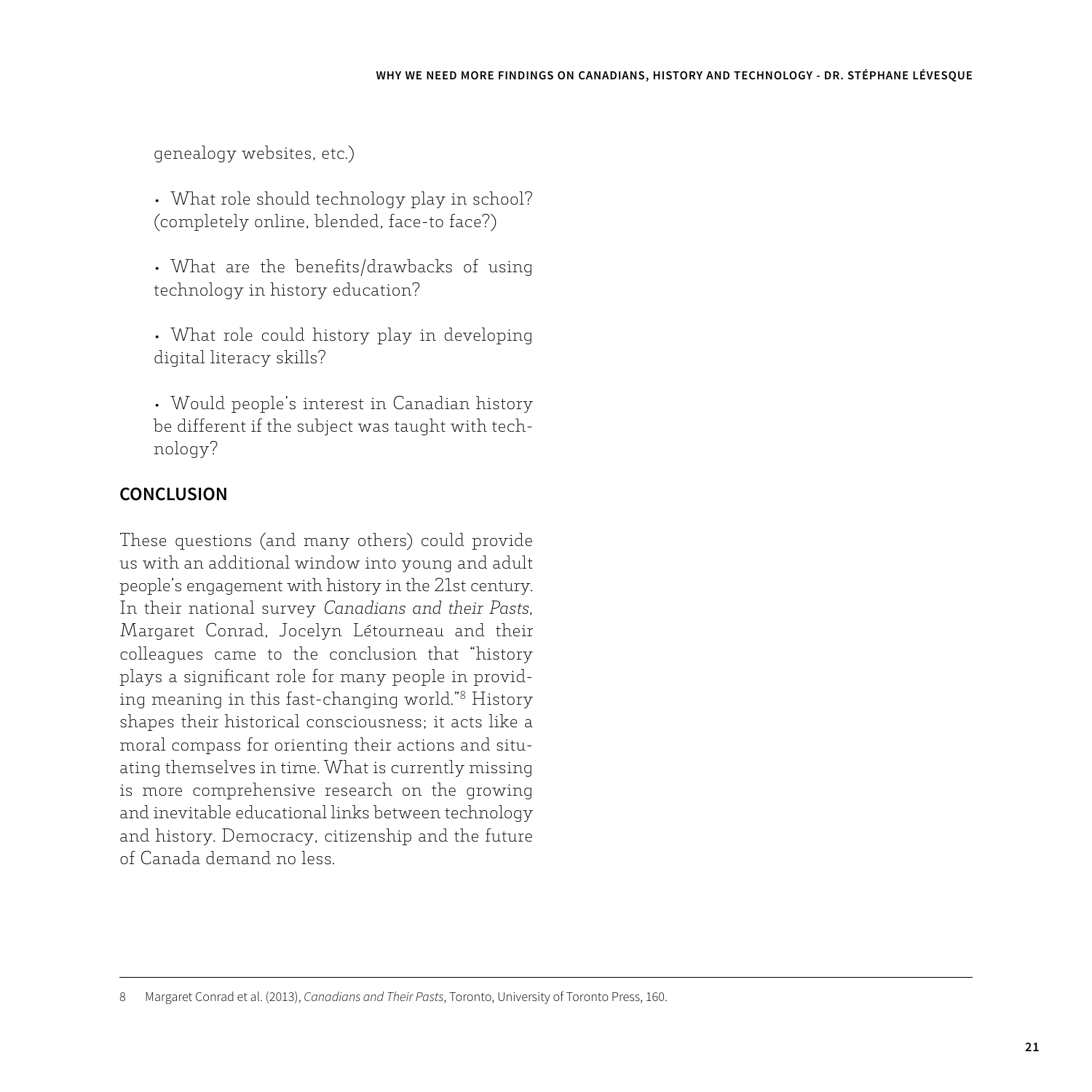genealogy websites, etc.)

- What role should technology play in school? (completely online, blended, face-to face?)

- What are the benefits/drawbacks of using technology in history education?

- What role could history play in developing digital literacy skills?

- Would people's interest in Canadian history be different if the subject was taught with technology?

## CONCLUSION

These questions (and many others) could provide us with an additional window into young and adult people's engagement with history in the 21st century. In their national survey *Canadians and their Pasts*, Margaret Conrad, Jocelyn Létourneau and their colleagues came to the conclusion that "history plays a significant role for many people in providing meaning in this fast-changing world."[8] History shapes their historical consciousness; it acts like a moral compass for orienting their actions and situating themselves in time. What is currently missing is more comprehensive research on the growing and inevitable educational links between technology and history. Democracy, citizenship and the future of Canada demand no less.

---

8 Margaret Conrad et al. (2013), *Canadians and Their Pasts*, Toronto, University of Toronto Press, 160.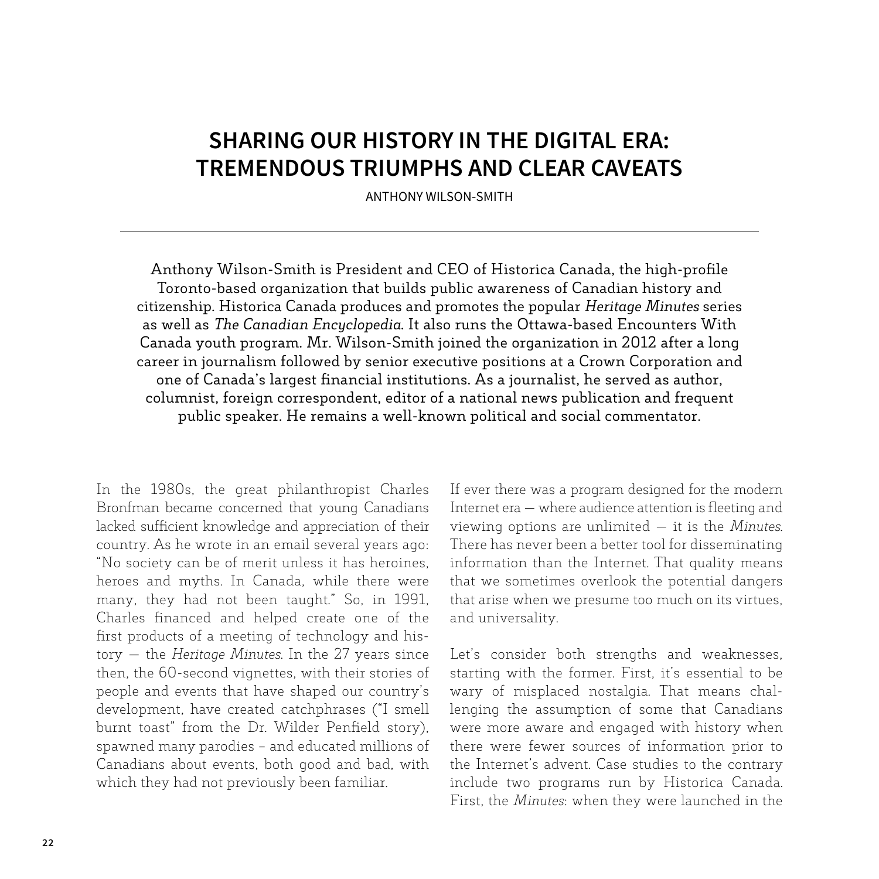# SHARING OUR HISTORY IN THE DIGITAL ERA: TREMENDOUS TRIUMPHS AND CLEAR CAVEATS

ANTHONY WILSON-SMITH

Anthony Wilson-Smith is President and CEO of Historica Canada, the high-profile Toronto-based organization that builds public awareness of Canadian history and citizenship. Historica Canada produces and promotes the popular *Heritage Minutes* series as well as *The Canadian Encyclopedia*. It also runs the Ottawa-based Encounters With Canada youth program. Mr. Wilson-Smith joined the organization in 2012 after a long career in journalism followed by senior executive positions at a Crown Corporation and one of Canada's largest financial institutions. As a journalist, he served as author, columnist, foreign correspondent, editor of a national news publication and frequent public speaker. He remains a well-known political and social commentator.

In the 1980s, the great philanthropist Charles Bronfman became concerned that young Canadians lacked sufficient knowledge and appreciation of their country. As he wrote in an email several years ago: "No society can be of merit unless it has heroines, heroes and myths. In Canada, while there were many, they had not been taught." So, in 1991, Charles financed and helped create one of the first products of a meeting of technology and history — the *Heritage Minutes*. In the 27 years since then, the 60-second vignettes, with their stories of people and events that have shaped our country's development, have created catchphrases ("I smell burnt toast" from the Dr. Wilder Penfield story), spawned many parodies – and educated millions of Canadians about events, both good and bad, with which they had not previously been familiar.

If ever there was a program designed for the modern Internet era — where audience attention is fleeting and viewing options are unlimited — it is the *Minutes*. There has never been a better tool for disseminating information than the Internet. That quality means that we sometimes overlook the potential dangers that arise when we presume too much on its virtues, and universality.

Let's consider both strengths and weaknesses, starting with the former. First, it's essential to be wary of misplaced nostalgia. That means challenging the assumption of some that Canadians were more aware and engaged with history when there were fewer sources of information prior to the Internet's advent. Case studies to the contrary include two programs run by Historica Canada. First, the *Minutes*: when they were launched in the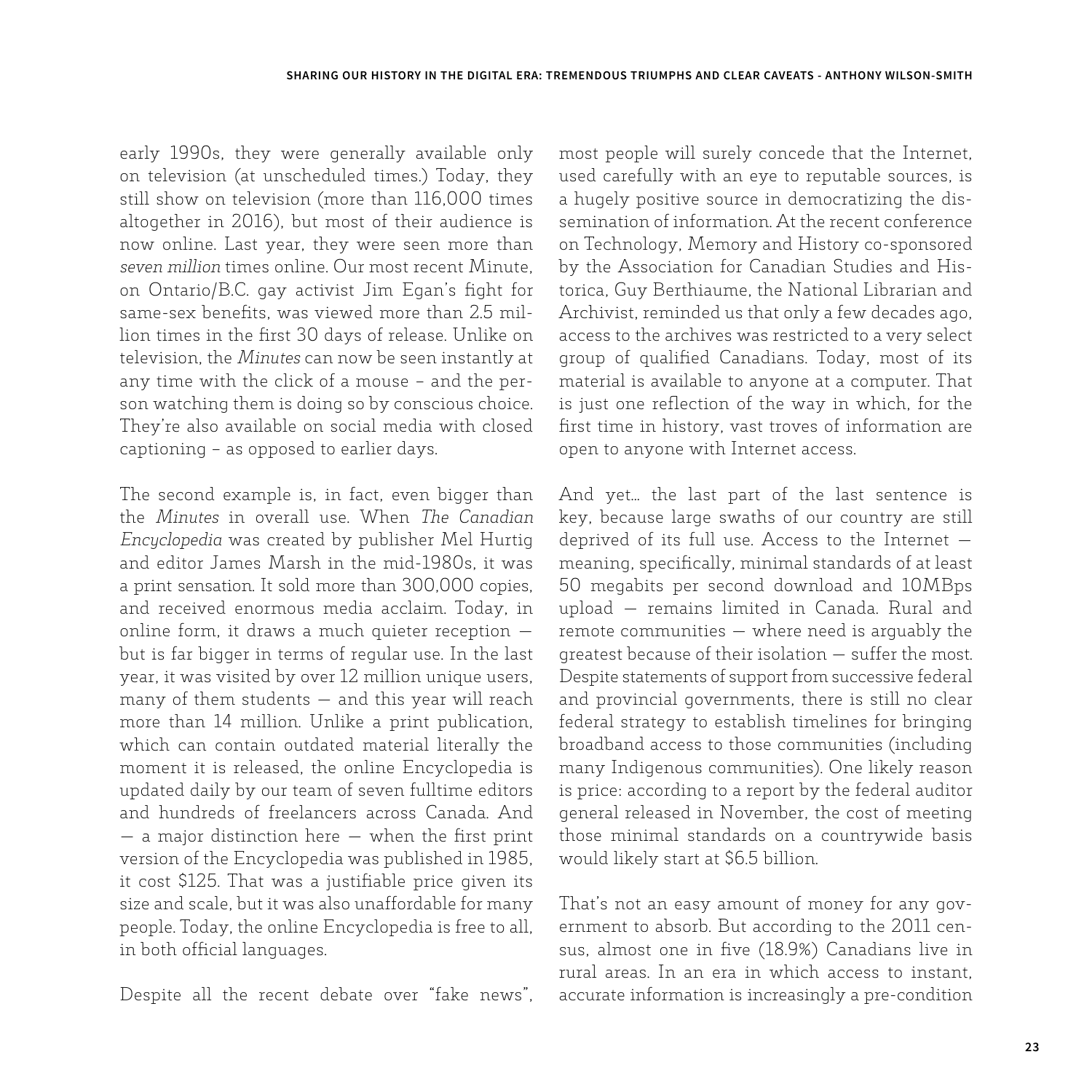early 1990s, they were generally available only on television (at unscheduled times.) Today, they still show on television (more than 116,000 times altogether in 2016), but most of their audience is now online. Last year, they were seen more than *seven million* times online. Our most recent Minute, on Ontario/B.C. gay activist Jim Egan's fight for same-sex benefits, was viewed more than 2.5 million times in the first 30 days of release. Unlike on television, the *Minutes* can now be seen instantly at any time with the click of a mouse – and the person watching them is doing so by conscious choice. They're also available on social media with closed captioning – as opposed to earlier days.

The second example is, in fact, even bigger than the *Minutes* in overall use. When *The Canadian Encyclopedia* was created by publisher Mel Hurtig and editor James Marsh in the mid-1980s, it was a print sensation. It sold more than 300,000 copies, and received enormous media acclaim. Today, in online form, it draws a much quieter reception — but is far bigger in terms of regular use. In the last year, it was visited by over 12 million unique users, many of them students — and this year will reach more than 14 million. Unlike a print publication, which can contain outdated material literally the moment it is released, the online Encyclopedia is updated daily by our team of seven fulltime editors and hundreds of freelancers across Canada. And — a major distinction here — when the first print version of the Encyclopedia was published in 1985, it cost $125. That was a justifiable price given its size and scale, but it was also unaffordable for many people. Today, the online Encyclopedia is free to all, in both official languages.

Despite all the recent debate over "fake news", most people will surely concede that the Internet, used carefully with an eye to reputable sources, is a hugely positive source in democratizing the dissemination of information. At the recent conference on Technology, Memory and History co-sponsored by the Association for Canadian Studies and Historica, Guy Berthiaume, the National Librarian and Archivist, reminded us that only a few decades ago, access to the archives was restricted to a very select group of qualified Canadians. Today, most of its material is available to anyone at a computer. That is just one reflection of the way in which, for the first time in history, vast troves of information are open to anyone with Internet access.

And yet… the last part of the last sentence is key, because large swaths of our country are still deprived of its full use. Access to the Internet — meaning, specifically, minimal standards of at least 50 megabits per second download and 10MBps upload — remains limited in Canada. Rural and remote communities — where need is arguably the greatest because of their isolation — suffer the most. Despite statements of support from successive federal and provincial governments, there is still no clear federal strategy to establish timelines for bringing broadband access to those communities (including many Indigenous communities). One likely reason is price: according to a report by the federal auditor general released in November, the cost of meeting those minimal standards on a countrywide basis would likely start at $6.5 billion.

That's not an easy amount of money for any government to absorb. But according to the 2011 census, almost one in five (18.9%) Canadians live in rural areas. In an era in which access to instant, accurate information is increasingly a pre-condition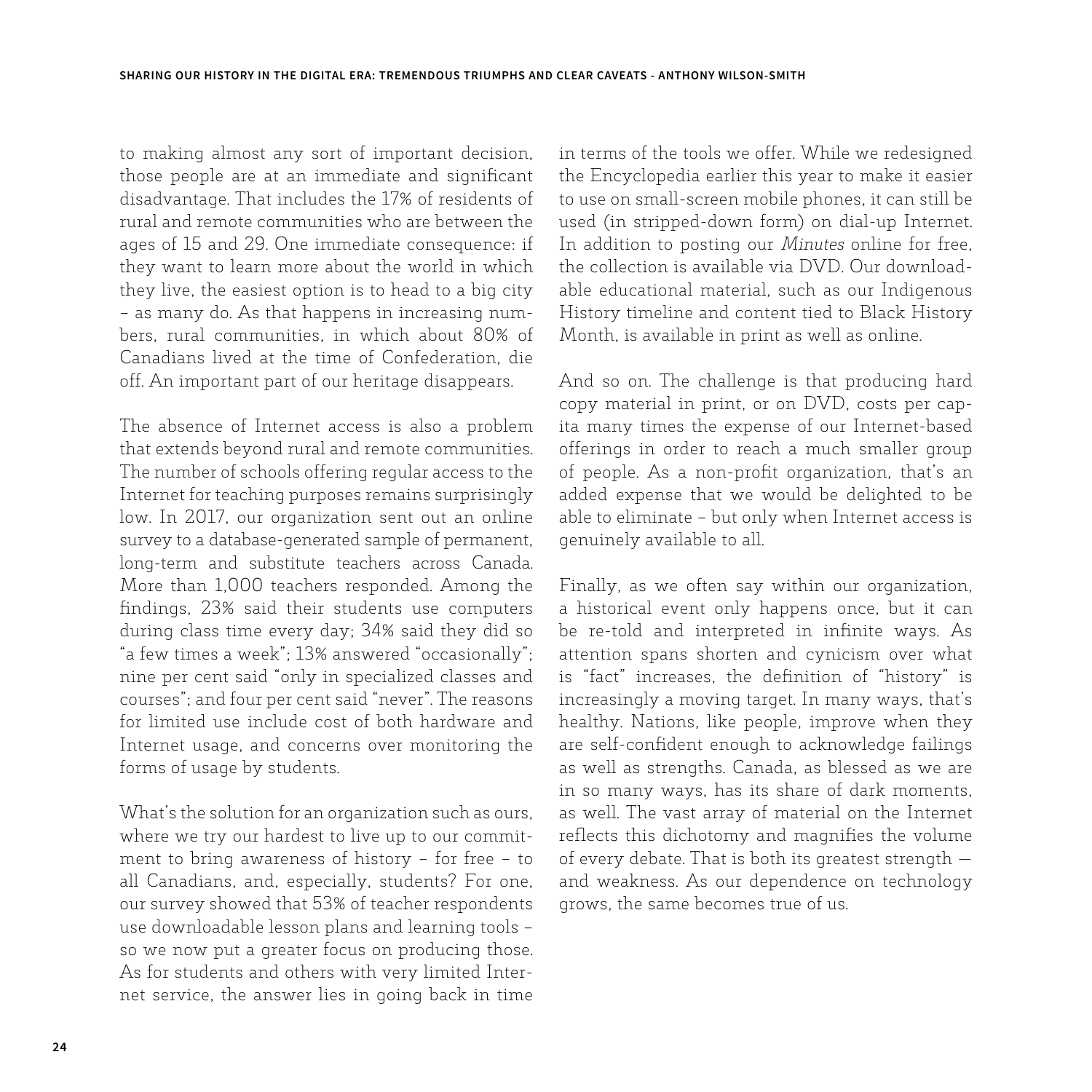to making almost any sort of important decision, those people are at an immediate and significant disadvantage. That includes the 17% of residents of rural and remote communities who are between the ages of 15 and 29. One immediate consequence: if they want to learn more about the world in which they live, the easiest option is to head to a big city – as many do. As that happens in increasing numbers, rural communities, in which about 80% of Canadians lived at the time of Confederation, die off. An important part of our heritage disappears.

The absence of Internet access is also a problem that extends beyond rural and remote communities. The number of schools offering regular access to the Internet for teaching purposes remains surprisingly low. In 2017, our organization sent out an online survey to a database-generated sample of permanent, long-term and substitute teachers across Canada. More than 1,000 teachers responded. Among the findings, 23% said their students use computers during class time every day; 34% said they did so "a few times a week"; 13% answered "occasionally"; nine per cent said "only in specialized classes and courses"; and four per cent said "never". The reasons for limited use include cost of both hardware and Internet usage, and concerns over monitoring the forms of usage by students.

What's the solution for an organization such as ours, where we try our hardest to live up to our commitment to bring awareness of history – for free – to all Canadians, and, especially, students? For one, our survey showed that 53% of teacher respondents use downloadable lesson plans and learning tools – so we now put a greater focus on producing those. As for students and others with very limited Internet service, the answer lies in going back in time in terms of the tools we offer. While we redesigned the Encyclopedia earlier this year to make it easier to use on small-screen mobile phones, it can still be used (in stripped-down form) on dial-up Internet. In addition to posting our *Minutes* online for free, the collection is available via DVD. Our downloadable educational material, such as our Indigenous History timeline and content tied to Black History Month, is available in print as well as online.

And so on. The challenge is that producing hard copy material in print, or on DVD, costs per capita many times the expense of our Internet-based offerings in order to reach a much smaller group of people. As a non-profit organization, that's an added expense that we would be delighted to be able to eliminate – but only when Internet access is genuinely available to all.

Finally, as we often say within our organization, a historical event only happens once, but it can be re-told and interpreted in infinite ways. As attention spans shorten and cynicism over what is "fact" increases, the definition of "history" is increasingly a moving target. In many ways, that's healthy. Nations, like people, improve when they are self-confident enough to acknowledge failings as well as strengths. Canada, as blessed as we are in so many ways, has its share of dark moments, as well. The vast array of material on the Internet reflects this dichotomy and magnifies the volume of every debate. That is both its greatest strength — and weakness. As our dependence on technology grows, the same becomes true of us.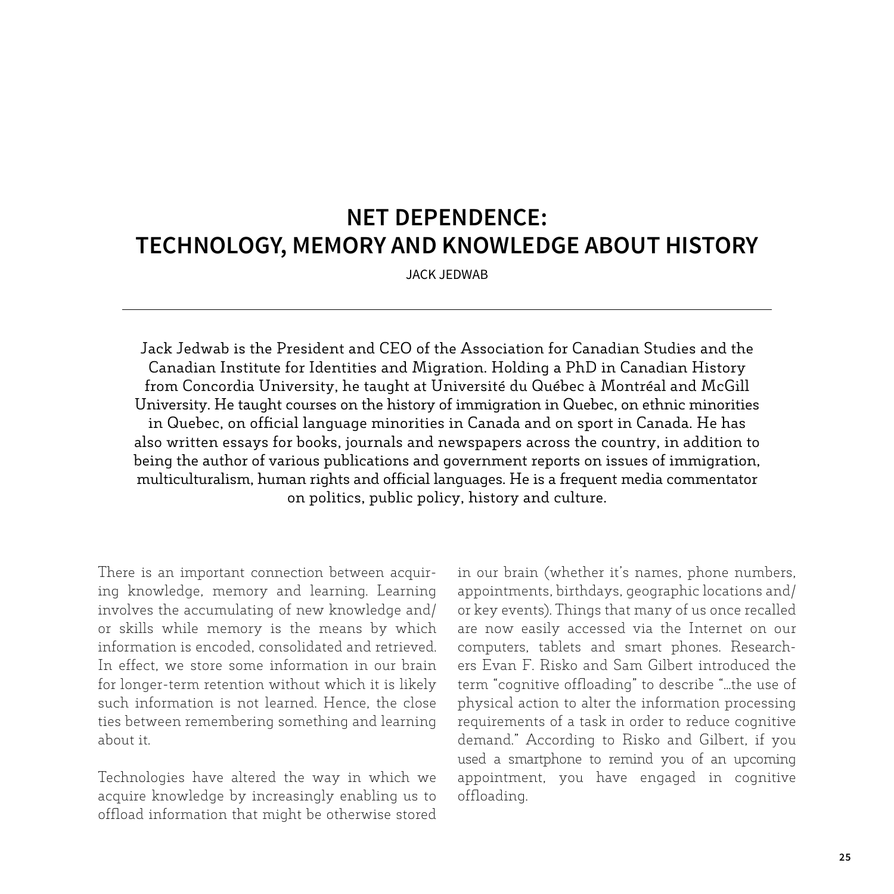# NET DEPENDENCE: TECHNOLOGY, MEMORY AND KNOWLEDGE ABOUT HISTORY

JACK JEDWAB

Jack Jedwab is the President and CEO of the Association for Canadian Studies and the Canadian Institute for Identities and Migration. Holding a PhD in Canadian History from Concordia University, he taught at Université du Québec à Montréal and McGill University. He taught courses on the history of immigration in Quebec, on ethnic minorities in Quebec, on official language minorities in Canada and on sport in Canada. He has also written essays for books, journals and newspapers across the country, in addition to being the author of various publications and government reports on issues of immigration, multiculturalism, human rights and official languages. He is a frequent media commentator on politics, public policy, history and culture.

There is an important connection between acquiring knowledge, memory and learning. Learning involves the accumulating of new knowledge and/or skills while memory is the means by which information is encoded, consolidated and retrieved. In effect, we store some information in our brain for longer-term retention without which it is likely such information is not learned. Hence, the close ties between remembering something and learning about it.

Technologies have altered the way in which we acquire knowledge by increasingly enabling us to offload information that might be otherwise stored in our brain (whether it's names, phone numbers, appointments, birthdays, geographic locations and/or key events). Things that many of us once recalled are now easily accessed via the Internet on our computers, tablets and smart phones. Researchers Evan F. Risko and Sam Gilbert introduced the term "cognitive offloading" to describe "...the use of physical action to alter the information processing requirements of a task in order to reduce cognitive demand." According to Risko and Gilbert, if you used a smartphone to remind you of an upcoming appointment, you have engaged in cognitive offloading.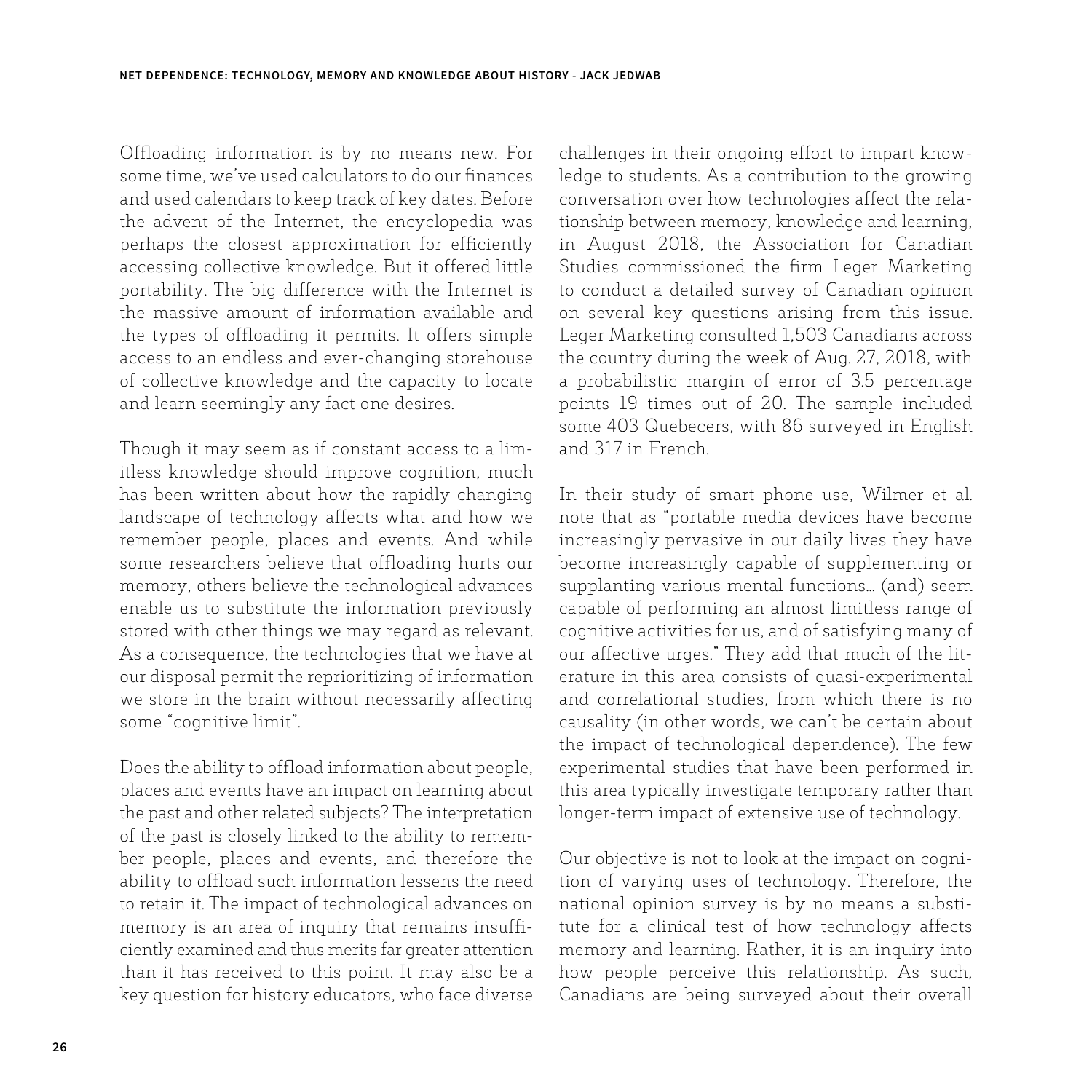Offloading information is by no means new. For some time, we've used calculators to do our finances and used calendars to keep track of key dates. Before the advent of the Internet, the encyclopedia was perhaps the closest approximation for efficiently accessing collective knowledge. But it offered little portability. The big difference with the Internet is the massive amount of information available and the types of offloading it permits. It offers simple access to an endless and ever-changing storehouse of collective knowledge and the capacity to locate and learn seemingly any fact one desires.

Though it may seem as if constant access to a limitless knowledge should improve cognition, much has been written about how the rapidly changing landscape of technology affects what and how we remember people, places and events. And while some researchers believe that offloading hurts our memory, others believe the technological advances enable us to substitute the information previously stored with other things we may regard as relevant. As a consequence, the technologies that we have at our disposal permit the reprioritizing of information we store in the brain without necessarily affecting some "cognitive limit".

Does the ability to offload information about people, places and events have an impact on learning about the past and other related subjects? The interpretation of the past is closely linked to the ability to remember people, places and events, and therefore the ability to offload such information lessens the need to retain it. The impact of technological advances on memory is an area of inquiry that remains insufficiently examined and thus merits far greater attention than it has received to this point. It may also be a key question for history educators, who face diverse challenges in their ongoing effort to impart knowledge to students. As a contribution to the growing conversation over how technologies affect the relationship between memory, knowledge and learning, in August 2018, the Association for Canadian Studies commissioned the firm Leger Marketing to conduct a detailed survey of Canadian opinion on several key questions arising from this issue. Leger Marketing consulted 1,503 Canadians across the country during the week of Aug. 27, 2018, with a probabilistic margin of error of 3.5 percentage points 19 times out of 20. The sample included some 403 Quebecers, with 86 surveyed in English and 317 in French.

In their study of smart phone use, Wilmer et al. note that as "portable media devices have become increasingly pervasive in our daily lives they have become increasingly capable of supplementing or supplanting various mental functions… (and) seem capable of performing an almost limitless range of cognitive activities for us, and of satisfying many of our affective urges." They add that much of the literature in this area consists of quasi-experimental and correlational studies, from which there is no causality (in other words, we can't be certain about the impact of technological dependence). The few experimental studies that have been performed in this area typically investigate temporary rather than longer-term impact of extensive use of technology.

Our objective is not to look at the impact on cognition of varying uses of technology. Therefore, the national opinion survey is by no means a substitute for a clinical test of how technology affects memory and learning. Rather, it is an inquiry into how people perceive this relationship. As such, Canadians are being surveyed about their overall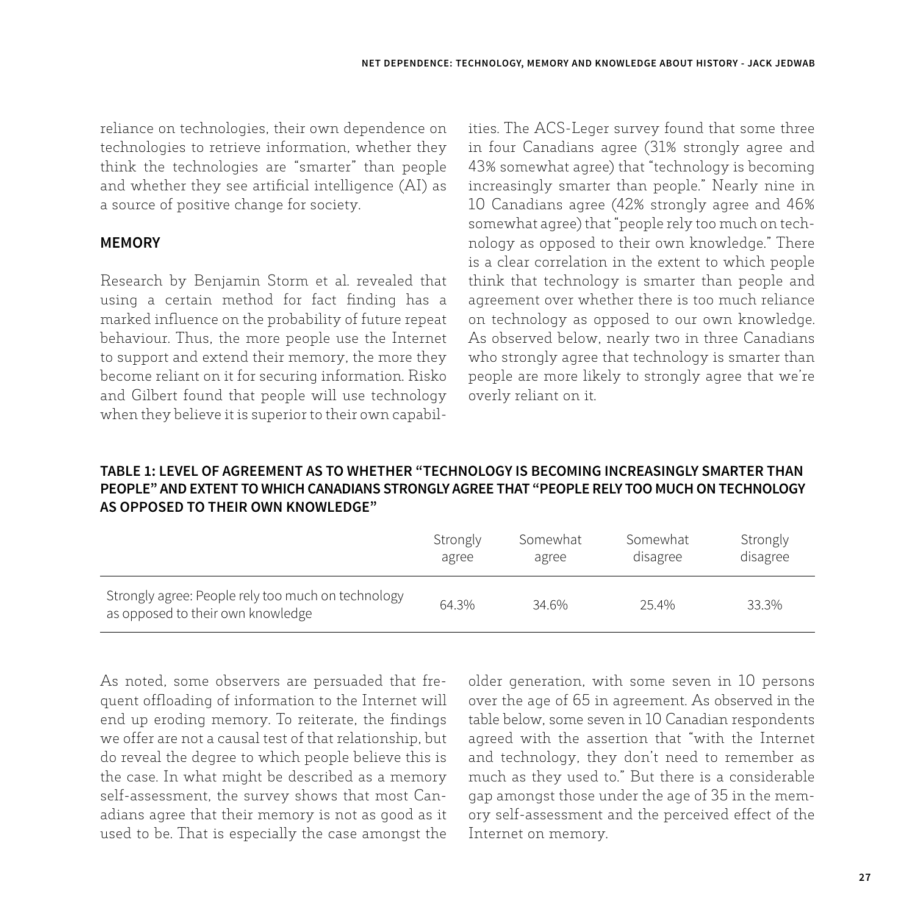reliance on technologies, their own dependence on technologies to retrieve information, whether they think the technologies are "smarter" than people and whether they see artificial intelligence (AI) as a source of positive change for society.

## MEMORY

Research by Benjamin Storm et al. revealed that using a certain method for fact finding has a marked influence on the probability of future repeat behaviour. Thus, the more people use the Internet to support and extend their memory, the more they become reliant on it for securing information. Risko and Gilbert found that people will use technology when they believe it is superior to their own capabilities. The ACS-Leger survey found that some three in four Canadians agree (31% strongly agree and 43% somewhat agree) that "technology is becoming increasingly smarter than people." Nearly nine in 10 Canadians agree (42% strongly agree and 46% somewhat agree) that "people rely too much on technology as opposed to their own knowledge." There is a clear correlation in the extent to which people think that technology is smarter than people and agreement over whether there is too much reliance on technology as opposed to our own knowledge. As observed below, nearly two in three Canadians who strongly agree that technology is smarter than people are more likely to strongly agree that we're overly reliant on it.

**TABLE 1: LEVEL OF AGREEMENT AS TO WHETHER "TECHNOLOGY IS BECOMING INCREASINGLY SMARTER THAN PEOPLE" AND EXTENT TO WHICH CANADIANS STRONGLY AGREE THAT "PEOPLE RELY TOO MUCH ON TECHNOLOGY AS OPPOSED TO THEIR OWN KNOWLEDGE"**

| | Strongly agree | Somewhat agree | Somewhat disagree | Strongly disagree |
|---|---|---|---|---|
| Strongly agree: People rely too much on technology as opposed to their own knowledge | 64.3% | 34.6% | 25.4% | 33.3% |

As noted, some observers are persuaded that frequent offloading of information to the Internet will end up eroding memory. To reiterate, the findings we offer are not a causal test of that relationship, but do reveal the degree to which people believe this is the case. In what might be described as a memory self-assessment, the survey shows that most Canadians agree that their memory is not as good as it used to be. That is especially the case amongst the older generation, with some seven in 10 persons over the age of 65 in agreement. As observed in the table below, some seven in 10 Canadian respondents agreed with the assertion that "with the Internet and technology, they don't need to remember as much as they used to." But there is a considerable gap amongst those under the age of 35 in the memory self-assessment and the perceived effect of the Internet on memory.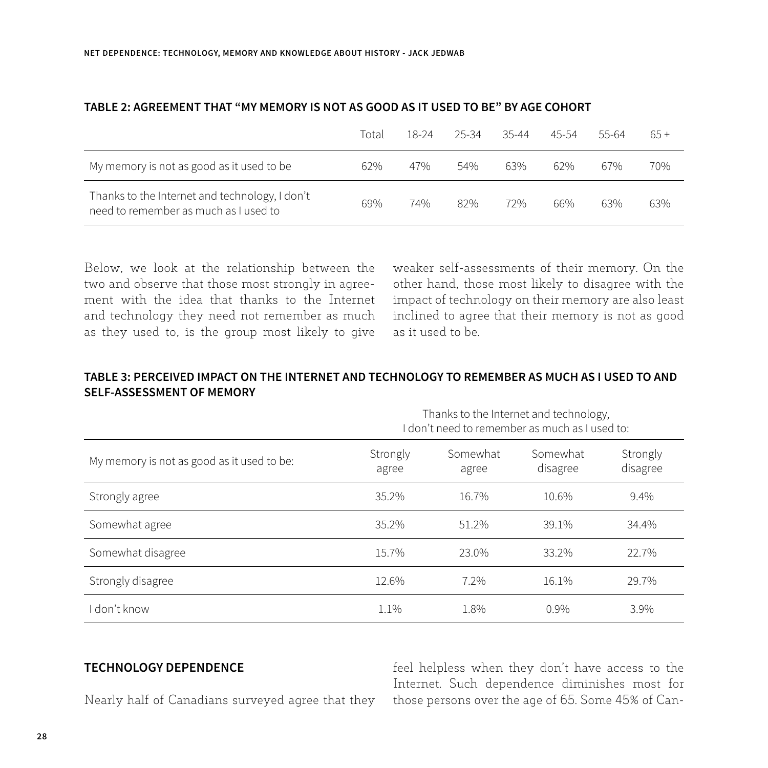### TABLE 2: AGREEMENT THAT "MY MEMORY IS NOT AS GOOD AS IT USED TO BE" BY AGE COHORT

| | Total | 18-24 | 25-34 | 35-44 | 45-54 | 55-64 | 65 + |
|---|---|---|---|---|---|---|---|
| My memory is not as good as it used to be | 62% | 47% | 54% | 63% | 62% | 67% | 70% |
| Thanks to the Internet and technology, I don't need to remember as much as I used to | 69% | 74% | 82% | 72% | 66% | 63% | 63% |

Below, we look at the relationship between the two and observe that those most strongly in agreement with the idea that thanks to the Internet and technology they need not remember as much as they used to, is the group most likely to give weaker self-assessments of their memory. On the other hand, those most likely to disagree with the impact of technology on their memory are also least inclined to agree that their memory is not as good as it used to be.

### TABLE 3: PERCEIVED IMPACT ON THE INTERNET AND TECHNOLOGY TO REMEMBER AS MUCH AS I USED TO AND SELF-ASSESSMENT OF MEMORY

| | Thanks to the Internet and technology, I don't need to remember as much as I used to: | | | |
|---|---|---|---|---|
| My memory is not as good as it used to be: | Strongly agree | Somewhat agree | Somewhat disagree | Strongly disagree |
| Strongly agree | 35.2% | 16.7% | 10.6% | 9.4% |
| Somewhat agree | 35.2% | 51.2% | 39.1% | 34.4% |
| Somewhat disagree | 15.7% | 23.0% | 33.2% | 22.7% |
| Strongly disagree | 12.6% | 7.2% | 16.1% | 29.7% |
| I don't know | 1.1% | 1.8% | 0.9% | 3.9% |

### TECHNOLOGY DEPENDENCE

Nearly half of Canadians surveyed agree that they feel helpless when they don't have access to the Internet. Such dependence diminishes most for those persons over the age of 65. Some 45% of Can-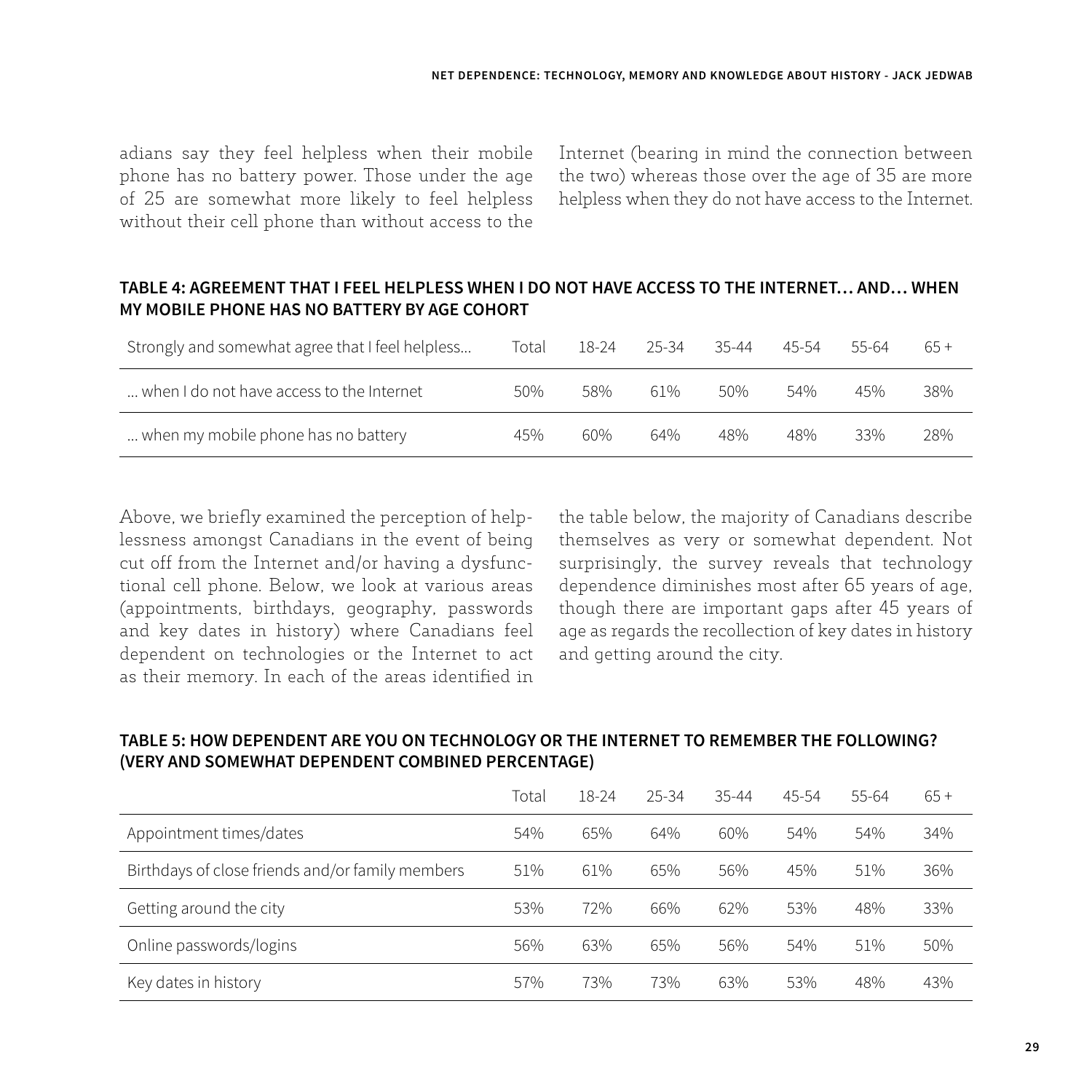adians say they feel helpless when their mobile phone has no battery power. Those under the age of 25 are somewhat more likely to feel helpless without their cell phone than without access to the Internet (bearing in mind the connection between the two) whereas those over the age of 35 are more helpless when they do not have access to the Internet.

**TABLE 4: AGREEMENT THAT I FEEL HELPLESS WHEN I DO NOT HAVE ACCESS TO THE INTERNET… AND… WHEN MY MOBILE PHONE HAS NO BATTERY BY AGE COHORT**

| Strongly and somewhat agree that I feel helpless… | Total | 18-24 | 25-34 | 35-44 | 45-54 | 55-64 | 65 + |
|---|---|---|---|---|---|---|---|
| … when I do not have access to the Internet | 50% | 58% | 61% | 50% | 54% | 45% | 38% |
| … when my mobile phone has no battery | 45% | 60% | 64% | 48% | 48% | 33% | 28% |

Above, we briefly examined the perception of helplessness amongst Canadians in the event of being cut off from the Internet and/or having a dysfunctional cell phone. Below, we look at various areas (appointments, birthdays, geography, passwords and key dates in history) where Canadians feel dependent on technologies or the Internet to act as their memory. In each of the areas identified in the table below, the majority of Canadians describe themselves as very or somewhat dependent. Not surprisingly, the survey reveals that technology dependence diminishes most after 65 years of age, though there are important gaps after 45 years of age as regards the recollection of key dates in history and getting around the city.

**TABLE 5: HOW DEPENDENT ARE YOU ON TECHNOLOGY OR THE INTERNET TO REMEMBER THE FOLLOWING? (VERY AND SOMEWHAT DEPENDENT COMBINED PERCENTAGE)**

| | Total | 18-24 | 25-34 | 35-44 | 45-54 | 55-64 | 65 + |
|---|---|---|---|---|---|---|---|
| Appointment times/dates | 54% | 65% | 64% | 60% | 54% | 54% | 34% |
| Birthdays of close friends and/or family members | 51% | 61% | 65% | 56% | 45% | 51% | 36% |
| Getting around the city | 53% | 72% | 66% | 62% | 53% | 48% | 33% |
| Online passwords/logins | 56% | 63% | 65% | 56% | 54% | 51% | 50% |
| Key dates in history | 57% | 73% | 73% | 63% | 53% | 48% | 43% |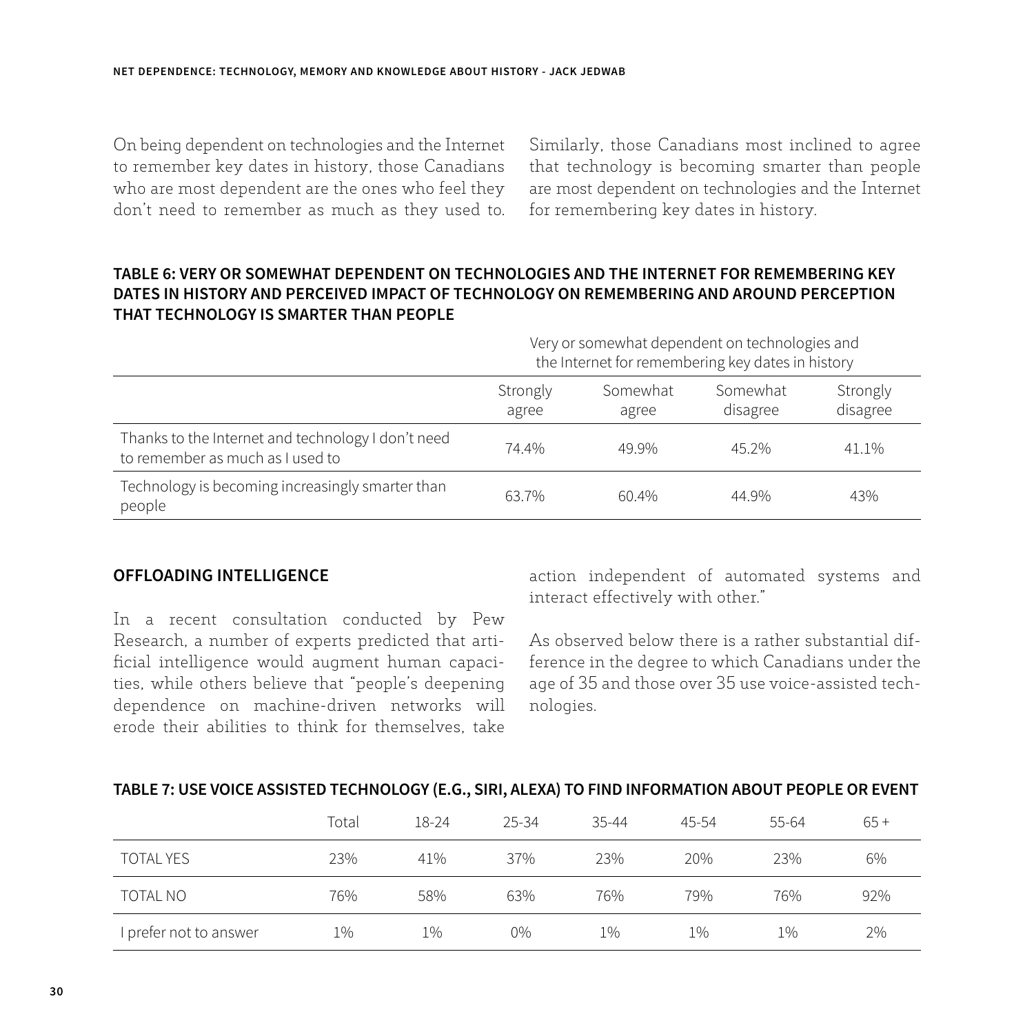On being dependent on technologies and the Internet to remember key dates in history, those Canadians who are most dependent are the ones who feel they don't need to remember as much as they used to. Similarly, those Canadians most inclined to agree that technology is becoming smarter than people are most dependent on technologies and the Internet for remembering key dates in history.

**TABLE 6: VERY OR SOMEWHAT DEPENDENT ON TECHNOLOGIES AND THE INTERNET FOR REMEMBERING KEY DATES IN HISTORY AND PERCEIVED IMPACT OF TECHNOLOGY ON REMEMBERING AND AROUND PERCEPTION THAT TECHNOLOGY IS SMARTER THAN PEOPLE**

| | Very or somewhat dependent on technologies and the Internet for remembering key dates in history | | | |
|---|---|---|---|---|
| | Strongly agree | Somewhat agree | Somewhat disagree | Strongly disagree |
| Thanks to the Internet and technology I don't need to remember as much as I used to | 74.4% | 49.9% | 45.2% | 41.1% |
| Technology is becoming increasingly smarter than people | 63.7% | 60.4% | 44.9% | 43% |

## OFFLOADING INTELLIGENCE

In a recent consultation conducted by Pew Research, a number of experts predicted that artificial intelligence would augment human capacities, while others believe that "people's deepening dependence on machine-driven networks will erode their abilities to think for themselves, take action independent of automated systems and interact effectively with other."

As observed below there is a rather substantial difference in the degree to which Canadians under the age of 35 and those over 35 use voice-assisted technologies.

**TABLE 7: USE VOICE ASSISTED TECHNOLOGY (E.G., SIRI, ALEXA) TO FIND INFORMATION ABOUT PEOPLE OR EVENT**

| | Total | 18-24 | 25-34 | 35-44 | 45-54 | 55-64 | 65 + |
|---|---|---|---|---|---|---|---|
| TOTAL YES | 23% | 41% | 37% | 23% | 20% | 23% | 6% |
| TOTAL NO | 76% | 58% | 63% | 76% | 79% | 76% | 92% |
| I prefer not to answer | 1% | 1% | 0% | 1% | 1% | 1% | 2% |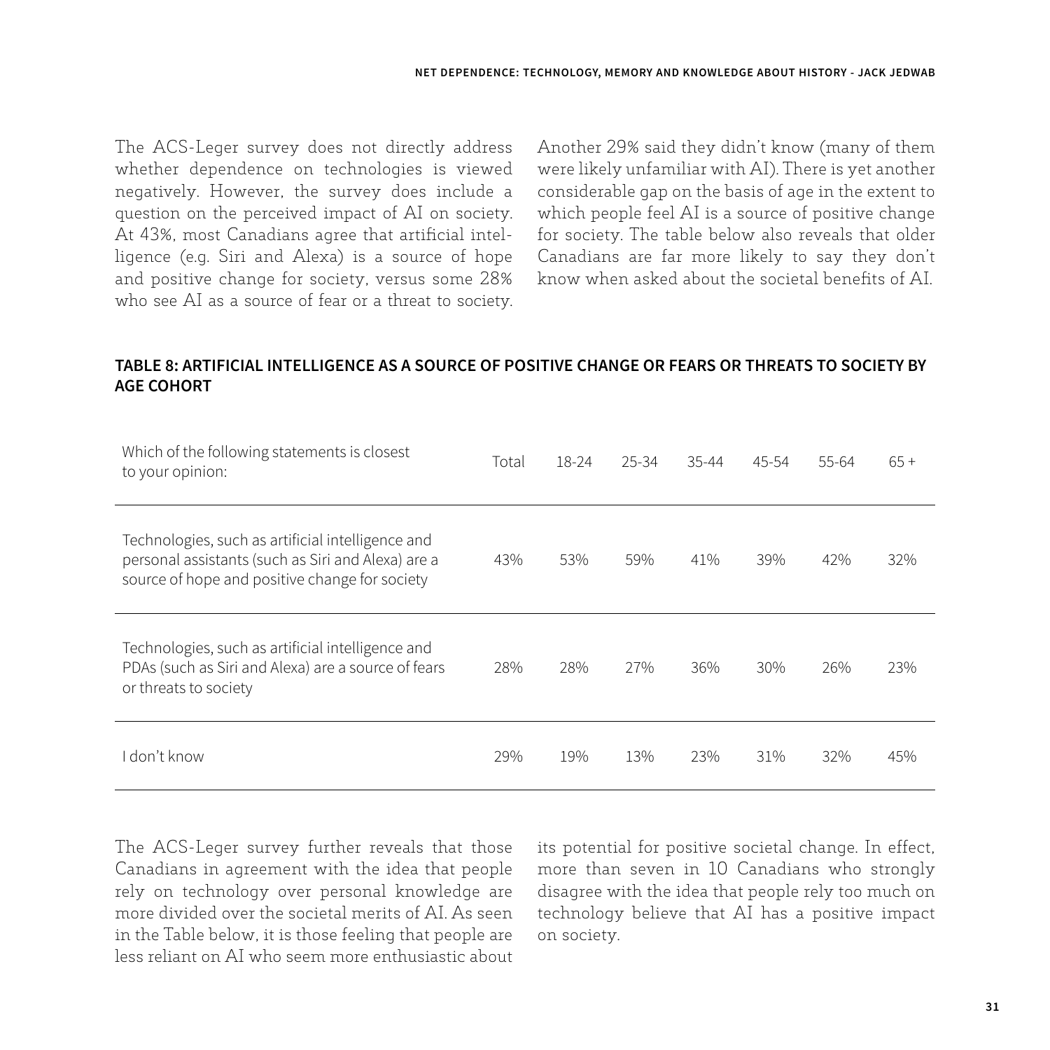The ACS-Leger survey does not directly address whether dependence on technologies is viewed negatively. However, the survey does include a question on the perceived impact of AI on society. At 43%, most Canadians agree that artificial intelligence (e.g. Siri and Alexa) is a source of hope and positive change for society, versus some 28% who see AI as a source of fear or a threat to society. Another 29% said they didn't know (many of them were likely unfamiliar with AI). There is yet another considerable gap on the basis of age in the extent to which people feel AI is a source of positive change for society. The table below also reveals that older Canadians are far more likely to say they don't know when asked about the societal benefits of AI.

**TABLE 8: ARTIFICIAL INTELLIGENCE AS A SOURCE OF POSITIVE CHANGE OR FEARS OR THREATS TO SOCIETY BY AGE COHORT**

| Which of the following statements is closest to your opinion: | Total | 18-24 | 25-34 | 35-44 | 45-54 | 55-64 | 65 + |
|---|---|---|---|---|---|---|---|
| Technologies, such as artificial intelligence and personal assistants (such as Siri and Alexa) are a source of hope and positive change for society | 43% | 53% | 59% | 41% | 39% | 42% | 32% |
| Technologies, such as artificial intelligence and PDAs (such as Siri and Alexa) are a source of fears or threats to society | 28% | 28% | 27% | 36% | 30% | 26% | 23% |
| I don't know | 29% | 19% | 13% | 23% | 31% | 32% | 45% |

The ACS-Leger survey further reveals that those Canadians in agreement with the idea that people rely on technology over personal knowledge are more divided over the societal merits of AI. As seen in the Table below, it is those feeling that people are less reliant on AI who seem more enthusiastic about its potential for positive societal change. In effect, more than seven in 10 Canadians who strongly disagree with the idea that people rely too much on technology believe that AI has a positive impact on society.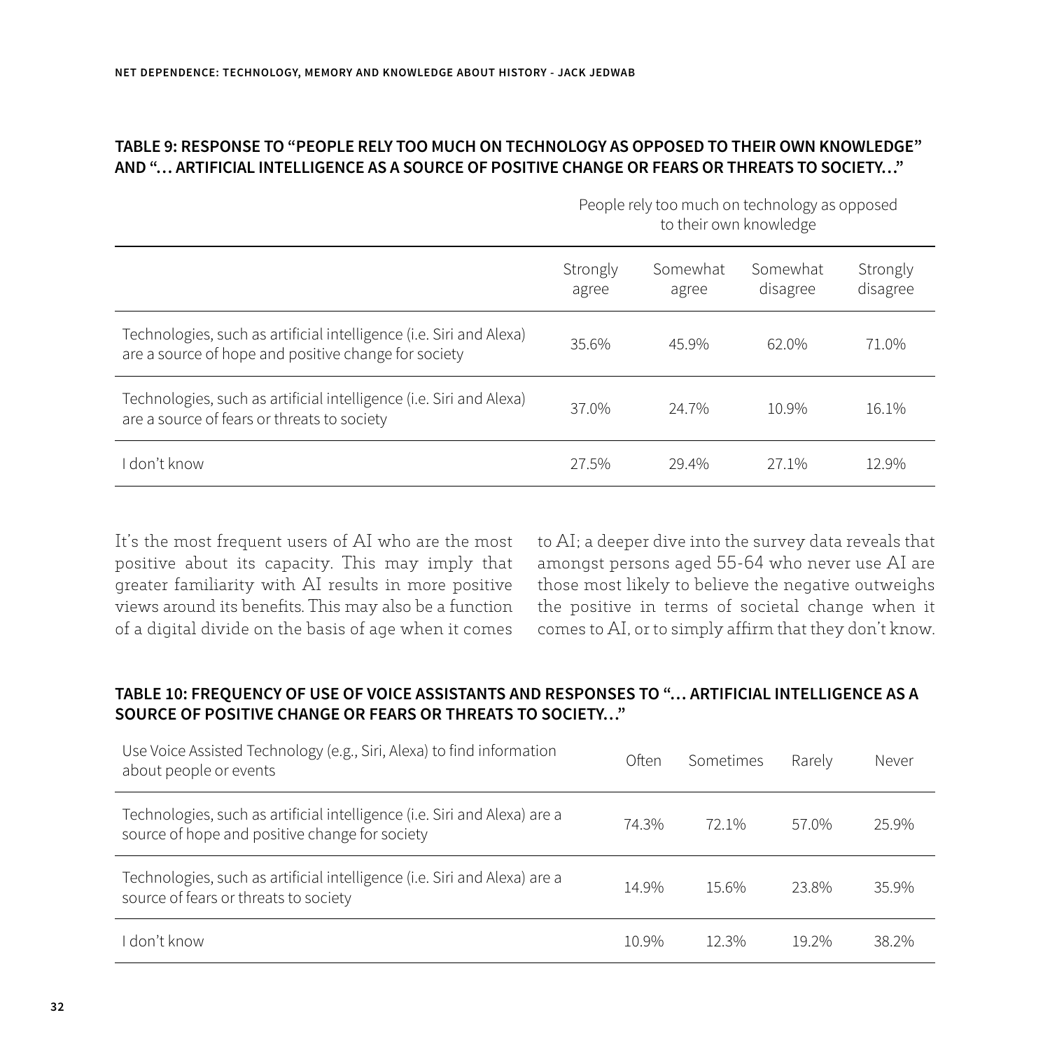### TABLE 9: RESPONSE TO "PEOPLE RELY TOO MUCH ON TECHNOLOGY AS OPPOSED TO THEIR OWN KNOWLEDGE" AND "… ARTIFICIAL INTELLIGENCE AS A SOURCE OF POSITIVE CHANGE OR FEARS OR THREATS TO SOCIETY…"

| | People rely too much on technology as opposed to their own knowledge | | | |
|---|---|---|---|---|
| | Strongly agree | Somewhat agree | Somewhat disagree | Strongly disagree |
| Technologies, such as artificial intelligence (i.e. Siri and Alexa) are a source of hope and positive change for society | 35.6% | 45.9% | 62.0% | 71.0% |
| Technologies, such as artificial intelligence (i.e. Siri and Alexa) are a source of fears or threats to society | 37.0% | 24.7% | 10.9% | 16.1% |
| I don't know | 27.5% | 29.4% | 27.1% | 12.9% |

It's the most frequent users of AI who are the most positive about its capacity. This may imply that greater familiarity with AI results in more positive views around its benefits. This may also be a function of a digital divide on the basis of age when it comes to AI; a deeper dive into the survey data reveals that amongst persons aged 55-64 who never use AI are those most likely to believe the negative outweighs the positive in terms of societal change when it comes to AI, or to simply affirm that they don't know.

### TABLE 10: FREQUENCY OF USE OF VOICE ASSISTANTS AND RESPONSES TO "… ARTIFICIAL INTELLIGENCE AS A SOURCE OF POSITIVE CHANGE OR FEARS OR THREATS TO SOCIETY…"

| Use Voice Assisted Technology (e.g., Siri, Alexa) to find information about people or events | Often | Sometimes | Rarely | Never |
|---|---|---|---|---|
| Technologies, such as artificial intelligence (i.e. Siri and Alexa) are a source of hope and positive change for society | 74.3% | 72.1% | 57.0% | 25.9% |
| Technologies, such as artificial intelligence (i.e. Siri and Alexa) are a source of fears or threats to society | 14.9% | 15.6% | 23.8% | 35.9% |
| I don't know | 10.9% | 12.3% | 19.2% | 38.2% |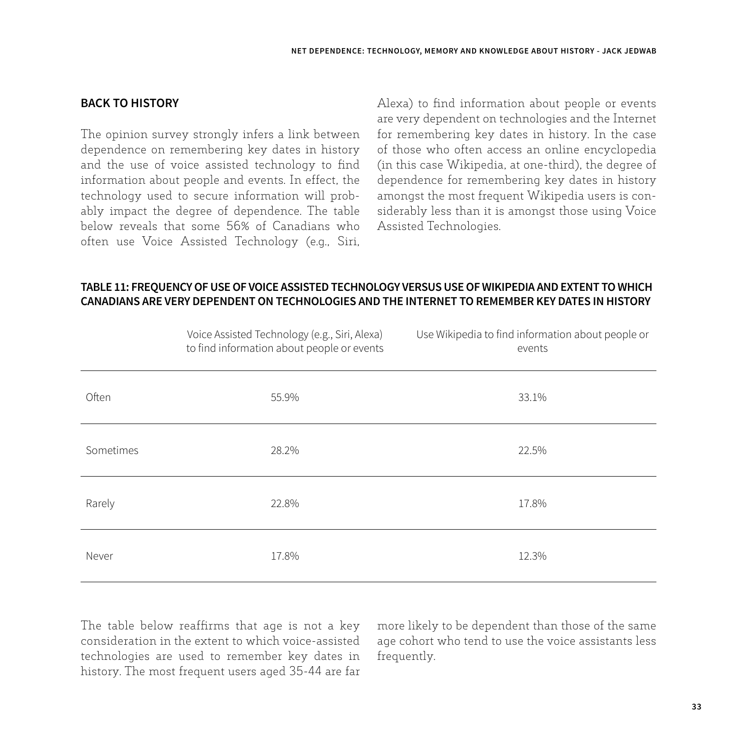## BACK TO HISTORY

The opinion survey strongly infers a link between dependence on remembering key dates in history and the use of voice assisted technology to find information about people and events. In effect, the technology used to secure information will probably impact the degree of dependence. The table below reveals that some 56% of Canadians who often use Voice Assisted Technology (e.g., Siri, Alexa) to find information about people or events are very dependent on technologies and the Internet for remembering key dates in history. In the case of those who often access an online encyclopedia (in this case Wikipedia, at one-third), the degree of dependence for remembering key dates in history amongst the most frequent Wikipedia users is considerably less than it is amongst those using Voice Assisted Technologies.

**TABLE 11: FREQUENCY OF USE OF VOICE ASSISTED TECHNOLOGY VERSUS USE OF WIKIPEDIA AND EXTENT TO WHICH CANADIANS ARE VERY DEPENDENT ON TECHNOLOGIES AND THE INTERNET TO REMEMBER KEY DATES IN HISTORY**

| | Voice Assisted Technology (e.g., Siri, Alexa) to find information about people or events | Use Wikipedia to find information about people or events |
|---|---|---|
| Often | 55.9% | 33.1% |
| Sometimes | 28.2% | 22.5% |
| Rarely | 22.8% | 17.8% |
| Never | 17.8% | 12.3% |

The table below reaffirms that age is not a key consideration in the extent to which voice-assisted technologies are used to remember key dates in history. The most frequent users aged 35-44 are far more likely to be dependent than those of the same age cohort who tend to use the voice assistants less frequently.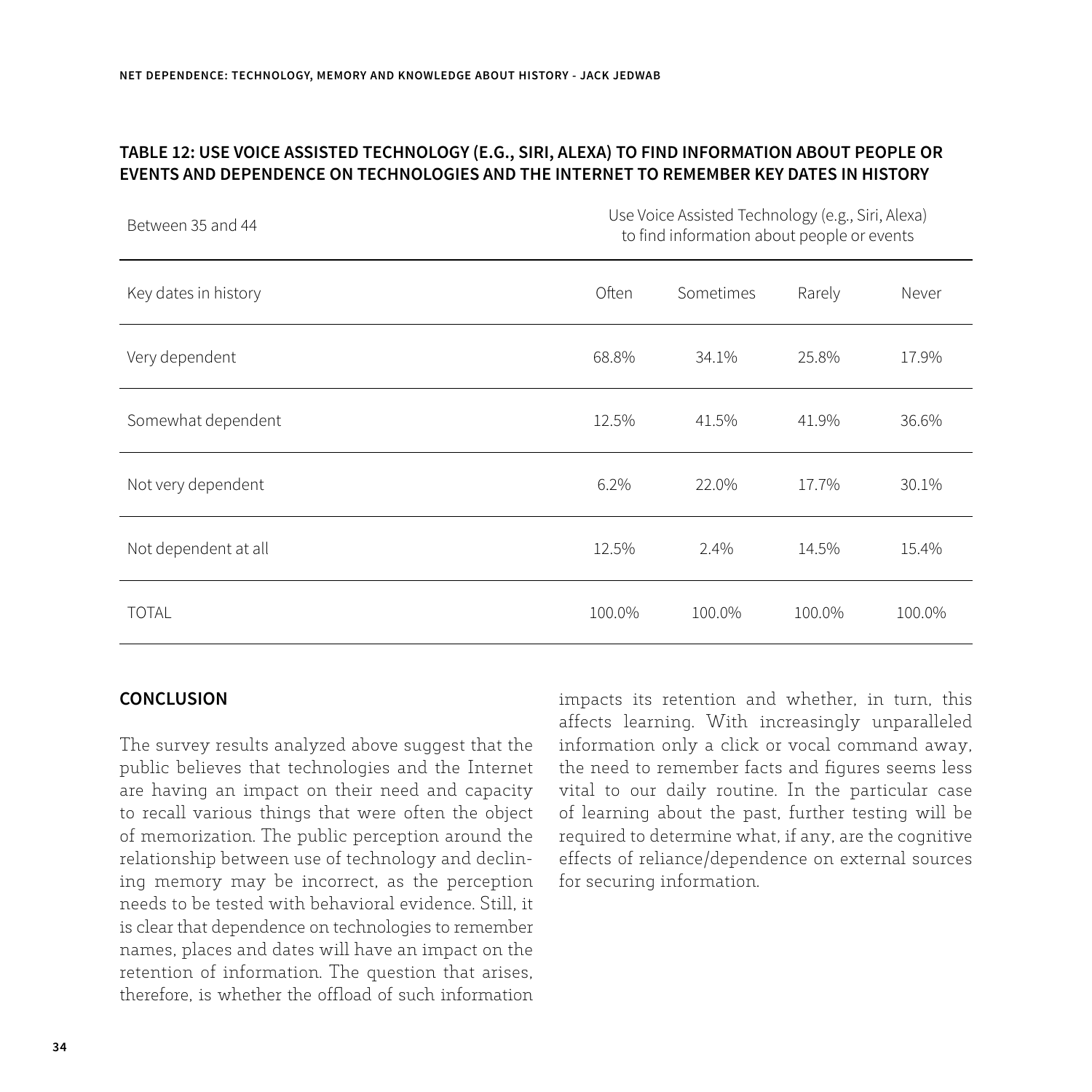**TABLE 12: USE VOICE ASSISTED TECHNOLOGY (E.G., SIRI, ALEXA) TO FIND INFORMATION ABOUT PEOPLE OR EVENTS AND DEPENDENCE ON TECHNOLOGIES AND THE INTERNET TO REMEMBER KEY DATES IN HISTORY**

| Between 35 and 44 | Use Voice Assisted Technology (e.g., Siri, Alexa) to find information about people or events | | | |
|---|---|---|---|---|
| Key dates in history | Often | Sometimes | Rarely | Never |
| Very dependent | 68.8% | 34.1% | 25.8% | 17.9% |
| Somewhat dependent | 12.5% | 41.5% | 41.9% | 36.6% |
| Not very dependent | 6.2% | 22.0% | 17.7% | 30.1% |
| Not dependent at all | 12.5% | 2.4% | 14.5% | 15.4% |
| TOTAL | 100.0% | 100.0% | 100.0% | 100.0% |

## CONCLUSION

The survey results analyzed above suggest that the public believes that technologies and the Internet are having an impact on their need and capacity to recall various things that were often the object of memorization. The public perception around the relationship between use of technology and declining memory may be incorrect, as the perception needs to be tested with behavioral evidence. Still, it is clear that dependence on technologies to remember names, places and dates will have an impact on the retention of information. The question that arises, therefore, is whether the offload of such information impacts its retention and whether, in turn, this affects learning. With increasingly unparalleled information only a click or vocal command away, the need to remember facts and figures seems less vital to our daily routine. In the particular case of learning about the past, further testing will be required to determine what, if any, are the cognitive effects of reliance/dependence on external sources for securing information.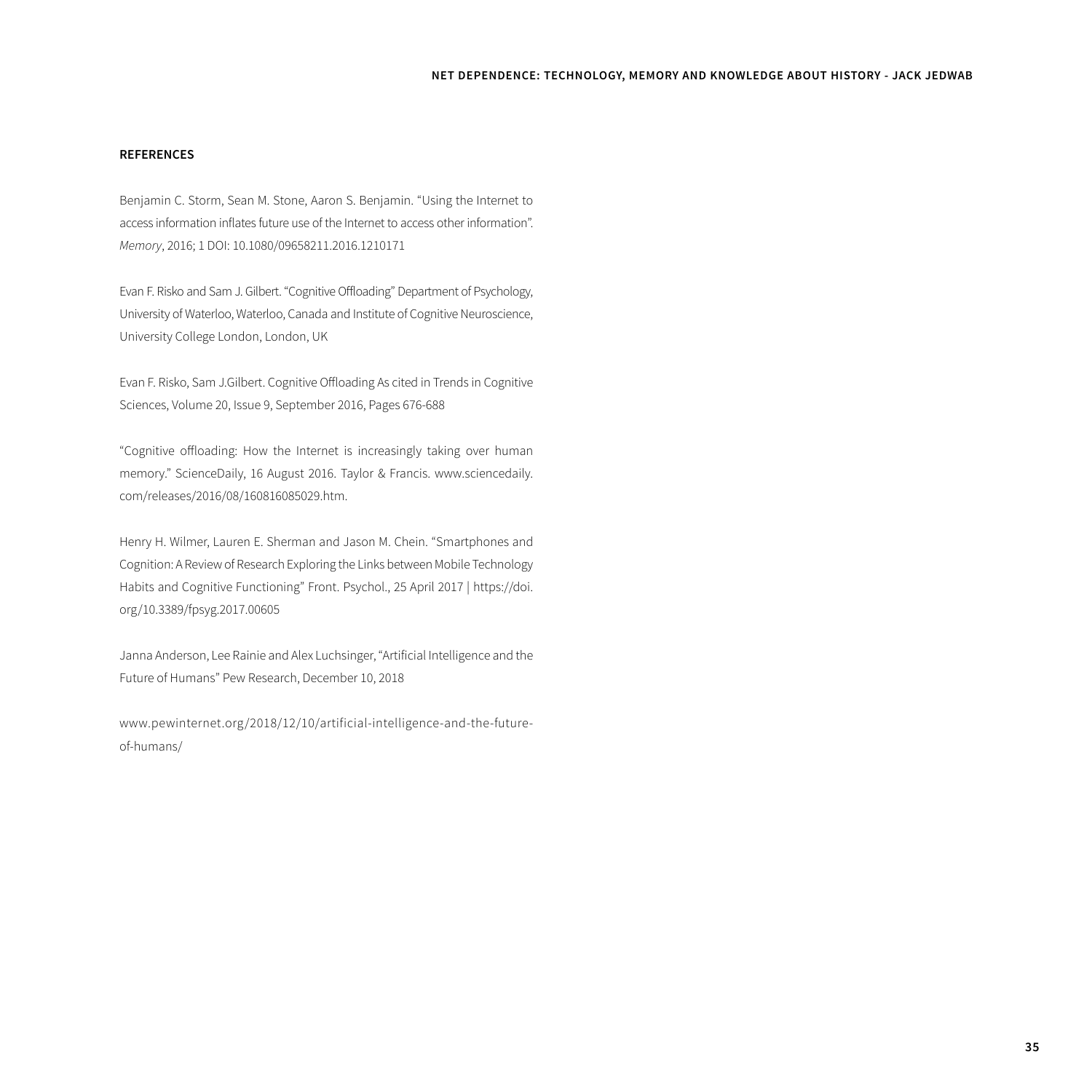## REFERENCES

Benjamin C. Storm, Sean M. Stone, Aaron S. Benjamin. "Using the Internet to access information inflates future use of the Internet to access other information". *Memory*, 2016; 1 DOI: 10.1080/09658211.2016.1210171

Evan F. Risko and Sam J. Gilbert. "Cognitive Offloading" Department of Psychology, University of Waterloo, Waterloo, Canada and Institute of Cognitive Neuroscience, University College London, London, UK

Evan F. Risko, Sam J.Gilbert. Cognitive Offloading As cited in Trends in Cognitive Sciences, Volume 20, Issue 9, September 2016, Pages 676-688

"Cognitive offloading: How the Internet is increasingly taking over human memory." ScienceDaily, 16 August 2016. Taylor & Francis. www.sciencedaily.com/releases/2016/08/160816085029.htm.

Henry H. Wilmer, Lauren E. Sherman and Jason M. Chein. "Smartphones and Cognition: A Review of Research Exploring the Links between Mobile Technology Habits and Cognitive Functioning" Front. Psychol., 25 April 2017 | https://doi.org/10.3389/fpsyg.2017.00605

Janna Anderson, Lee Rainie and Alex Luchsinger, "Artificial Intelligence and the Future of Humans" Pew Research, December 10, 2018

www.pewinternet.org/2018/12/10/artificial-intelligence-and-the-future-of-humans/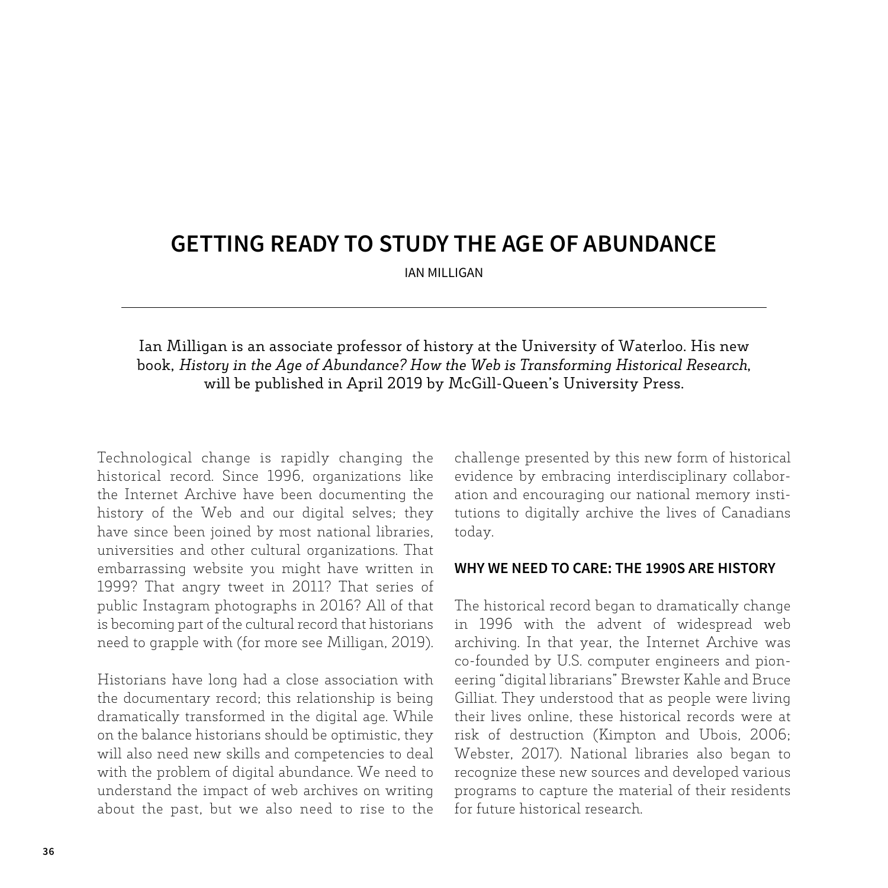# GETTING READY TO STUDY THE AGE OF ABUNDANCE

IAN MILLIGAN

Ian Milligan is an associate professor of history at the University of Waterloo. His new book, *History in the Age of Abundance? How the Web is Transforming Historical Research*, will be published in April 2019 by McGill-Queen's University Press.

Technological change is rapidly changing the historical record. Since 1996, organizations like the Internet Archive have been documenting the history of the Web and our digital selves; they have since been joined by most national libraries, universities and other cultural organizations. That embarrassing website you might have written in 1999? That angry tweet in 2011? That series of public Instagram photographs in 2016? All of that is becoming part of the cultural record that historians need to grapple with (for more see Milligan, 2019).

Historians have long had a close association with the documentary record; this relationship is being dramatically transformed in the digital age. While on the balance historians should be optimistic, they will also need new skills and competencies to deal with the problem of digital abundance. We need to understand the impact of web archives on writing about the past, but we also need to rise to the challenge presented by this new form of historical evidence by embracing interdisciplinary collaboration and encouraging our national memory institutions to digitally archive the lives of Canadians today.

## WHY WE NEED TO CARE: THE 1990S ARE HISTORY

The historical record began to dramatically change in 1996 with the advent of widespread web archiving. In that year, the Internet Archive was co-founded by U.S. computer engineers and pioneering "digital librarians" Brewster Kahle and Bruce Gilliat. They understood that as people were living their lives online, these historical records were at risk of destruction (Kimpton and Ubois, 2006; Webster, 2017). National libraries also began to recognize these new sources and developed various programs to capture the material of their residents for future historical research.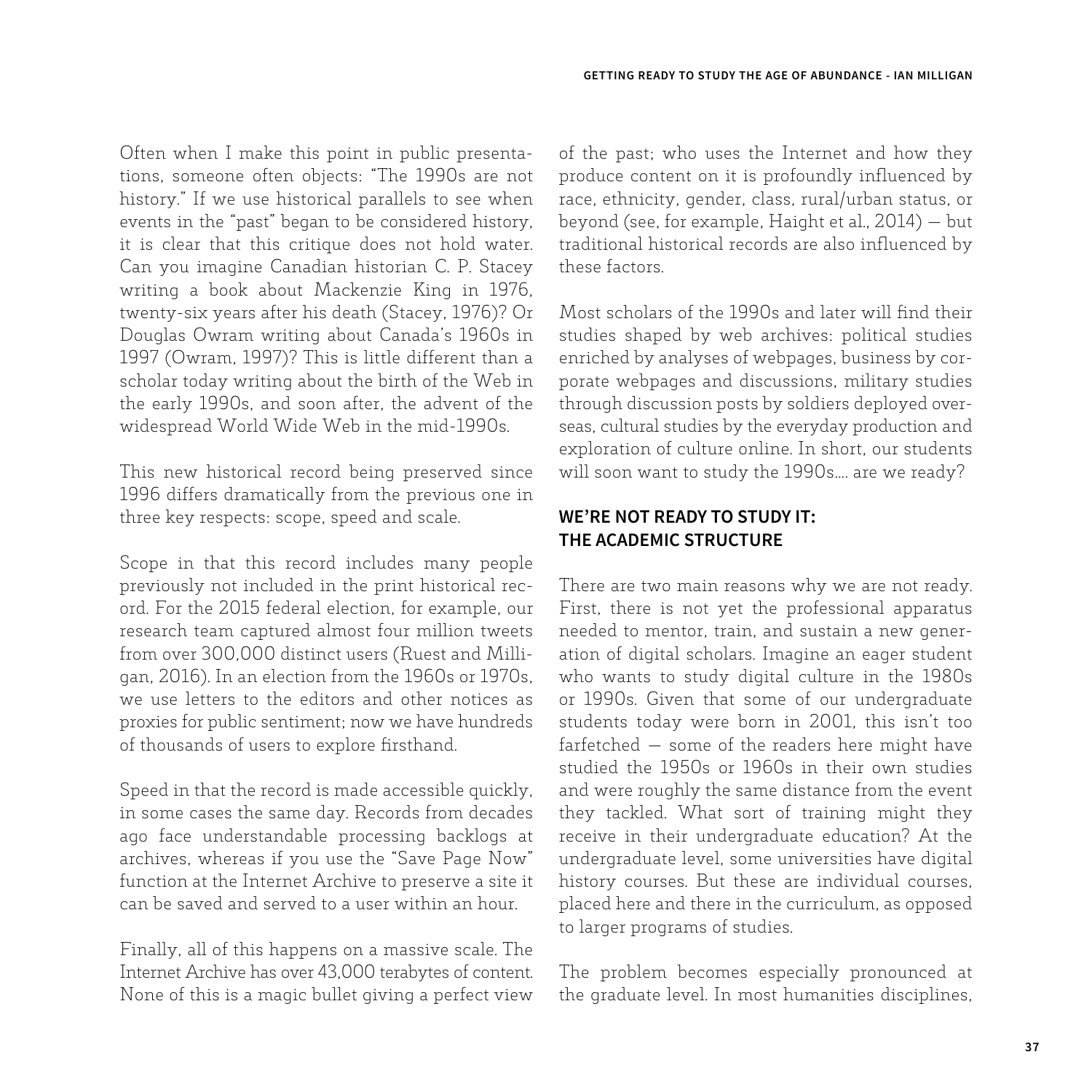Often when I make this point in public presentations, someone often objects: "The 1990s are not history." If we use historical parallels to see when events in the "past" began to be considered history, it is clear that this critique does not hold water. Can you imagine Canadian historian C. P. Stacey writing a book about Mackenzie King in 1976, twenty-six years after his death (Stacey, 1976)? Or Douglas Owram writing about Canada's 1960s in 1997 (Owram, 1997)? This is little different than a scholar today writing about the birth of the Web in the early 1990s, and soon after, the advent of the widespread World Wide Web in the mid-1990s.

This new historical record being preserved since 1996 differs dramatically from the previous one in three key respects: scope, speed and scale.

Scope in that this record includes many people previously not included in the print historical record. For the 2015 federal election, for example, our research team captured almost four million tweets from over 300,000 distinct users (Ruest and Milligan, 2016). In an election from the 1960s or 1970s, we use letters to the editors and other notices as proxies for public sentiment; now we have hundreds of thousands of users to explore firsthand.

Speed in that the record is made accessible quickly, in some cases the same day. Records from decades ago face understandable processing backlogs at archives, whereas if you use the "Save Page Now" function at the Internet Archive to preserve a site it can be saved and served to a user within an hour.

Finally, all of this happens on a massive scale. The Internet Archive has over 43,000 terabytes of content. None of this is a magic bullet giving a perfect view of the past; who uses the Internet and how they produce content on it is profoundly influenced by race, ethnicity, gender, class, rural/urban status, or beyond (see, for example, Haight et al., 2014) — but traditional historical records are also influenced by these factors.

Most scholars of the 1990s and later will find their studies shaped by web archives: political studies enriched by analyses of webpages, business by corporate webpages and discussions, military studies through discussion posts by soldiers deployed overseas, cultural studies by the everyday production and exploration of culture online. In short, our students will soon want to study the 1990s…. are we ready?

## WE'RE NOT READY TO STUDY IT: THE ACADEMIC STRUCTURE

There are two main reasons why we are not ready. First, there is not yet the professional apparatus needed to mentor, train, and sustain a new generation of digital scholars. Imagine an eager student who wants to study digital culture in the 1980s or 1990s. Given that some of our undergraduate students today were born in 2001, this isn't too farfetched — some of the readers here might have studied the 1950s or 1960s in their own studies and were roughly the same distance from the event they tackled. What sort of training might they receive in their undergraduate education? At the undergraduate level, some universities have digital history courses. But these are individual courses, placed here and there in the curriculum, as opposed to larger programs of studies.

The problem becomes especially pronounced at the graduate level. In most humanities disciplines,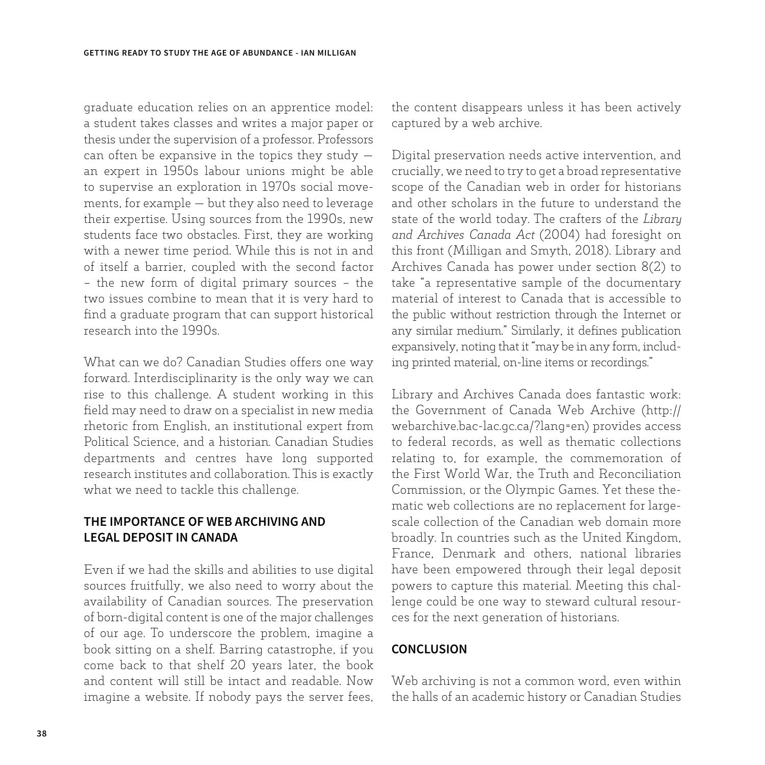graduate education relies on an apprentice model: a student takes classes and writes a major paper or thesis under the supervision of a professor. Professors can often be expansive in the topics they study — an expert in 1950s labour unions might be able to supervise an exploration in 1970s social movements, for example — but they also need to leverage their expertise. Using sources from the 1990s, new students face two obstacles. First, they are working with a newer time period. While this is not in and of itself a barrier, coupled with the second factor – the new form of digital primary sources – the two issues combine to mean that it is very hard to find a graduate program that can support historical research into the 1990s.

What can we do? Canadian Studies offers one way forward. Interdisciplinarity is the only way we can rise to this challenge. A student working in this field may need to draw on a specialist in new media rhetoric from English, an institutional expert from Political Science, and a historian. Canadian Studies departments and centres have long supported research institutes and collaboration. This is exactly what we need to tackle this challenge.

## THE IMPORTANCE OF WEB ARCHIVING AND LEGAL DEPOSIT IN CANADA

Even if we had the skills and abilities to use digital sources fruitfully, we also need to worry about the availability of Canadian sources. The preservation of born-digital content is one of the major challenges of our age. To underscore the problem, imagine a book sitting on a shelf. Barring catastrophe, if you come back to that shelf 20 years later, the book and content will still be intact and readable. Now imagine a website. If nobody pays the server fees, the content disappears unless it has been actively captured by a web archive.

Digital preservation needs active intervention, and crucially, we need to try to get a broad representative scope of the Canadian web in order for historians and other scholars in the future to understand the state of the world today. The crafters of the *Library and Archives Canada Act* (2004) had foresight on this front (Milligan and Smyth, 2018). Library and Archives Canada has power under section 8(2) to take "a representative sample of the documentary material of interest to Canada that is accessible to the public without restriction through the Internet or any similar medium." Similarly, it defines publication expansively, noting that it "may be in any form, including printed material, on-line items or recordings."

Library and Archives Canada does fantastic work: the Government of Canada Web Archive (http://webarchive.bac-lac.gc.ca/?lang=en) provides access to federal records, as well as thematic collections relating to, for example, the commemoration of the First World War, the Truth and Reconciliation Commission, or the Olympic Games. Yet these thematic web collections are no replacement for large-scale collection of the Canadian web domain more broadly. In countries such as the United Kingdom, France, Denmark and others, national libraries have been empowered through their legal deposit powers to capture this material. Meeting this challenge could be one way to steward cultural resources for the next generation of historians.

## CONCLUSION

Web archiving is not a common word, even within the halls of an academic history or Canadian Studies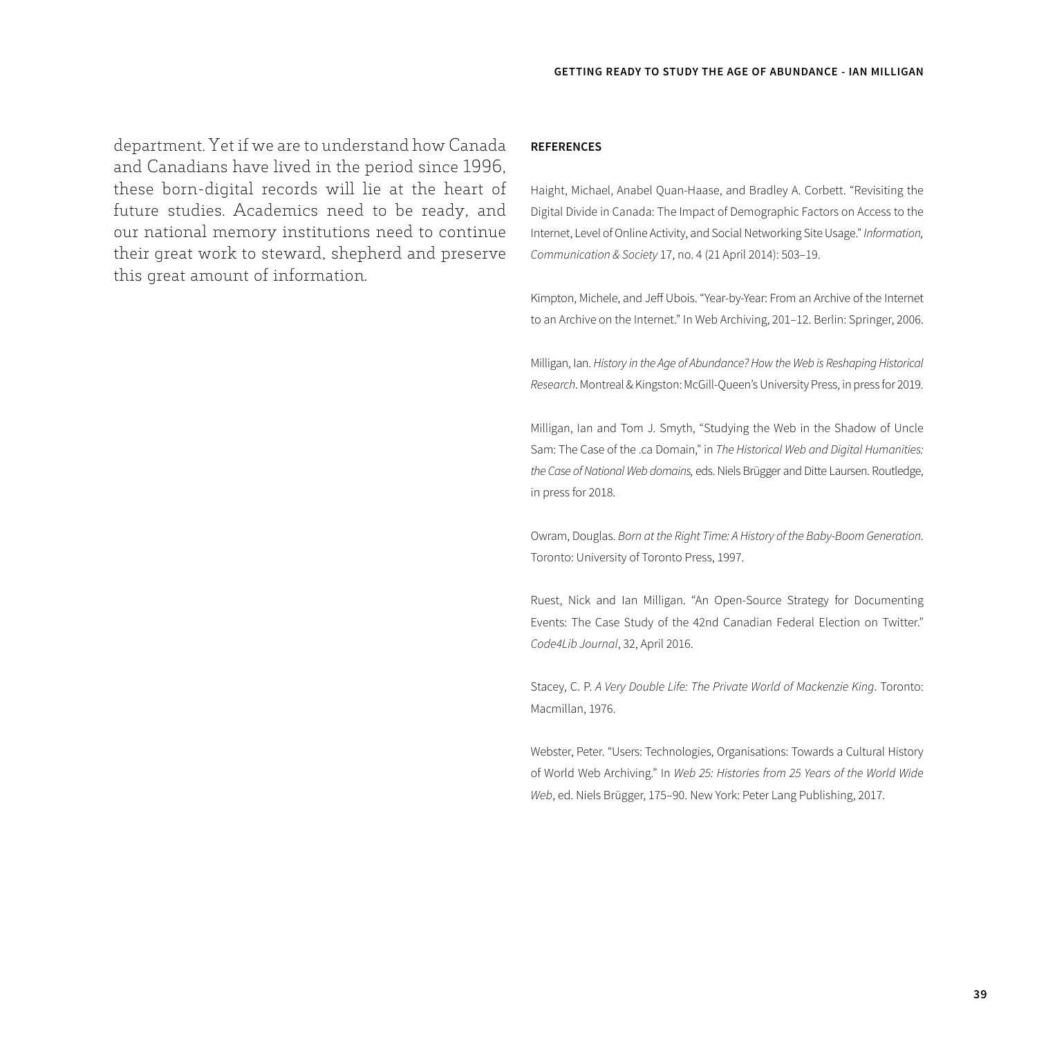department. Yet if we are to understand how Canada and Canadians have lived in the period since 1996, these born-digital records will lie at the heart of future studies. Academics need to be ready, and our national memory institutions need to continue their great work to steward, shepherd and preserve this great amount of information.

**REFERENCES**

Haight, Michael, Anabel Quan-Haase, and Bradley A. Corbett. "Revisiting the Digital Divide in Canada: The Impact of Demographic Factors on Access to the Internet, Level of Online Activity, and Social Networking Site Usage." *Information, Communication & Society* 17, no. 4 (21 April 2014): 503–19.

Kimpton, Michele, and Jeff Ubois. "Year-by-Year: From an Archive of the Internet to an Archive on the Internet." In Web Archiving, 201–12. Berlin: Springer, 2006.

Milligan, Ian. *History in the Age of Abundance? How the Web is Reshaping Historical Research*. Montreal & Kingston: McGill-Queen's University Press, in press for 2019.

Milligan, Ian and Tom J. Smyth, "Studying the Web in the Shadow of Uncle Sam: The Case of the .ca Domain," in *The Historical Web and Digital Humanities: the Case of National Web domains,* eds. Niels Brügger and Ditte Laursen. Routledge, in press for 2018.

Owram, Douglas. *Born at the Right Time: A History of the Baby-Boom Generation*. Toronto: University of Toronto Press, 1997.

Ruest, Nick and Ian Milligan. "An Open-Source Strategy for Documenting Events: The Case Study of the 42nd Canadian Federal Election on Twitter." *Code4Lib Journal*, 32, April 2016.

Stacey, C. P. *A Very Double Life: The Private World of Mackenzie King*. Toronto: Macmillan, 1976.

Webster, Peter. "Users: Technologies, Organisations: Towards a Cultural History of World Web Archiving." In *Web 25: Histories from 25 Years of the World Wide Web*, ed. Niels Brügger, 175–90. New York: Peter Lang Publishing, 2017.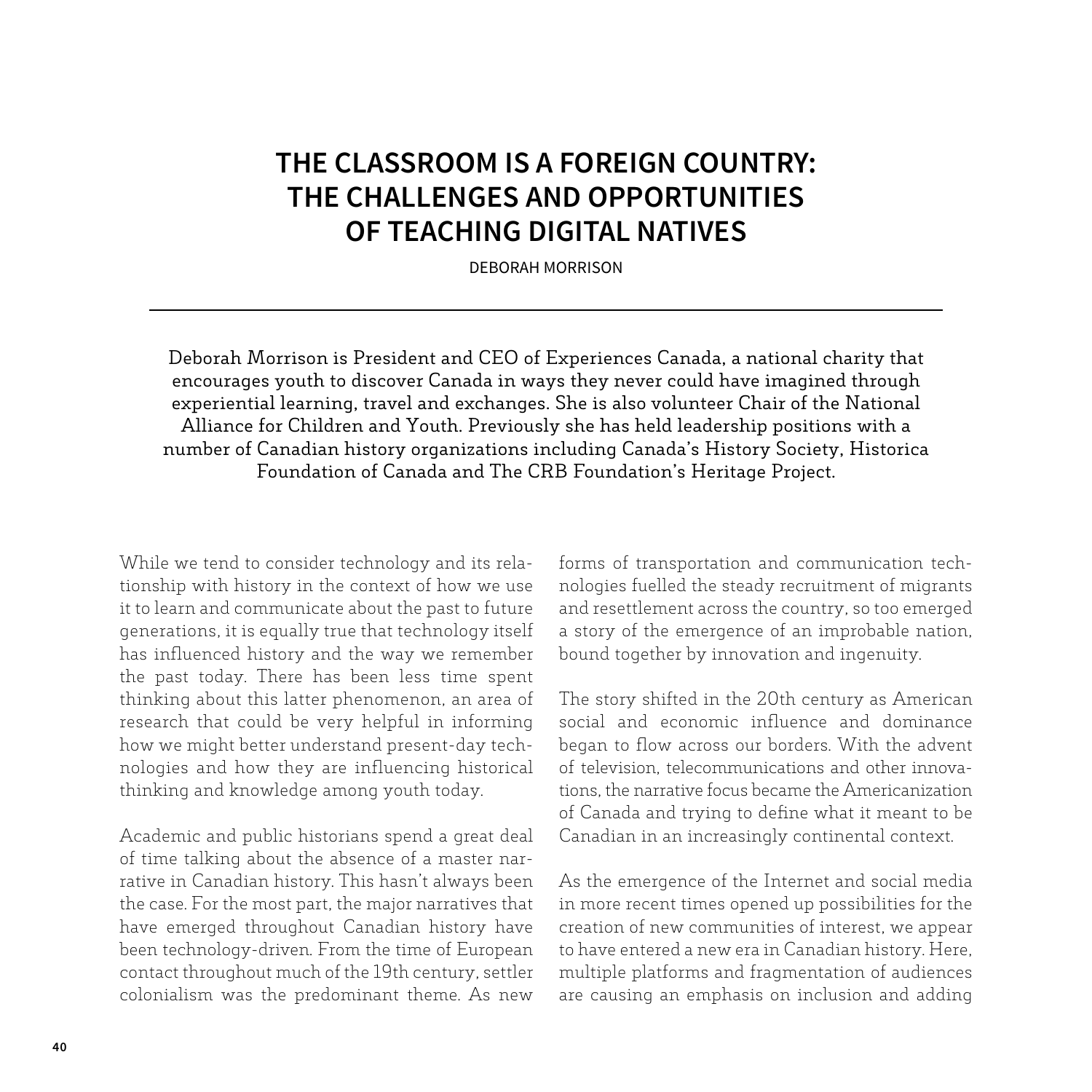# THE CLASSROOM IS A FOREIGN COUNTRY: THE CHALLENGES AND OPPORTUNITIES OF TEACHING DIGITAL NATIVES

DEBORAH MORRISON

---

Deborah Morrison is President and CEO of Experiences Canada, a national charity that encourages youth to discover Canada in ways they never could have imagined through experiential learning, travel and exchanges. She is also volunteer Chair of the National Alliance for Children and Youth. Previously she has held leadership positions with a number of Canadian history organizations including Canada's History Society, Historica Foundation of Canada and The CRB Foundation's Heritage Project.

While we tend to consider technology and its relationship with history in the context of how we use it to learn and communicate about the past to future generations, it is equally true that technology itself has influenced history and the way we remember the past today. There has been less time spent thinking about this latter phenomenon, an area of research that could be very helpful in informing how we might better understand present-day technologies and how they are influencing historical thinking and knowledge among youth today.

Academic and public historians spend a great deal of time talking about the absence of a master narrative in Canadian history. This hasn't always been the case. For the most part, the major narratives that have emerged throughout Canadian history have been technology-driven. From the time of European contact throughout much of the 19th century, settler colonialism was the predominant theme. As new forms of transportation and communication technologies fuelled the steady recruitment of migrants and resettlement across the country, so too emerged a story of the emergence of an improbable nation, bound together by innovation and ingenuity.

The story shifted in the 20th century as American social and economic influence and dominance began to flow across our borders. With the advent of television, telecommunications and other innovations, the narrative focus became the Americanization of Canada and trying to define what it meant to be Canadian in an increasingly continental context.

As the emergence of the Internet and social media in more recent times opened up possibilities for the creation of new communities of interest, we appear to have entered a new era in Canadian history. Here, multiple platforms and fragmentation of audiences are causing an emphasis on inclusion and adding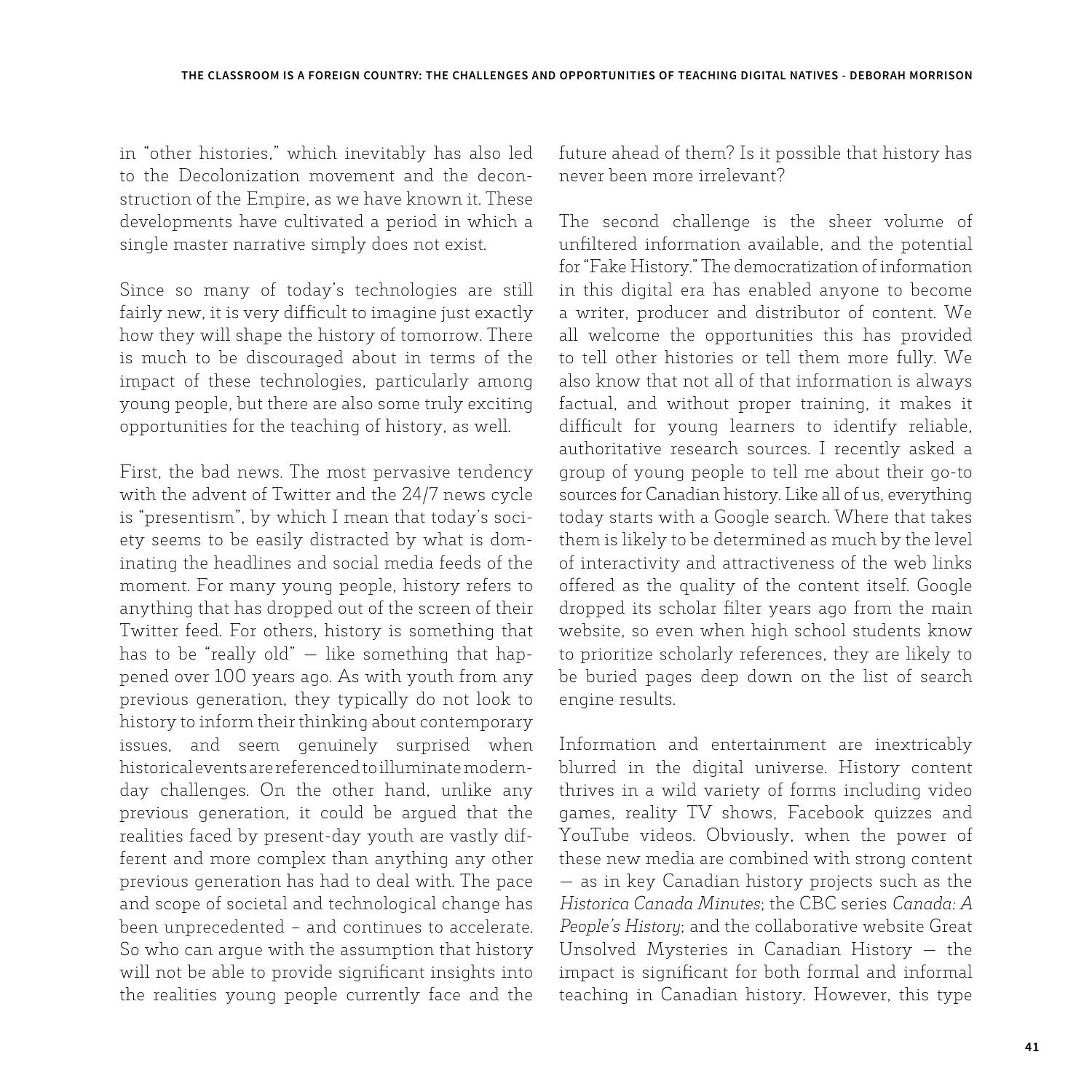in "other histories," which inevitably has also led to the Decolonization movement and the deconstruction of the Empire, as we have known it. These developments have cultivated a period in which a single master narrative simply does not exist.

Since so many of today's technologies are still fairly new, it is very difficult to imagine just exactly how they will shape the history of tomorrow. There is much to be discouraged about in terms of the impact of these technologies, particularly among young people, but there are also some truly exciting opportunities for the teaching of history, as well.

First, the bad news. The most pervasive tendency with the advent of Twitter and the 24/7 news cycle is "presentism", by which I mean that today's society seems to be easily distracted by what is dominating the headlines and social media feeds of the moment. For many young people, history refers to anything that has dropped out of the screen of their Twitter feed. For others, history is something that has to be "really old" — like something that happened over 100 years ago. As with youth from any previous generation, they typically do not look to history to inform their thinking about contemporary issues, and seem genuinely surprised when historical events are referenced to illuminate modern-day challenges. On the other hand, unlike any previous generation, it could be argued that the realities faced by present-day youth are vastly different and more complex than anything any other previous generation has had to deal with. The pace and scope of societal and technological change has been unprecedented – and continues to accelerate. So who can argue with the assumption that history will not be able to provide significant insights into the realities young people currently face and the future ahead of them? Is it possible that history has never been more irrelevant?

The second challenge is the sheer volume of unfiltered information available, and the potential for "Fake History." The democratization of information in this digital era has enabled anyone to become a writer, producer and distributor of content. We all welcome the opportunities this has provided to tell other histories or tell them more fully. We also know that not all of that information is always factual, and without proper training, it makes it difficult for young learners to identify reliable, authoritative research sources. I recently asked a group of young people to tell me about their go-to sources for Canadian history. Like all of us, everything today starts with a Google search. Where that takes them is likely to be determined as much by the level of interactivity and attractiveness of the web links offered as the quality of the content itself. Google dropped its scholar filter years ago from the main website, so even when high school students know to prioritize scholarly references, they are likely to be buried pages deep down on the list of search engine results.

Information and entertainment are inextricably blurred in the digital universe. History content thrives in a wild variety of forms including video games, reality TV shows, Facebook quizzes and YouTube videos. Obviously, when the power of these new media are combined with strong content — as in key Canadian history projects such as the *Historica Canada Minutes*; the CBC series *Canada: A People's History*; and the collaborative website Great Unsolved Mysteries in Canadian History — the impact is significant for both formal and informal teaching in Canadian history. However, this type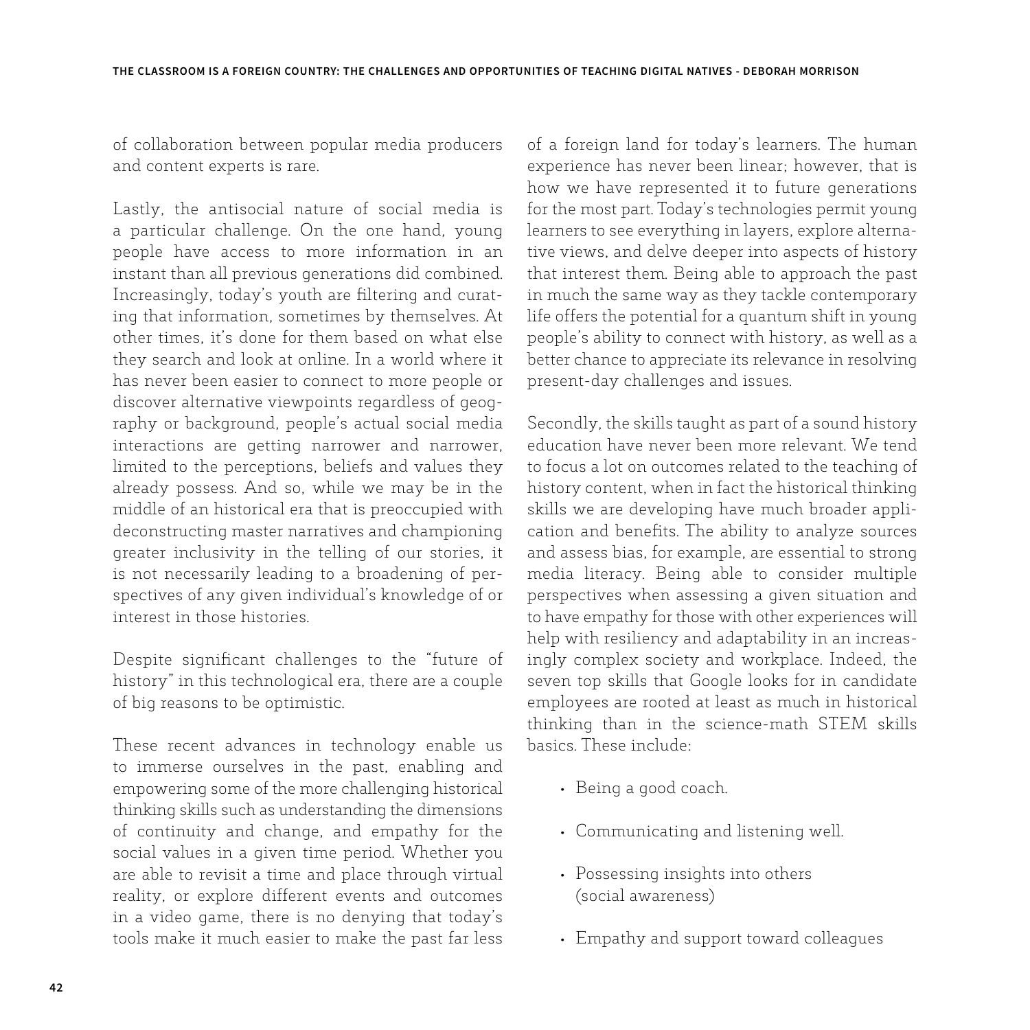of collaboration between popular media producers and content experts is rare.

Lastly, the antisocial nature of social media is a particular challenge. On the one hand, young people have access to more information in an instant than all previous generations did combined. Increasingly, today's youth are filtering and curating that information, sometimes by themselves. At other times, it's done for them based on what else they search and look at online. In a world where it has never been easier to connect to more people or discover alternative viewpoints regardless of geography or background, people's actual social media interactions are getting narrower and narrower, limited to the perceptions, beliefs and values they already possess. And so, while we may be in the middle of an historical era that is preoccupied with deconstructing master narratives and championing greater inclusivity in the telling of our stories, it is not necessarily leading to a broadening of perspectives of any given individual's knowledge of or interest in those histories.

Despite significant challenges to the "future of history" in this technological era, there are a couple of big reasons to be optimistic.

These recent advances in technology enable us to immerse ourselves in the past, enabling and empowering some of the more challenging historical thinking skills such as understanding the dimensions of continuity and change, and empathy for the social values in a given time period. Whether you are able to revisit a time and place through virtual reality, or explore different events and outcomes in a video game, there is no denying that today's tools make it much easier to make the past far less of a foreign land for today's learners. The human experience has never been linear; however, that is how we have represented it to future generations for the most part. Today's technologies permit young learners to see everything in layers, explore alternative views, and delve deeper into aspects of history that interest them. Being able to approach the past in much the same way as they tackle contemporary life offers the potential for a quantum shift in young people's ability to connect with history, as well as a better chance to appreciate its relevance in resolving present-day challenges and issues.

Secondly, the skills taught as part of a sound history education have never been more relevant. We tend to focus a lot on outcomes related to the teaching of history content, when in fact the historical thinking skills we are developing have much broader application and benefits. The ability to analyze sources and assess bias, for example, are essential to strong media literacy. Being able to consider multiple perspectives when assessing a given situation and to have empathy for those with other experiences will help with resiliency and adaptability in an increasingly complex society and workplace. Indeed, the seven top skills that Google looks for in candidate employees are rooted at least as much in historical thinking than in the science-math STEM skills basics. These include:

- Being a good coach.
- Communicating and listening well.
- Possessing insights into others (social awareness)
- Empathy and support toward colleagues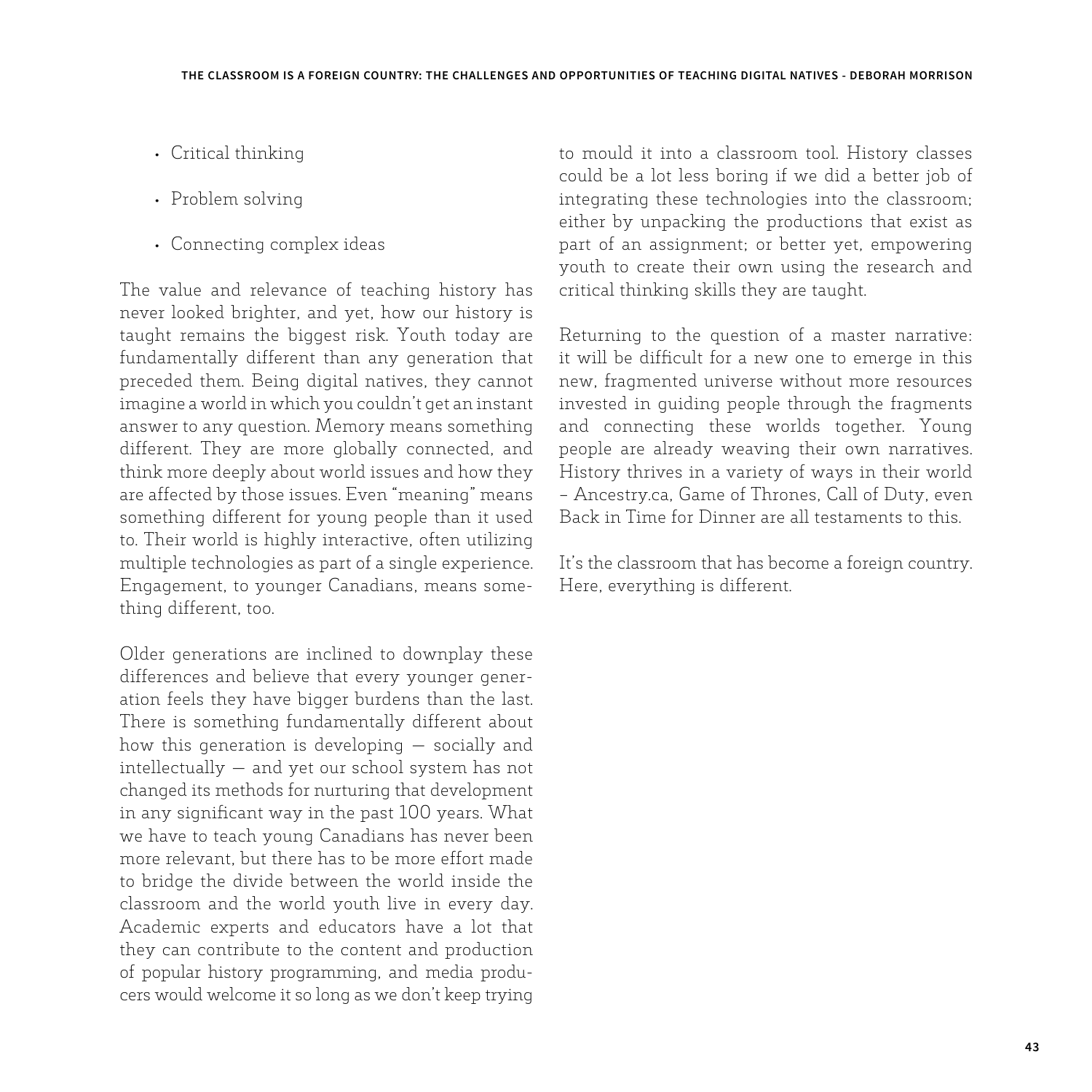- Critical thinking
- Problem solving
- Connecting complex ideas

The value and relevance of teaching history has never looked brighter, and yet, how our history is taught remains the biggest risk. Youth today are fundamentally different than any generation that preceded them. Being digital natives, they cannot imagine a world in which you couldn't get an instant answer to any question. Memory means something different. They are more globally connected, and think more deeply about world issues and how they are affected by those issues. Even "meaning" means something different for young people than it used to. Their world is highly interactive, often utilizing multiple technologies as part of a single experience. Engagement, to younger Canadians, means something different, too.

Older generations are inclined to downplay these differences and believe that every younger generation feels they have bigger burdens than the last. There is something fundamentally different about how this generation is developing — socially and intellectually — and yet our school system has not changed its methods for nurturing that development in any significant way in the past 100 years. What we have to teach young Canadians has never been more relevant, but there has to be more effort made to bridge the divide between the world inside the classroom and the world youth live in every day. Academic experts and educators have a lot that they can contribute to the content and production of popular history programming, and media producers would welcome it so long as we don't keep trying to mould it into a classroom tool. History classes could be a lot less boring if we did a better job of integrating these technologies into the classroom; either by unpacking the productions that exist as part of an assignment; or better yet, empowering youth to create their own using the research and critical thinking skills they are taught.

Returning to the question of a master narrative: it will be difficult for a new one to emerge in this new, fragmented universe without more resources invested in guiding people through the fragments and connecting these worlds together. Young people are already weaving their own narratives. History thrives in a variety of ways in their world – Ancestry.ca, Game of Thrones, Call of Duty, even Back in Time for Dinner are all testaments to this.

It's the classroom that has become a foreign country. Here, everything is different.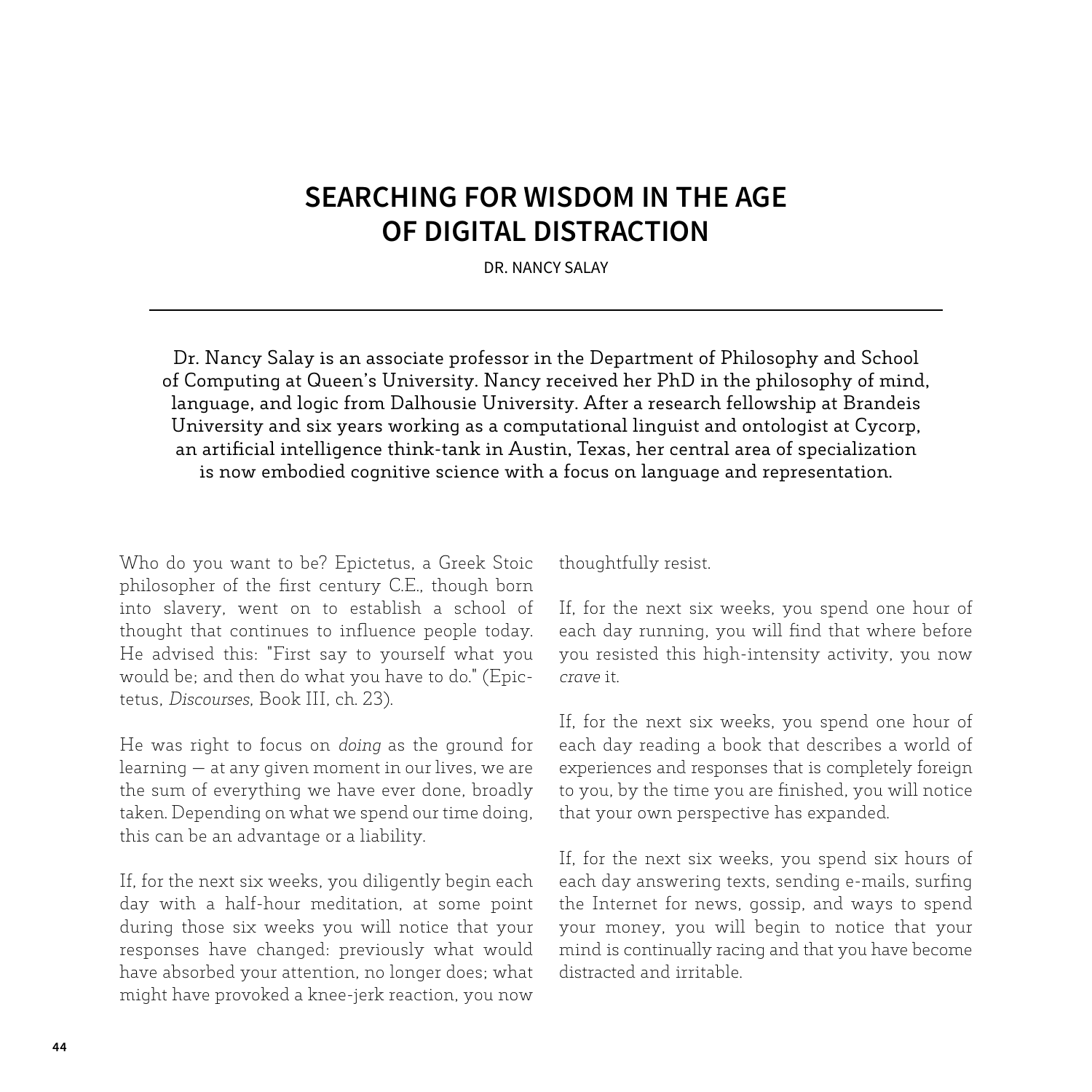# SEARCHING FOR WISDOM IN THE AGE OF DIGITAL DISTRACTION

DR. NANCY SALAY

---

Dr. Nancy Salay is an associate professor in the Department of Philosophy and School of Computing at Queen's University. Nancy received her PhD in the philosophy of mind, language, and logic from Dalhousie University. After a research fellowship at Brandeis University and six years working as a computational linguist and ontologist at Cycorp, an artificial intelligence think-tank in Austin, Texas, her central area of specialization is now embodied cognitive science with a focus on language and representation.

Who do you want to be? Epictetus, a Greek Stoic philosopher of the first century C.E., though born into slavery, went on to establish a school of thought that continues to influence people today. He advised this: "First say to yourself what you would be; and then do what you have to do." (Epictetus, *Discourses*, Book III, ch. 23).

He was right to focus on *doing* as the ground for learning — at any given moment in our lives, we are the sum of everything we have ever done, broadly taken. Depending on what we spend our time doing, this can be an advantage or a liability.

If, for the next six weeks, you diligently begin each day with a half-hour meditation, at some point during those six weeks you will notice that your responses have changed: previously what would have absorbed your attention, no longer does; what might have provoked a knee-jerk reaction, you now thoughtfully resist.

If, for the next six weeks, you spend one hour of each day running, you will find that where before you resisted this high-intensity activity, you now *crave* it.

If, for the next six weeks, you spend one hour of each day reading a book that describes a world of experiences and responses that is completely foreign to you, by the time you are finished, you will notice that your own perspective has expanded.

If, for the next six weeks, you spend six hours of each day answering texts, sending e-mails, surfing the Internet for news, gossip, and ways to spend your money, you will begin to notice that your mind is continually racing and that you have become distracted and irritable.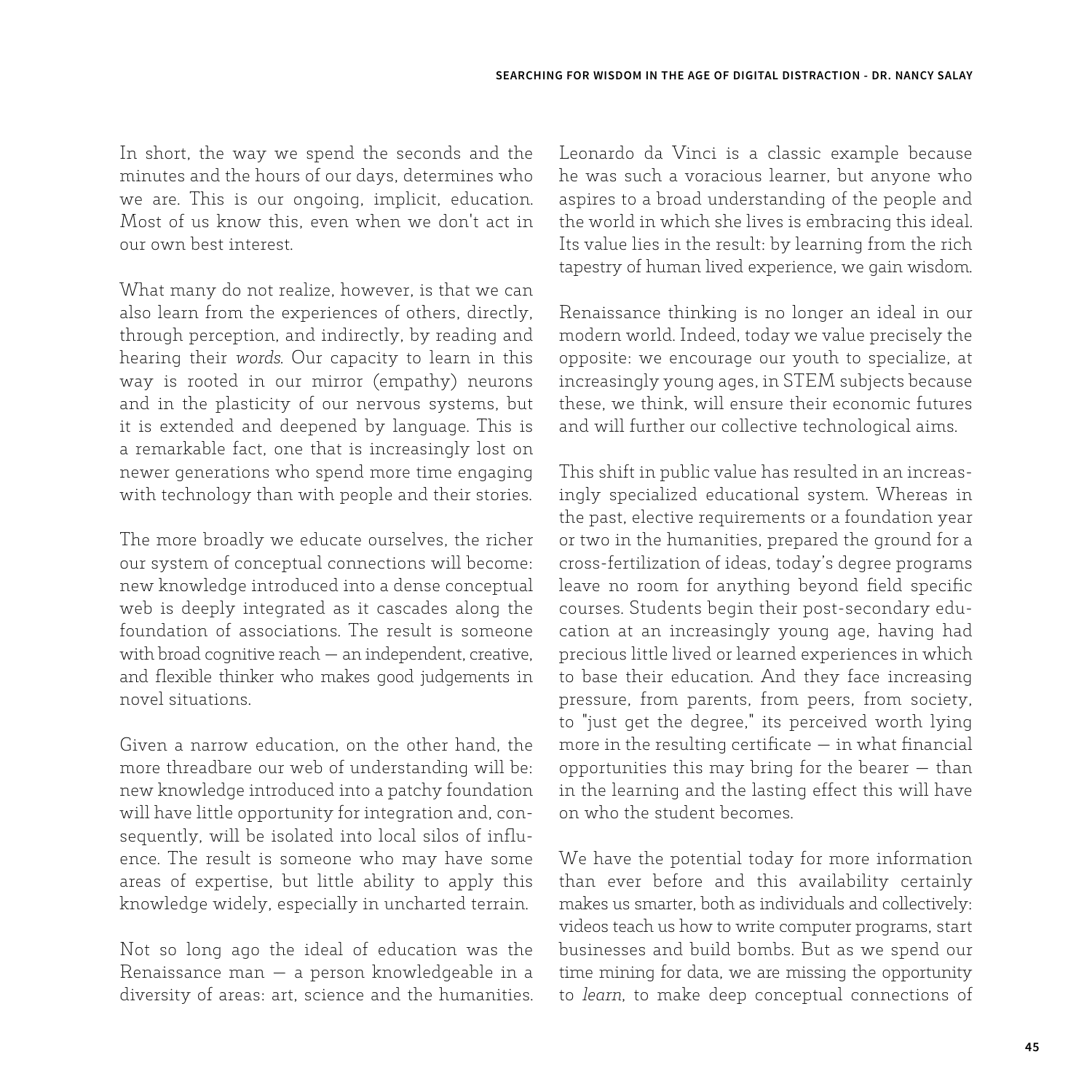In short, the way we spend the seconds and the minutes and the hours of our days, determines who we are. This is our ongoing, implicit, education. Most of us know this, even when we don't act in our own best interest.

What many do not realize, however, is that we can also learn from the experiences of others, directly, through perception, and indirectly, by reading and hearing their *words*. Our capacity to learn in this way is rooted in our mirror (empathy) neurons and in the plasticity of our nervous systems, but it is extended and deepened by language. This is a remarkable fact, one that is increasingly lost on newer generations who spend more time engaging with technology than with people and their stories.

The more broadly we educate ourselves, the richer our system of conceptual connections will become: new knowledge introduced into a dense conceptual web is deeply integrated as it cascades along the foundation of associations. The result is someone with broad cognitive reach — an independent, creative, and flexible thinker who makes good judgements in novel situations.

Given a narrow education, on the other hand, the more threadbare our web of understanding will be: new knowledge introduced into a patchy foundation will have little opportunity for integration and, consequently, will be isolated into local silos of influence. The result is someone who may have some areas of expertise, but little ability to apply this knowledge widely, especially in uncharted terrain.

Not so long ago the ideal of education was the Renaissance man — a person knowledgeable in a diversity of areas: art, science and the humanities. Leonardo da Vinci is a classic example because he was such a voracious learner, but anyone who aspires to a broad understanding of the people and the world in which she lives is embracing this ideal. Its value lies in the result: by learning from the rich tapestry of human lived experience, we gain wisdom.

Renaissance thinking is no longer an ideal in our modern world. Indeed, today we value precisely the opposite: we encourage our youth to specialize, at increasingly young ages, in STEM subjects because these, we think, will ensure their economic futures and will further our collective technological aims.

This shift in public value has resulted in an increasingly specialized educational system. Whereas in the past, elective requirements or a foundation year or two in the humanities, prepared the ground for a cross-fertilization of ideas, today's degree programs leave no room for anything beyond field specific courses. Students begin their post-secondary education at an increasingly young age, having had precious little lived or learned experiences in which to base their education. And they face increasing pressure, from parents, from peers, from society, to "just get the degree," its perceived worth lying more in the resulting certificate — in what financial opportunities this may bring for the bearer — than in the learning and the lasting effect this will have on who the student becomes.

We have the potential today for more information than ever before and this availability certainly makes us smarter, both as individuals and collectively: videos teach us how to write computer programs, start businesses and build bombs. But as we spend our time mining for data, we are missing the opportunity to *learn*, to make deep conceptual connections of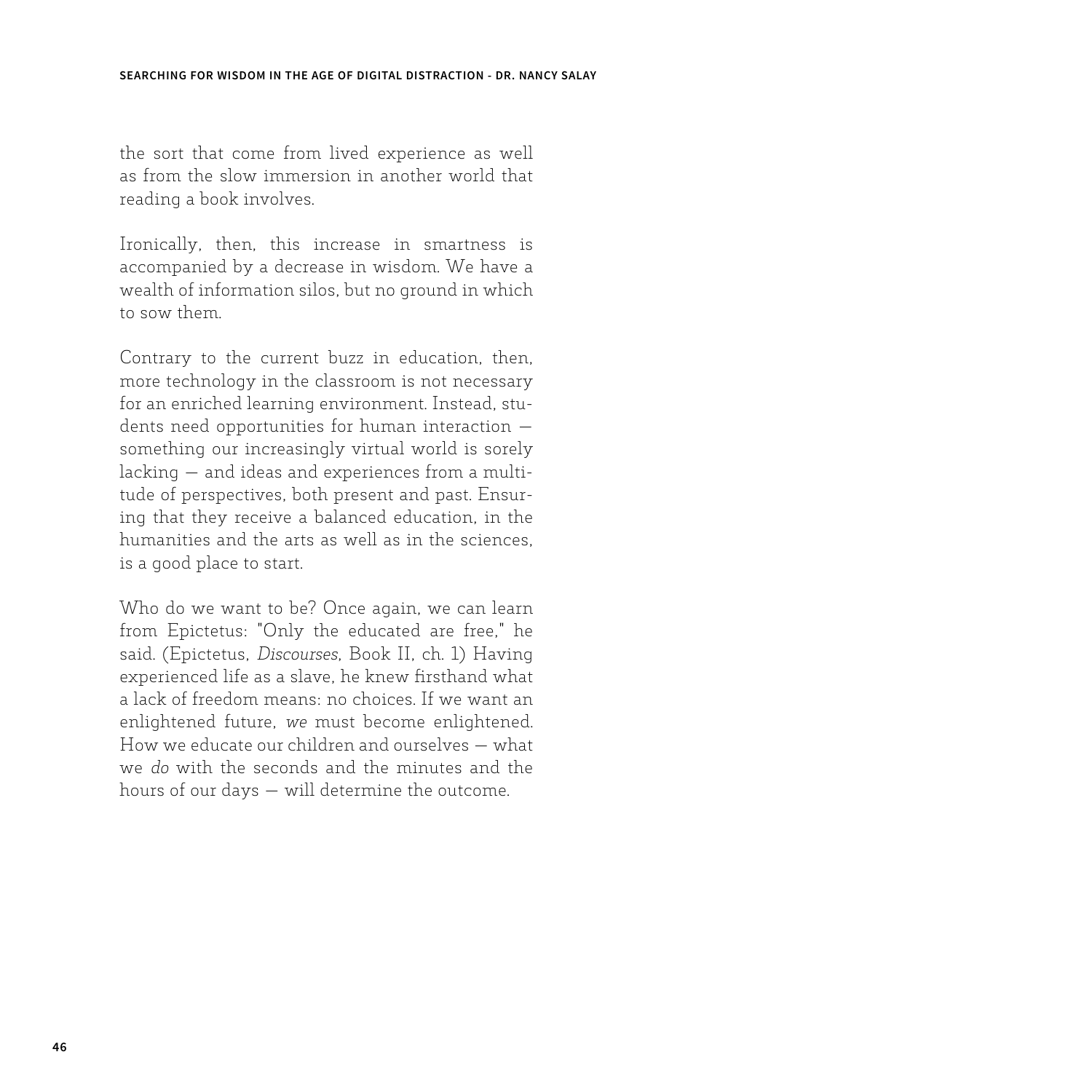the sort that come from lived experience as well as from the slow immersion in another world that reading a book involves.

Ironically, then, this increase in smartness is accompanied by a decrease in wisdom. We have a wealth of information silos, but no ground in which to sow them.

Contrary to the current buzz in education, then, more technology in the classroom is not necessary for an enriched learning environment. Instead, students need opportunities for human interaction — something our increasingly virtual world is sorely lacking — and ideas and experiences from a multitude of perspectives, both present and past. Ensuring that they receive a balanced education, in the humanities and the arts as well as in the sciences, is a good place to start.

Who do we want to be? Once again, we can learn from Epictetus: "Only the educated are free," he said. (Epictetus, *Discourses*, Book II, ch. 1) Having experienced life as a slave, he knew firsthand what a lack of freedom means: no choices. If we want an enlightened future, *we* must become enlightened. How we educate our children and ourselves — what we *do* with the seconds and the minutes and the hours of our days — will determine the outcome.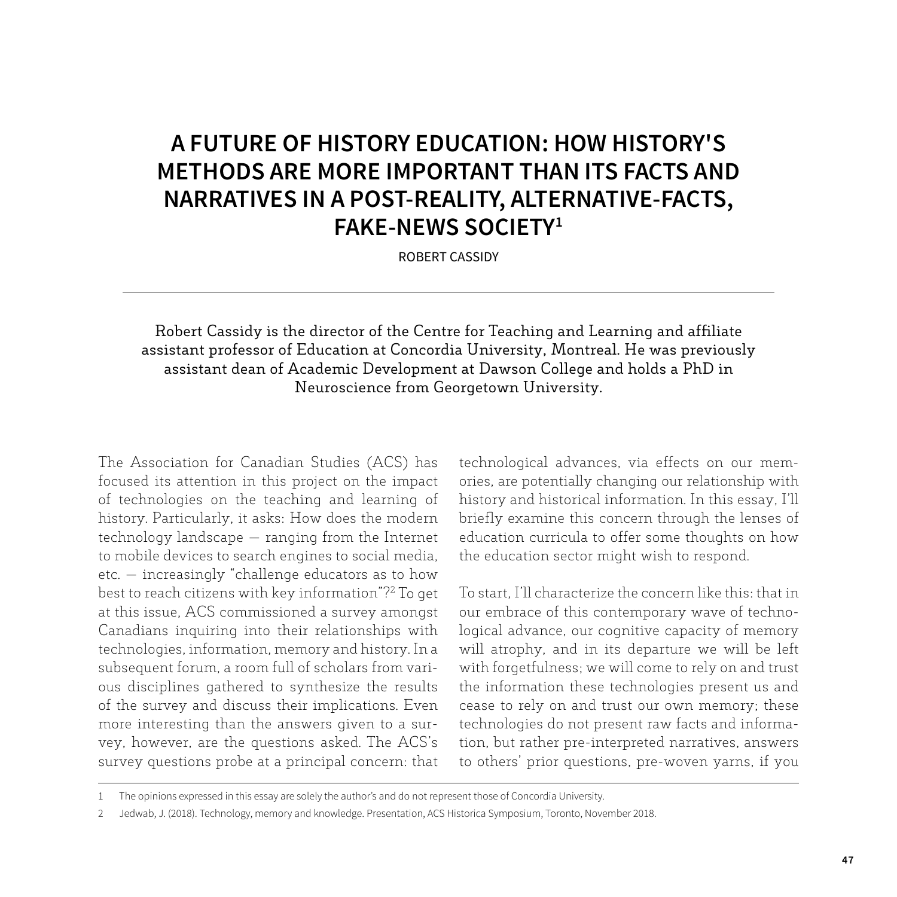# A FUTURE OF HISTORY EDUCATION: HOW HISTORY'S METHODS ARE MORE IMPORTANT THAN ITS FACTS AND NARRATIVES IN A POST-REALITY, ALTERNATIVE-FACTS, FAKE-NEWS SOCIETY[1]

ROBERT CASSIDY

---

Robert Cassidy is the director of the Centre for Teaching and Learning and affiliate assistant professor of Education at Concordia University, Montreal. He was previously assistant dean of Academic Development at Dawson College and holds a PhD in Neuroscience from Georgetown University.

The Association for Canadian Studies (ACS) has focused its attention in this project on the impact of technologies on the teaching and learning of history. Particularly, it asks: How does the modern technology landscape — ranging from the Internet to mobile devices to search engines to social media, etc. — increasingly "challenge educators as to how best to reach citizens with key information"?[2] To get at this issue, ACS commissioned a survey amongst Canadians inquiring into their relationships with technologies, information, memory and history. In a subsequent forum, a room full of scholars from various disciplines gathered to synthesize the results of the survey and discuss their implications. Even more interesting than the answers given to a survey, however, are the questions asked. The ACS's survey questions probe at a principal concern: that technological advances, via effects on our memories, are potentially changing our relationship with history and historical information. In this essay, I'll briefly examine this concern through the lenses of education curricula to offer some thoughts on how the education sector might wish to respond.

To start, I'll characterize the concern like this: that in our embrace of this contemporary wave of technological advance, our cognitive capacity of memory will atrophy, and in its departure we will be left with forgetfulness; we will come to rely on and trust the information these technologies present us and cease to rely on and trust our own memory; these technologies do not present raw facts and information, but rather pre-interpreted narratives, answers to others' prior questions, pre-woven yarns, if you

---

1 The opinions expressed in this essay are solely the author's and do not represent those of Concordia University.

2 Jedwab, J. (2018). Technology, memory and knowledge. Presentation, ACS Historica Symposium, Toronto, November 2018.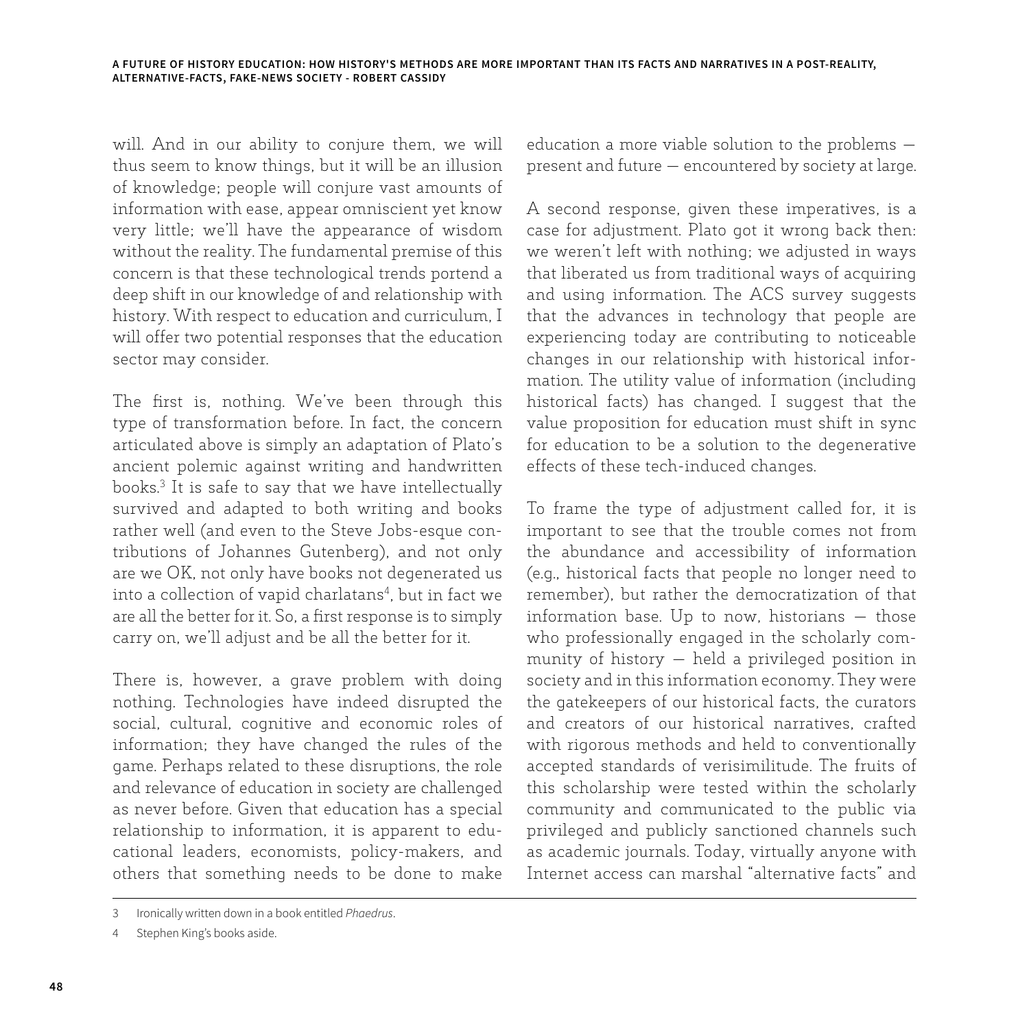will. And in our ability to conjure them, we will thus seem to know things, but it will be an illusion of knowledge; people will conjure vast amounts of information with ease, appear omniscient yet know very little; we'll have the appearance of wisdom without the reality. The fundamental premise of this concern is that these technological trends portend a deep shift in our knowledge of and relationship with history. With respect to education and curriculum, I will offer two potential responses that the education sector may consider.

The first is, nothing. We've been through this type of transformation before. In fact, the concern articulated above is simply an adaptation of Plato's ancient polemic against writing and handwritten books.[3] It is safe to say that we have intellectually survived and adapted to both writing and books rather well (and even to the Steve Jobs-esque contributions of Johannes Gutenberg), and not only are we OK, not only have books not degenerated us into a collection of vapid charlatans[4], but in fact we are all the better for it. So, a first response is to simply carry on, we'll adjust and be all the better for it.

There is, however, a grave problem with doing nothing. Technologies have indeed disrupted the social, cultural, cognitive and economic roles of information; they have changed the rules of the game. Perhaps related to these disruptions, the role and relevance of education in society are challenged as never before. Given that education has a special relationship to information, it is apparent to educational leaders, economists, policy-makers, and others that something needs to be done to make education a more viable solution to the problems — present and future — encountered by society at large.

A second response, given these imperatives, is a case for adjustment. Plato got it wrong back then: we weren't left with nothing; we adjusted in ways that liberated us from traditional ways of acquiring and using information. The ACS survey suggests that the advances in technology that people are experiencing today are contributing to noticeable changes in our relationship with historical information. The utility value of information (including historical facts) has changed. I suggest that the value proposition for education must shift in sync for education to be a solution to the degenerative effects of these tech-induced changes.

To frame the type of adjustment called for, it is important to see that the trouble comes not from the abundance and accessibility of information (e.g., historical facts that people no longer need to remember), but rather the democratization of that information base. Up to now, historians — those who professionally engaged in the scholarly community of history — held a privileged position in society and in this information economy. They were the gatekeepers of our historical facts, the curators and creators of our historical narratives, crafted with rigorous methods and held to conventionally accepted standards of verisimilitude. The fruits of this scholarship were tested within the scholarly community and communicated to the public via privileged and publicly sanctioned channels such as academic journals. Today, virtually anyone with Internet access can marshal "alternative facts" and

---

3 Ironically written down in a book entitled *Phaedrus*.

4 Stephen King's books aside.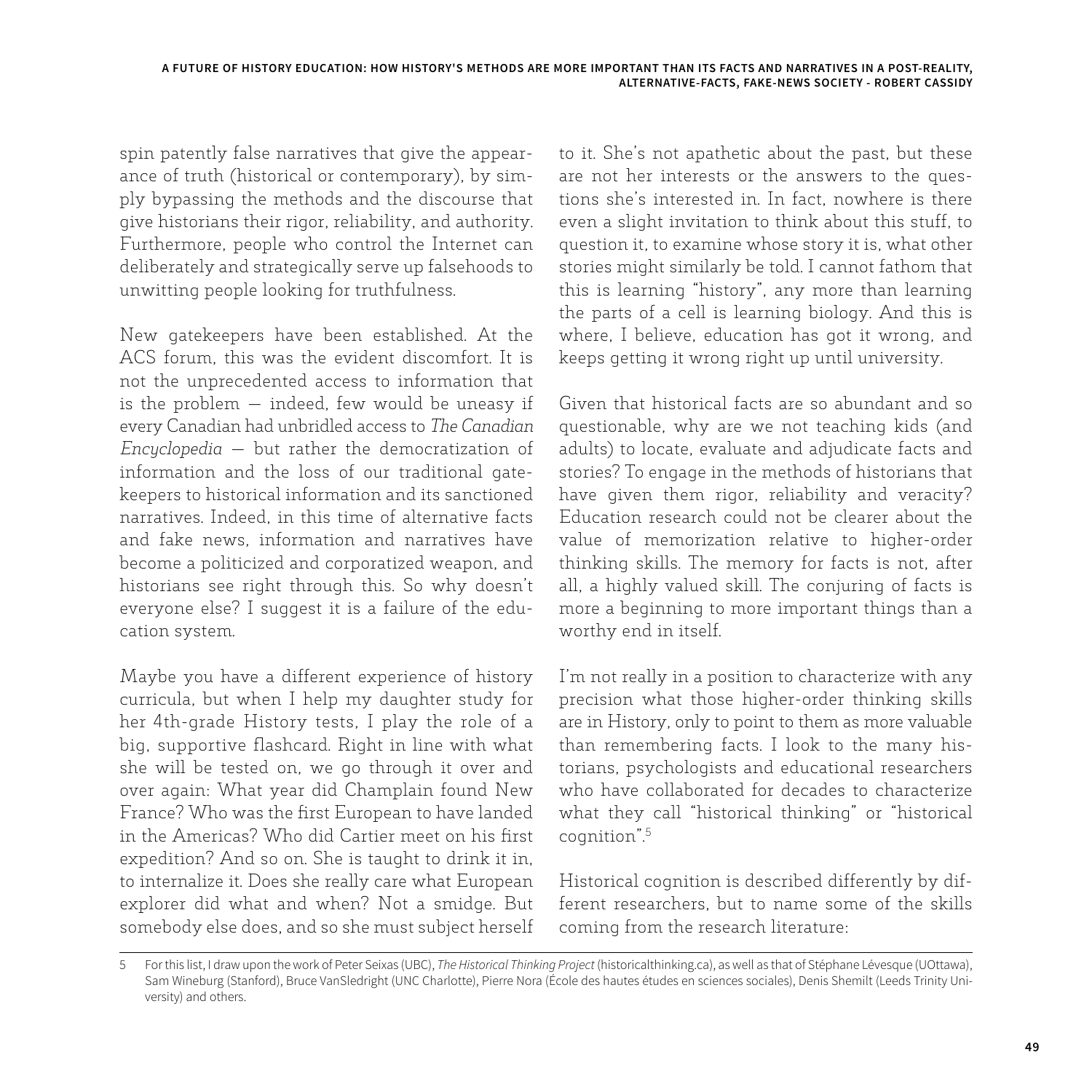spin patently false narratives that give the appearance of truth (historical or contemporary), by simply bypassing the methods and the discourse that give historians their rigor, reliability, and authority. Furthermore, people who control the Internet can deliberately and strategically serve up falsehoods to unwitting people looking for truthfulness.

New gatekeepers have been established. At the ACS forum, this was the evident discomfort. It is not the unprecedented access to information that is the problem — indeed, few would be uneasy if every Canadian had unbridled access to *The Canadian Encyclopedia* — but rather the democratization of information and the loss of our traditional gatekeepers to historical information and its sanctioned narratives. Indeed, in this time of alternative facts and fake news, information and narratives have become a politicized and corporatized weapon, and historians see right through this. So why doesn't everyone else? I suggest it is a failure of the education system.

Maybe you have a different experience of history curricula, but when I help my daughter study for her 4th-grade History tests, I play the role of a big, supportive flashcard. Right in line with what she will be tested on, we go through it over and over again: What year did Champlain found New France? Who was the first European to have landed in the Americas? Who did Cartier meet on his first expedition? And so on. She is taught to drink it in, to internalize it. Does she really care what European explorer did what and when? Not a smidge. But somebody else does, and so she must subject herself to it. She's not apathetic about the past, but these are not her interests or the answers to the questions she's interested in. In fact, nowhere is there even a slight invitation to think about this stuff, to question it, to examine whose story it is, what other stories might similarly be told. I cannot fathom that this is learning "history", any more than learning the parts of a cell is learning biology. And this is where, I believe, education has got it wrong, and keeps getting it wrong right up until university.

Given that historical facts are so abundant and so questionable, why are we not teaching kids (and adults) to locate, evaluate and adjudicate facts and stories? To engage in the methods of historians that have given them rigor, reliability and veracity? Education research could not be clearer about the value of memorization relative to higher-order thinking skills. The memory for facts is not, after all, a highly valued skill. The conjuring of facts is more a beginning to more important things than a worthy end in itself.

I'm not really in a position to characterize with any precision what those higher-order thinking skills are in History, only to point to them as more valuable than remembering facts. I look to the many historians, psychologists and educational researchers who have collaborated for decades to characterize what they call "historical thinking" or "historical cognition".[5]

Historical cognition is described differently by different researchers, but to name some of the skills coming from the research literature:

5 For this list, I draw upon the work of Peter Seixas (UBC), *The Historical Thinking Project* (historicalthinking.ca), as well as that of Stéphane Lévesque (UOttawa), Sam Wineburg (Stanford), Bruce VanSledright (UNC Charlotte), Pierre Nora (École des hautes études en sciences sociales), Denis Shemilt (Leeds Trinity University) and others.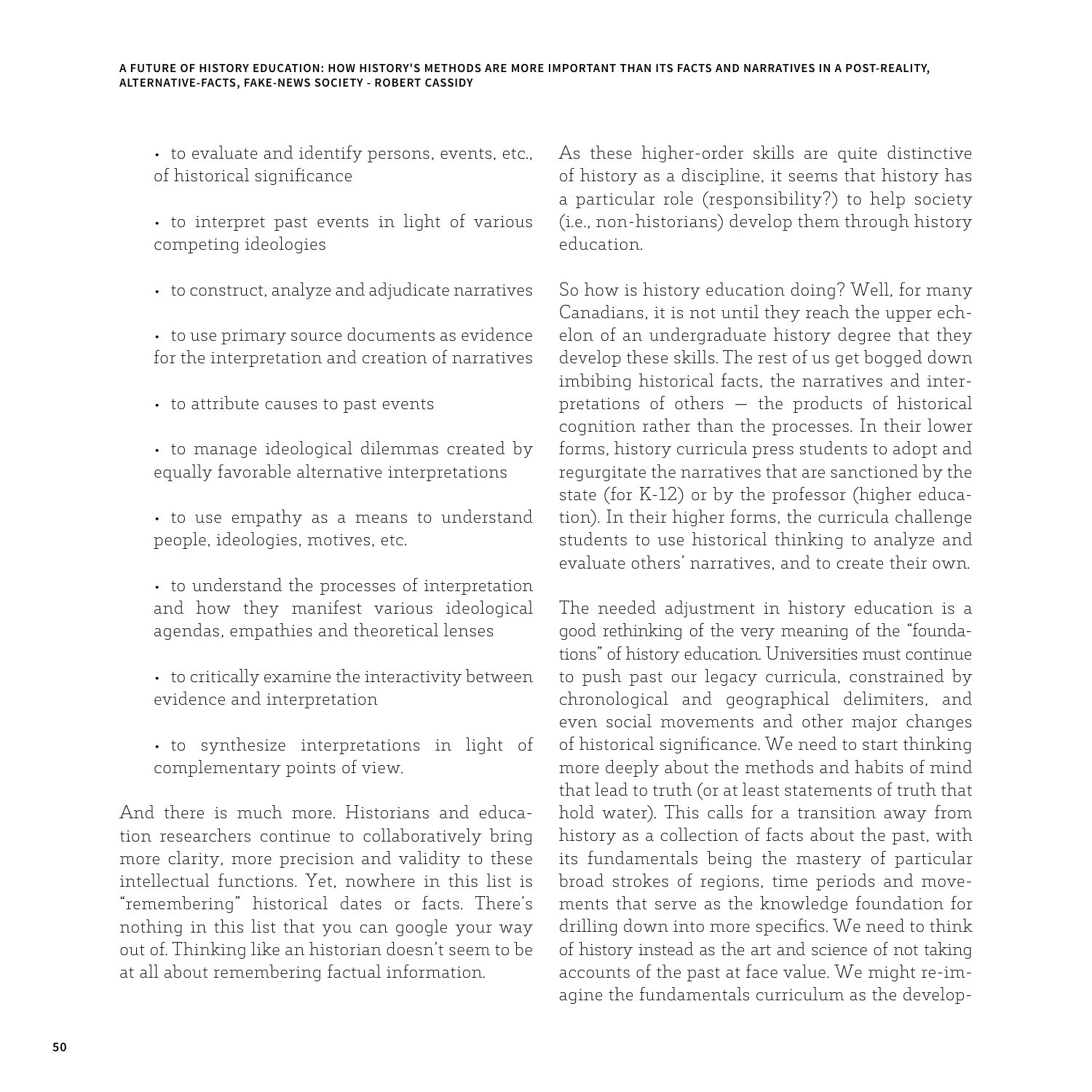- to evaluate and identify persons, events, etc., of historical significance
- to interpret past events in light of various competing ideologies
- to construct, analyze and adjudicate narratives
- to use primary source documents as evidence for the interpretation and creation of narratives
- to attribute causes to past events
- to manage ideological dilemmas created by equally favorable alternative interpretations
- to use empathy as a means to understand people, ideologies, motives, etc.
- to understand the processes of interpretation and how they manifest various ideological agendas, empathies and theoretical lenses
- to critically examine the interactivity between evidence and interpretation
- to synthesize interpretations in light of complementary points of view.

And there is much more. Historians and education researchers continue to collaboratively bring more clarity, more precision and validity to these intellectual functions. Yet, nowhere in this list is "remembering" historical dates or facts. There's nothing in this list that you can google your way out of. Thinking like an historian doesn't seem to be at all about remembering factual information.

As these higher-order skills are quite distinctive of history as a discipline, it seems that history has a particular role (responsibility?) to help society (i.e., non-historians) develop them through history education.

So how is history education doing? Well, for many Canadians, it is not until they reach the upper echelon of an undergraduate history degree that they develop these skills. The rest of us get bogged down imbibing historical facts, the narratives and interpretations of others — the products of historical cognition rather than the processes. In their lower forms, history curricula press students to adopt and regurgitate the narratives that are sanctioned by the state (for K-12) or by the professor (higher education). In their higher forms, the curricula challenge students to use historical thinking to analyze and evaluate others' narratives, and to create their own.

The needed adjustment in history education is a good rethinking of the very meaning of the "foundations" of history education. Universities must continue to push past our legacy curricula, constrained by chronological and geographical delimiters, and even social movements and other major changes of historical significance. We need to start thinking more deeply about the methods and habits of mind that lead to truth (or at least statements of truth that hold water). This calls for a transition away from history as a collection of facts about the past, with its fundamentals being the mastery of particular broad strokes of regions, time periods and movements that serve as the knowledge foundation for drilling down into more specifics. We need to think of history instead as the art and science of not taking accounts of the past at face value. We might re-imagine the fundamentals curriculum as the develop-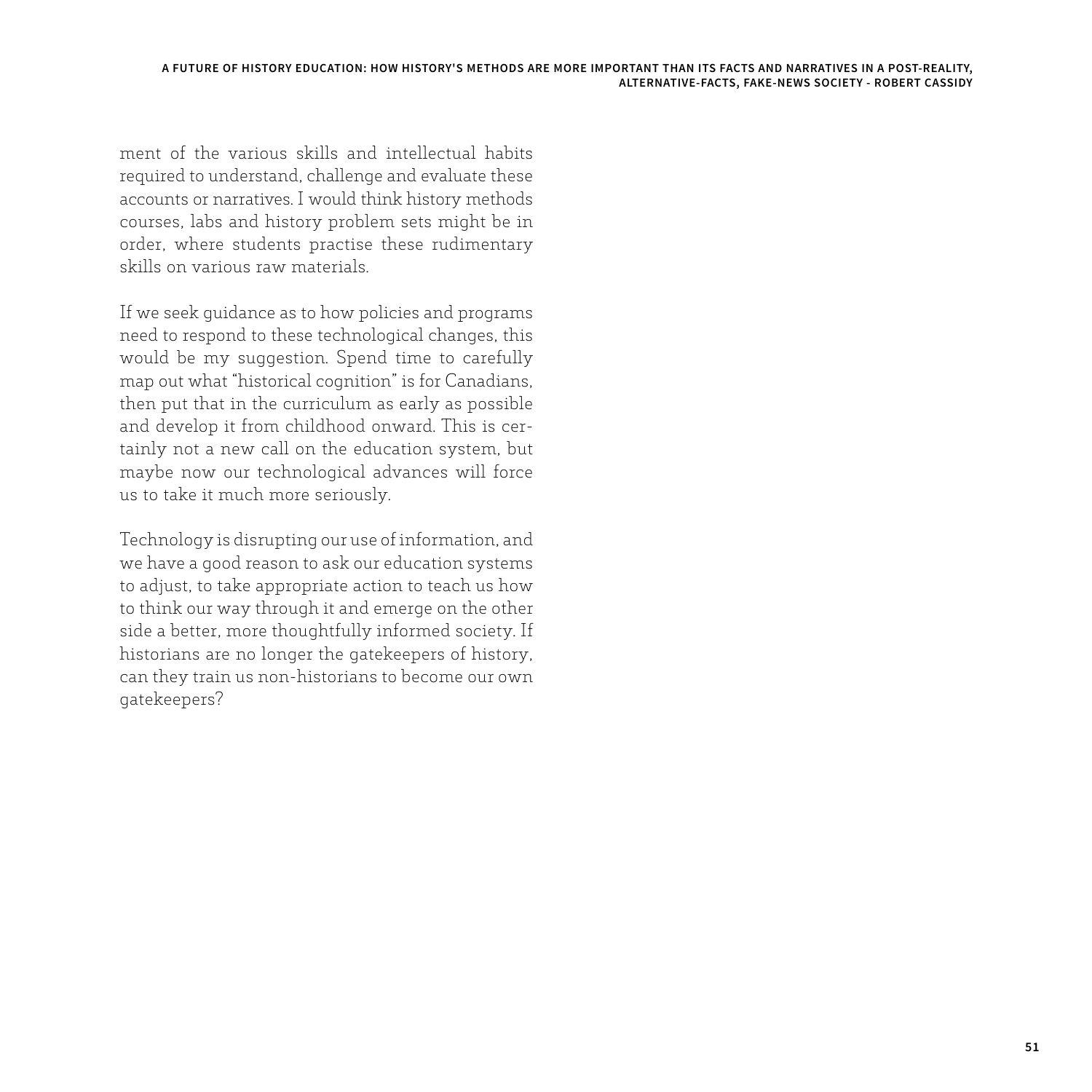ment of the various skills and intellectual habits required to understand, challenge and evaluate these accounts or narratives. I would think history methods courses, labs and history problem sets might be in order, where students practise these rudimentary skills on various raw materials.

If we seek guidance as to how policies and programs need to respond to these technological changes, this would be my suggestion. Spend time to carefully map out what "historical cognition" is for Canadians, then put that in the curriculum as early as possible and develop it from childhood onward. This is certainly not a new call on the education system, but maybe now our technological advances will force us to take it much more seriously.

Technology is disrupting our use of information, and we have a good reason to ask our education systems to adjust, to take appropriate action to teach us how to think our way through it and emerge on the other side a better, more thoughtfully informed society. If historians are no longer the gatekeepers of history, can they train us non-historians to become our own gatekeepers?